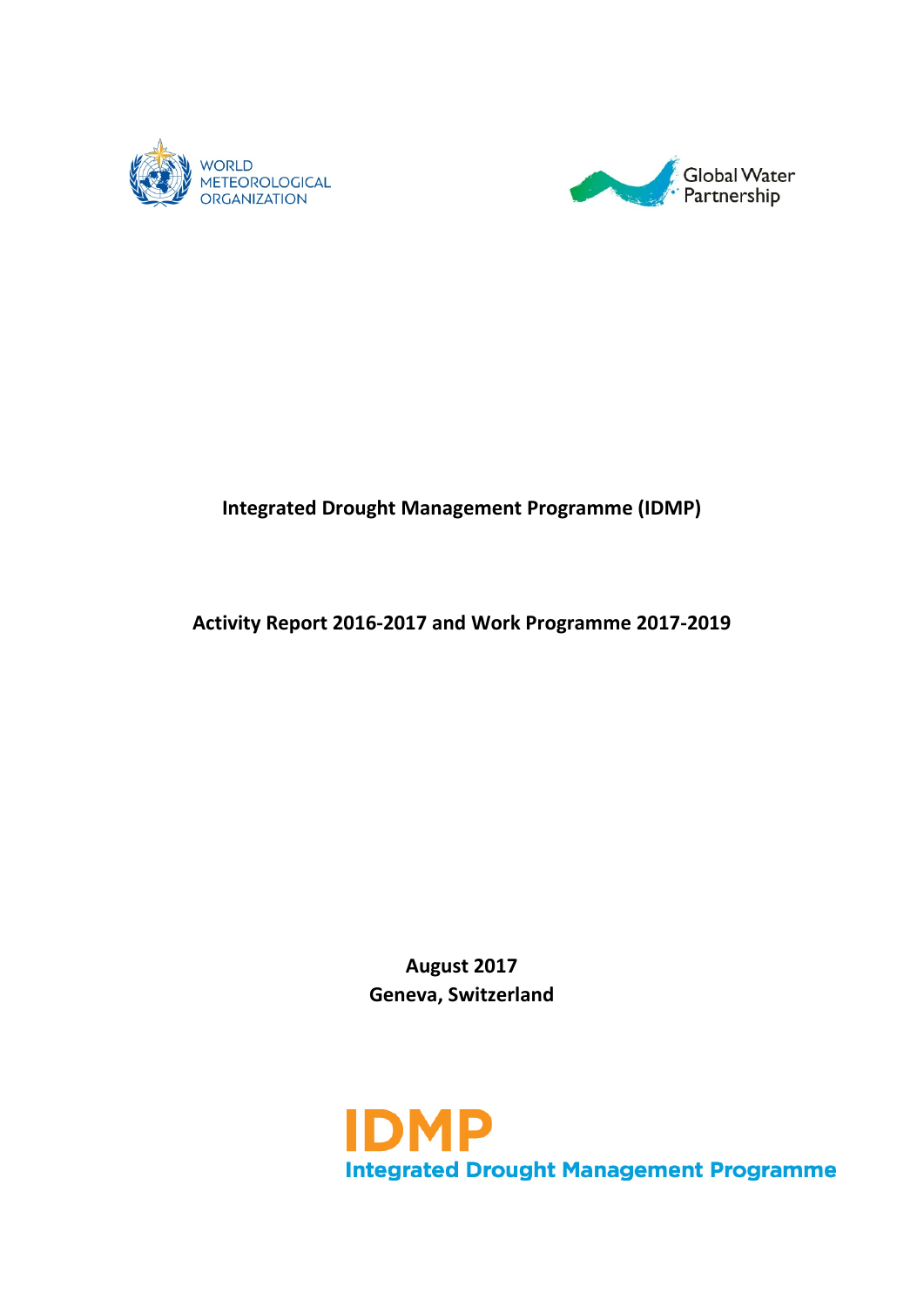WORLD METEOROLOGICAL ORGANIZATION

Global Water Partnership

# Integrated Drought Management Programme (IDMP)

## Activity Report 2016-2017 and Work Programme 2017-2019

**August 2017**
**Geneva, Switzerland**

IDMP
Integrated Drought Management Programme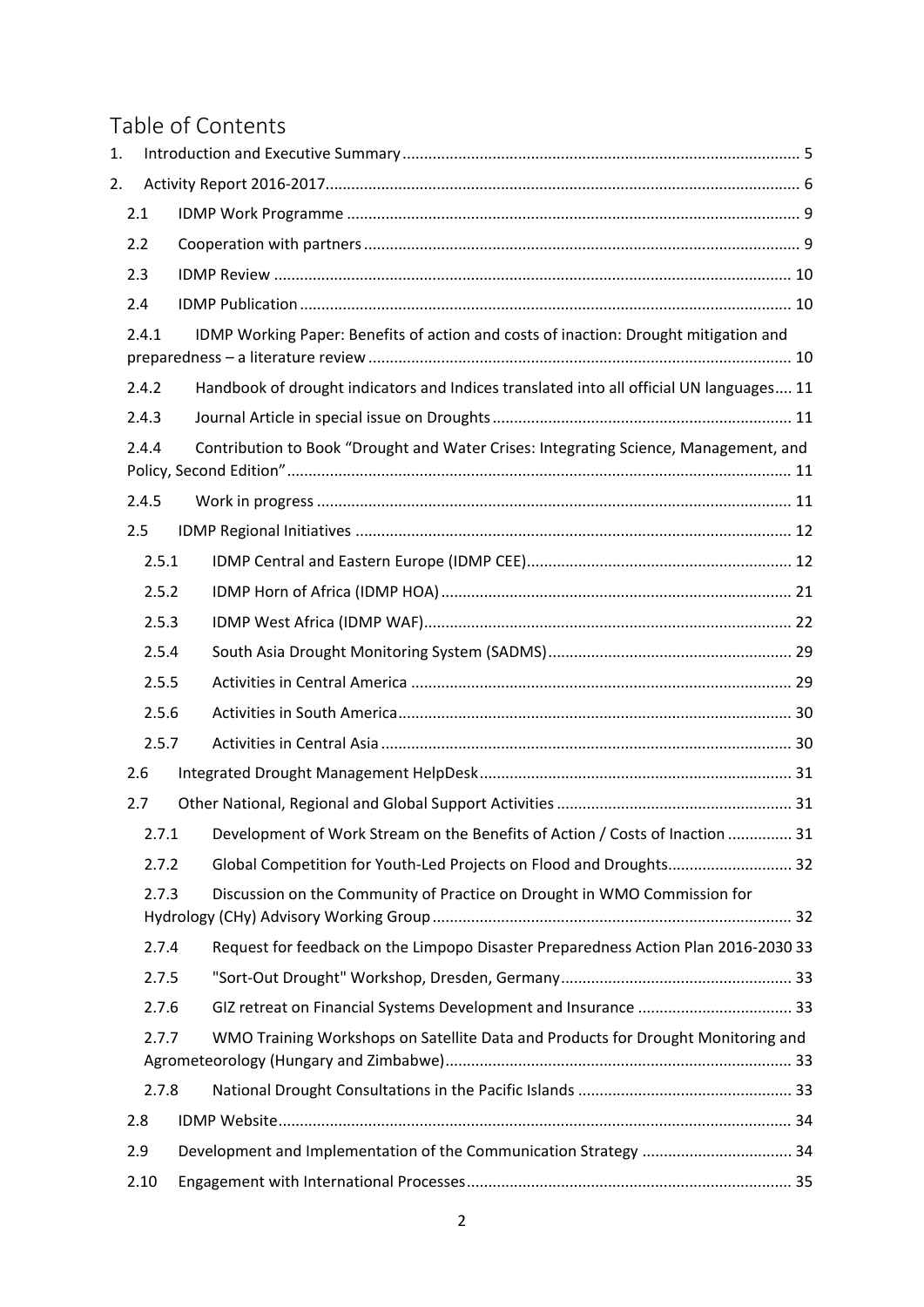# Table of Contents

1. Introduction and Executive Summary ........ 5
2. Activity Report 2016-2017 ........ 6
   - 2.1 IDMP Work Programme ........ 9
   - 2.2 Cooperation with partners ........ 9
   - 2.3 IDMP Review ........ 10
   - 2.4 IDMP Publication ........ 10
     - 2.4.1 IDMP Working Paper: Benefits of action and costs of inaction: Drought mitigation and preparedness – a literature review ........ 10
     - 2.4.2 Handbook of drought indicators and Indices translated into all official UN languages ........ 11
     - 2.4.3 Journal Article in special issue on Droughts ........ 11
     - 2.4.4 Contribution to Book "Drought and Water Crises: Integrating Science, Management, and Policy, Second Edition" ........ 11
     - 2.4.5 Work in progress ........ 11
   - 2.5 IDMP Regional Initiatives ........ 12
     - 2.5.1 IDMP Central and Eastern Europe (IDMP CEE) ........ 12
     - 2.5.2 IDMP Horn of Africa (IDMP HOA) ........ 21
     - 2.5.3 IDMP West Africa (IDMP WAF) ........ 22
     - 2.5.4 South Asia Drought Monitoring System (SADMS) ........ 29
     - 2.5.5 Activities in Central America ........ 29
     - 2.5.6 Activities in South America ........ 30
     - 2.5.7 Activities in Central Asia ........ 30
   - 2.6 Integrated Drought Management HelpDesk ........ 31
   - 2.7 Other National, Regional and Global Support Activities ........ 31
     - 2.7.1 Development of Work Stream on the Benefits of Action / Costs of Inaction ........ 31
     - 2.7.2 Global Competition for Youth-Led Projects on Flood and Droughts ........ 32
     - 2.7.3 Discussion on the Community of Practice on Drought in WMO Commission for Hydrology (CHy) Advisory Working Group ........ 32
     - 2.7.4 Request for feedback on the Limpopo Disaster Preparedness Action Plan 2016-2030 ........ 33
     - 2.7.5 "Sort-Out Drought" Workshop, Dresden, Germany ........ 33
     - 2.7.6 GIZ retreat on Financial Systems Development and Insurance ........ 33
     - 2.7.7 WMO Training Workshops on Satellite Data and Products for Drought Monitoring and Agrometeorology (Hungary and Zimbabwe) ........ 33
     - 2.7.8 National Drought Consultations in the Pacific Islands ........ 33
   - 2.8 IDMP Website ........ 34
   - 2.9 Development and Implementation of the Communication Strategy ........ 34
   - 2.10 Engagement with International Processes ........ 35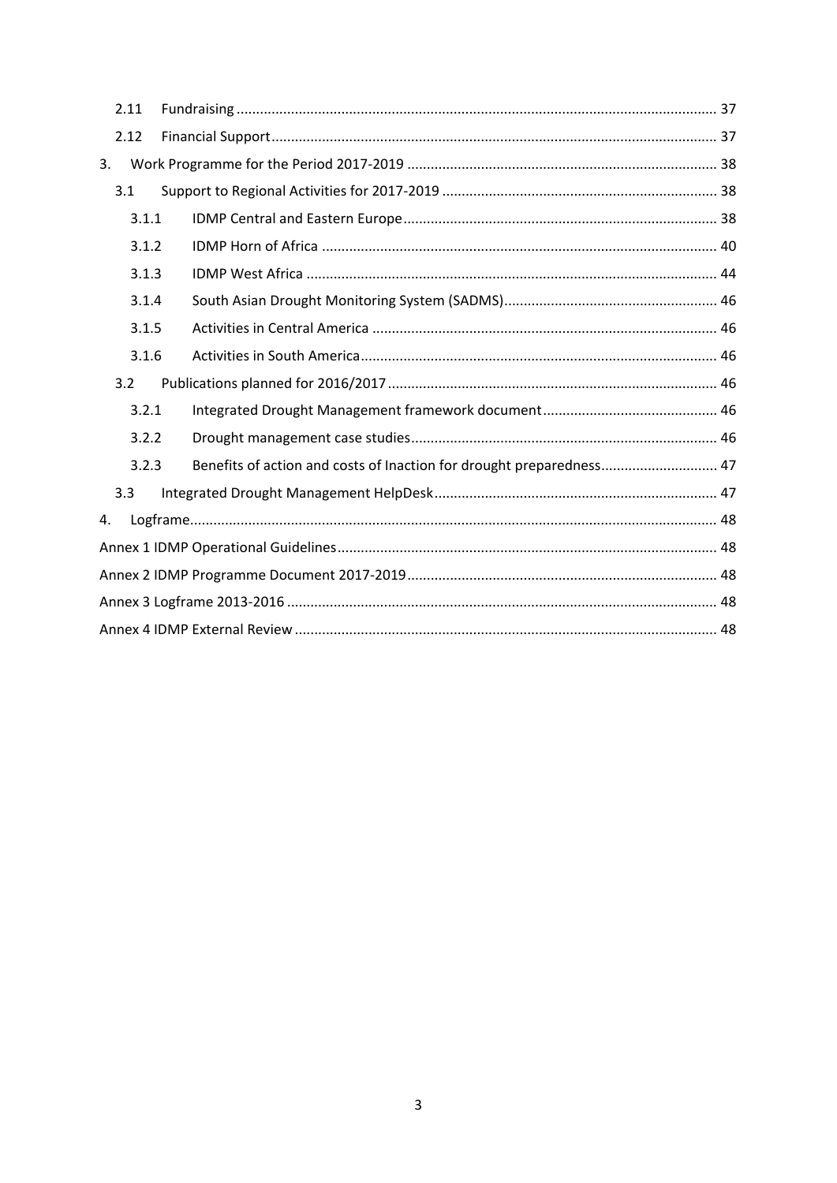2.11 Fundraising ........................................................................................................................ 37

2.12 Financial Support ............................................................................................................... 37

3. Work Programme for the Period 2017-2019 .............................................................................. 38

3.1 Support to Regional Activities for 2017-2019 ...................................................................... 38

3.1.1 IDMP Central and Eastern Europe ................................................................................ 38

3.1.2 IDMP Horn of Africa ..................................................................................................... 40

3.1.3 IDMP West Africa ......................................................................................................... 44

3.1.4 South Asian Drought Monitoring System (SADMS) ....................................................... 46

3.1.5 Activities in Central America ........................................................................................ 46

3.1.6 Activities in South America ........................................................................................... 46

3.2 Publications planned for 2016/2017 .................................................................................... 46

3.2.1 Integrated Drought Management framework document ............................................ 46

3.2.2 Drought management case studies .............................................................................. 46

3.2.3 Benefits of action and costs of Inaction for drought preparedness ............................. 47

3.3 Integrated Drought Management HelpDesk ........................................................................ 47

4. Logframe ...................................................................................................................................... 48

Annex 1 IDMP Operational Guidelines ................................................................................................ 48

Annex 2 IDMP Programme Document 2017-2019 .............................................................................. 48

Annex 3 Logframe 2013-2016 ............................................................................................................. 48

Annex 4 IDMP External Review ........................................................................................................... 48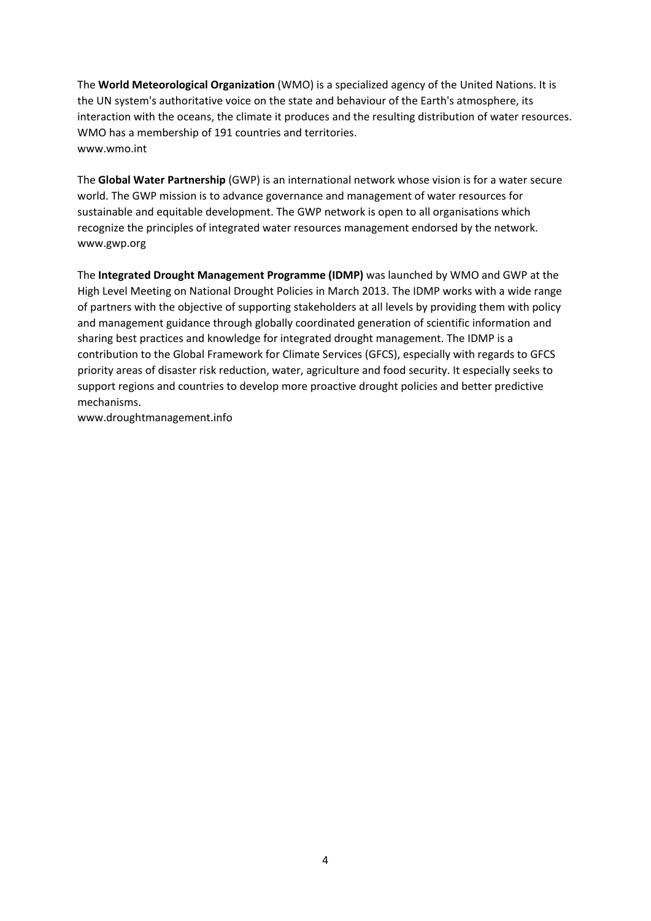The **World Meteorological Organization** (WMO) is a specialized agency of the United Nations. It is the UN system's authoritative voice on the state and behaviour of the Earth's atmosphere, its interaction with the oceans, the climate it produces and the resulting distribution of water resources. WMO has a membership of 191 countries and territories.
www.wmo.int

The **Global Water Partnership** (GWP) is an international network whose vision is for a water secure world. The GWP mission is to advance governance and management of water resources for sustainable and equitable development. The GWP network is open to all organisations which recognize the principles of integrated water resources management endorsed by the network.
www.gwp.org

The **Integrated Drought Management Programme (IDMP)** was launched by WMO and GWP at the High Level Meeting on National Drought Policies in March 2013. The IDMP works with a wide range of partners with the objective of supporting stakeholders at all levels by providing them with policy and management guidance through globally coordinated generation of scientific information and sharing best practices and knowledge for integrated drought management. The IDMP is a contribution to the Global Framework for Climate Services (GFCS), especially with regards to GFCS priority areas of disaster risk reduction, water, agriculture and food security. It especially seeks to support regions and countries to develop more proactive drought policies and better predictive mechanisms.
www.droughtmanagement.info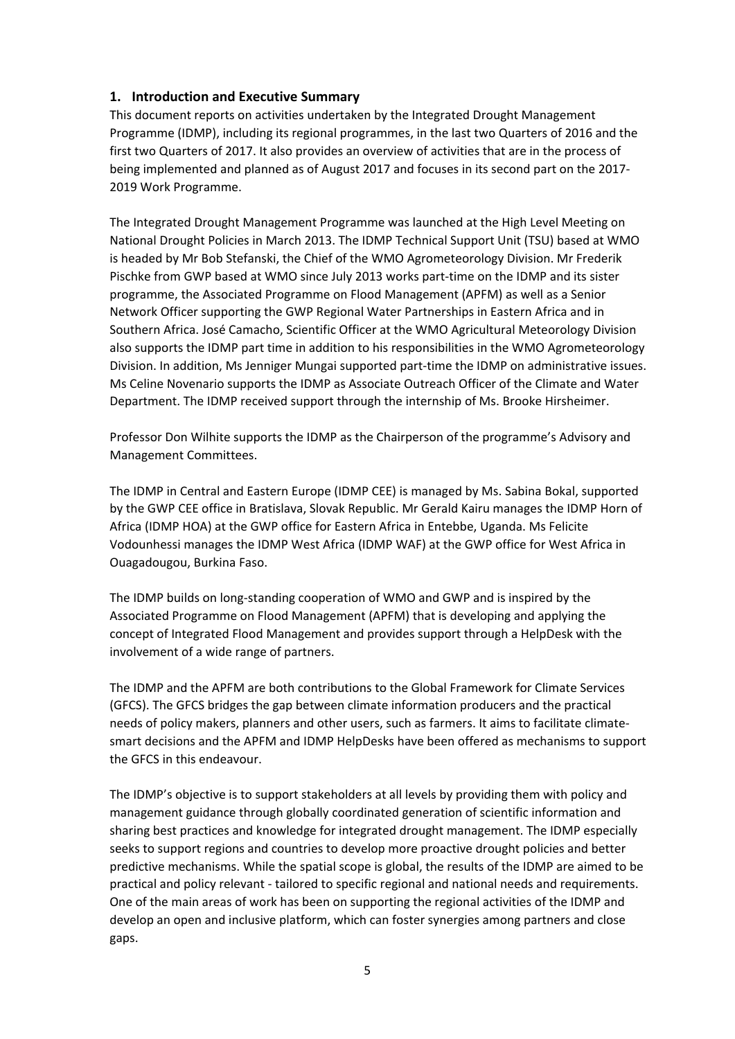## 1. Introduction and Executive Summary

This document reports on activities undertaken by the Integrated Drought Management Programme (IDMP), including its regional programmes, in the last two Quarters of 2016 and the first two Quarters of 2017. It also provides an overview of activities that are in the process of being implemented and planned as of August 2017 and focuses in its second part on the 2017-2019 Work Programme.

The Integrated Drought Management Programme was launched at the High Level Meeting on National Drought Policies in March 2013. The IDMP Technical Support Unit (TSU) based at WMO is headed by Mr Bob Stefanski, the Chief of the WMO Agrometeorology Division. Mr Frederik Pischke from GWP based at WMO since July 2013 works part-time on the IDMP and its sister programme, the Associated Programme on Flood Management (APFM) as well as a Senior Network Officer supporting the GWP Regional Water Partnerships in Eastern Africa and in Southern Africa. José Camacho, Scientific Officer at the WMO Agricultural Meteorology Division also supports the IDMP part time in addition to his responsibilities in the WMO Agrometeorology Division. In addition, Ms Jenniger Mungai supported part-time the IDMP on administrative issues. Ms Celine Novenario supports the IDMP as Associate Outreach Officer of the Climate and Water Department. The IDMP received support through the internship of Ms. Brooke Hirsheimer.

Professor Don Wilhite supports the IDMP as the Chairperson of the programme's Advisory and Management Committees.

The IDMP in Central and Eastern Europe (IDMP CEE) is managed by Ms. Sabina Bokal, supported by the GWP CEE office in Bratislava, Slovak Republic. Mr Gerald Kairu manages the IDMP Horn of Africa (IDMP HOA) at the GWP office for Eastern Africa in Entebbe, Uganda. Ms Felicite Vodounhessi manages the IDMP West Africa (IDMP WAF) at the GWP office for West Africa in Ouagadougou, Burkina Faso.

The IDMP builds on long-standing cooperation of WMO and GWP and is inspired by the Associated Programme on Flood Management (APFM) that is developing and applying the concept of Integrated Flood Management and provides support through a HelpDesk with the involvement of a wide range of partners.

The IDMP and the APFM are both contributions to the Global Framework for Climate Services (GFCS). The GFCS bridges the gap between climate information producers and the practical needs of policy makers, planners and other users, such as farmers. It aims to facilitate climate-smart decisions and the APFM and IDMP HelpDesks have been offered as mechanisms to support the GFCS in this endeavour.

The IDMP's objective is to support stakeholders at all levels by providing them with policy and management guidance through globally coordinated generation of scientific information and sharing best practices and knowledge for integrated drought management. The IDMP especially seeks to support regions and countries to develop more proactive drought policies and better predictive mechanisms. While the spatial scope is global, the results of the IDMP are aimed to be practical and policy relevant - tailored to specific regional and national needs and requirements. One of the main areas of work has been on supporting the regional activities of the IDMP and develop an open and inclusive platform, which can foster synergies among partners and close gaps.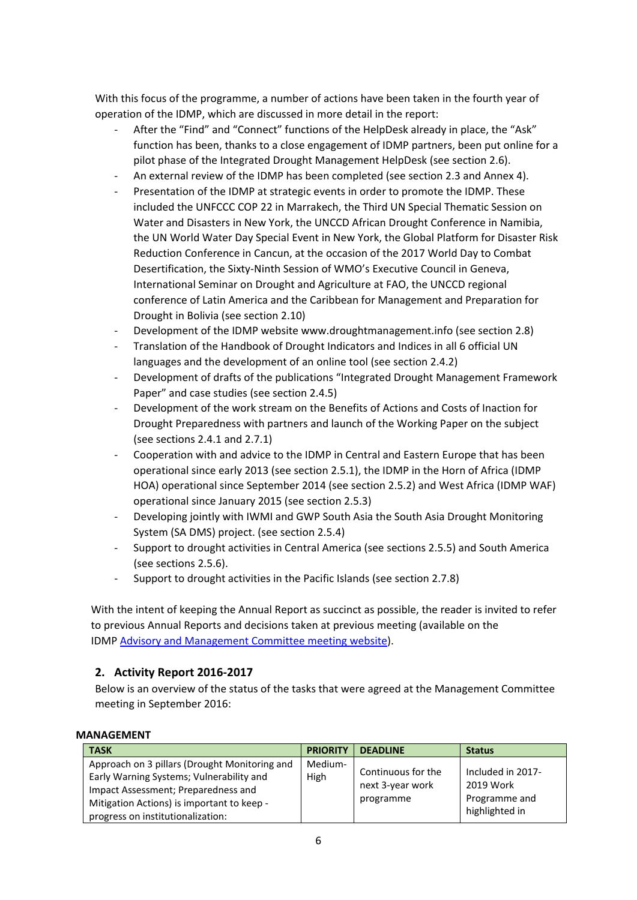With this focus of the programme, a number of actions have been taken in the fourth year of operation of the IDMP, which are discussed in more detail in the report:

- After the "Find" and "Connect" functions of the HelpDesk already in place, the "Ask" function has been, thanks to a close engagement of IDMP partners, been put online for a pilot phase of the Integrated Drought Management HelpDesk (see section 2.6).
- An external review of the IDMP has been completed (see section 2.3 and Annex 4).
- Presentation of the IDMP at strategic events in order to promote the IDMP. These included the UNFCCC COP 22 in Marrakech, the Third UN Special Thematic Session on Water and Disasters in New York, the UNCCD African Drought Conference in Namibia, the UN World Water Day Special Event in New York, the Global Platform for Disaster Risk Reduction Conference in Cancun, at the occasion of the 2017 World Day to Combat Desertification, the Sixty-Ninth Session of WMO's Executive Council in Geneva, International Seminar on Drought and Agriculture at FAO, the UNCCD regional conference of Latin America and the Caribbean for Management and Preparation for Drought in Bolivia (see section 2.10)
- Development of the IDMP website www.droughtmanagement.info (see section 2.8)
- Translation of the Handbook of Drought Indicators and Indices in all 6 official UN languages and the development of an online tool (see section 2.4.2)
- Development of drafts of the publications "Integrated Drought Management Framework Paper" and case studies (see section 2.4.5)
- Development of the work stream on the Benefits of Actions and Costs of Inaction for Drought Preparedness with partners and launch of the Working Paper on the subject (see sections 2.4.1 and 2.7.1)
- Cooperation with and advice to the IDMP in Central and Eastern Europe that has been operational since early 2013 (see section 2.5.1), the IDMP in the Horn of Africa (IDMP HOA) operational since September 2014 (see section 2.5.2) and West Africa (IDMP WAF) operational since January 2015 (see section 2.5.3)
- Developing jointly with IWMI and GWP South Asia the South Asia Drought Monitoring System (SA DMS) project. (see section 2.5.4)
- Support to drought activities in Central America (see sections 2.5.5) and South America (see sections 2.5.6).
- Support to drought activities in the Pacific Islands (see section 2.7.8)

With the intent of keeping the Annual Report as succinct as possible, the reader is invited to refer to previous Annual Reports and decisions taken at previous meeting (available on the IDMP Advisory and Management Committee meeting website).

## 2. Activity Report 2016-2017

Below is an overview of the status of the tasks that were agreed at the Management Committee meeting in September 2016:

**MANAGEMENT**

| TASK | PRIORITY | DEADLINE | Status |
|---|---|---|---|
| Approach on 3 pillars (Drought Monitoring and Early Warning Systems; Vulnerability and Impact Assessment; Preparedness and Mitigation Actions) is important to keep - progress on institutionalization: | Medium-High | Continuous for the next 3-year work programme | Included in 2017-2019 Work Programme and highlighted in |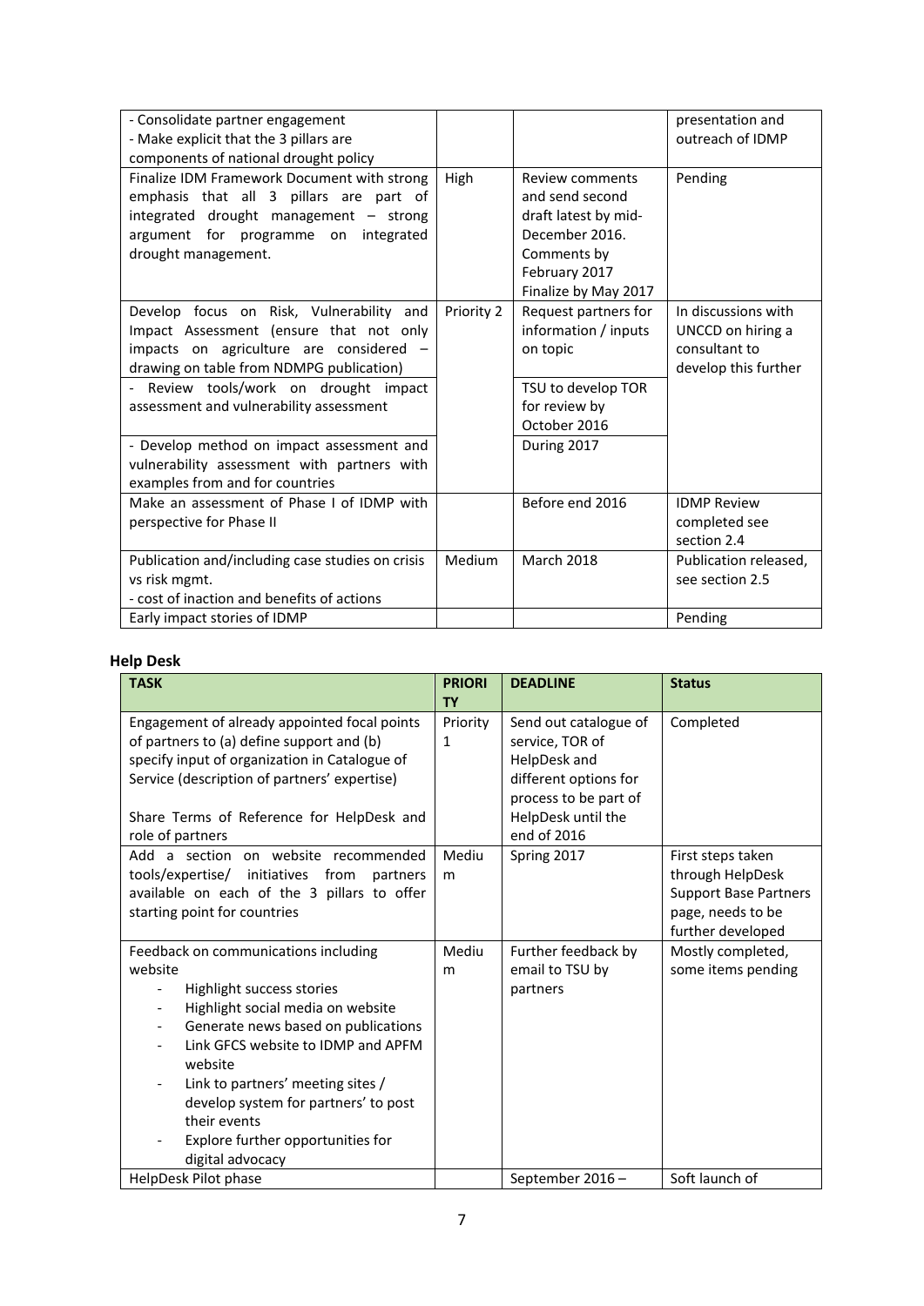| | | | |
|---|---|---|---|
| - Consolidate partner engagement<br>- Make explicit that the 3 pillars are components of national drought policy | | | presentation and outreach of IDMP |
| Finalize IDM Framework Document with strong emphasis that all 3 pillars are part of integrated drought management – strong argument for programme on integrated drought management. | High | Review comments and send second draft latest by mid-December 2016. Comments by February 2017 Finalize by May 2017 | Pending |
| Develop focus on Risk, Vulnerability and Impact Assessment (ensure that not only impacts on agriculture are considered – drawing on table from NDMPG publication) | Priority 2 | Request partners for information / inputs on topic | In discussions with UNCCD on hiring a consultant to develop this further |
| - Review tools/work on drought impact assessment and vulnerability assessment | | TSU to develop TOR for review by October 2016 | |
| - Develop method on impact assessment and vulnerability assessment with partners with examples from and for countries | | During 2017 | |
| Make an assessment of Phase I of IDMP with perspective for Phase II | | Before end 2016 | IDMP Review completed see section 2.4 |
| Publication and/including case studies on crisis vs risk mgmt.<br>- cost of inaction and benefits of actions | Medium | March 2018 | Publication released, see section 2.5 |
| Early impact stories of IDMP | | | Pending |

**Help Desk**

| TASK | PRIORITY | DEADLINE | Status |
|---|---|---|---|
| Engagement of already appointed focal points of partners to (a) define support and (b) specify input of organization in Catalogue of Service (description of partners' expertise)<br><br>Share Terms of Reference for HelpDesk and role of partners | Priority 1 | Send out catalogue of service, TOR of HelpDesk and different options for process to be part of HelpDesk until the end of 2016 | Completed |
| Add a section on website recommended tools/expertise/ initiatives from partners available on each of the 3 pillars to offer starting point for countries | Medium | Spring 2017 | First steps taken through HelpDesk Support Base Partners page, needs to be further developed |
| Feedback on communications including website<br>- Highlight success stories<br>- Highlight social media on website<br>- Generate news based on publications<br>- Link GFCS website to IDMP and APFM website<br>- Link to partners' meeting sites / develop system for partners' to post their events<br>- Explore further opportunities for digital advocacy | Medium | Further feedback by email to TSU by partners | Mostly completed, some items pending |
| HelpDesk Pilot phase | | September 2016 – | Soft launch of |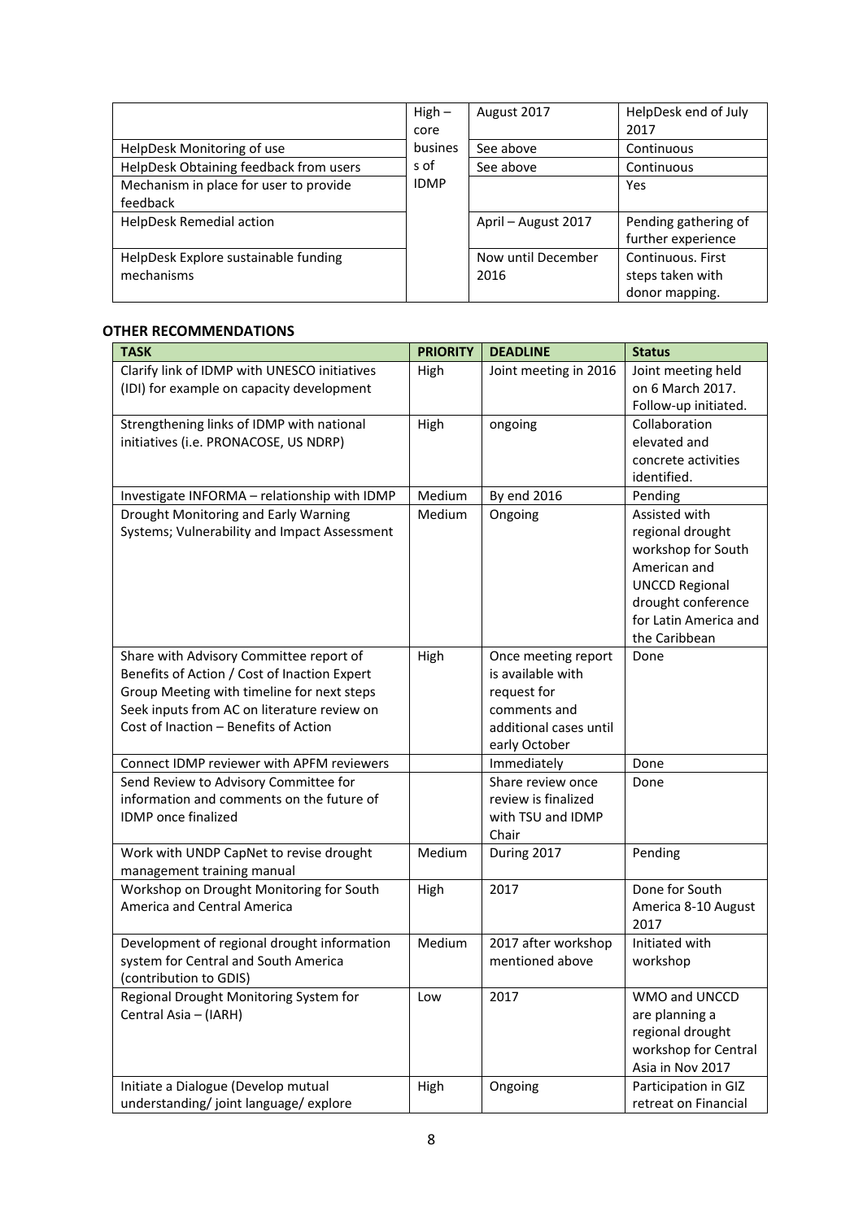| | High – core business of IDMP | August 2017 | HelpDesk end of July 2017 |
|---|---|---|---|
| HelpDesk Monitoring of use | | See above | Continuous |
| HelpDesk Obtaining feedback from users | | See above | Continuous |
| Mechanism in place for user to provide feedback | | | Yes |
| HelpDesk Remedial action | | April – August 2017 | Pending gathering of further experience |
| HelpDesk Explore sustainable funding mechanisms | | Now until December 2016 | Continuous. First steps taken with donor mapping. |

**OTHER RECOMMENDATIONS**

| TASK | PRIORITY | DEADLINE | Status |
|---|---|---|---|
| Clarify link of IDMP with UNESCO initiatives (IDI) for example on capacity development | High | Joint meeting in 2016 | Joint meeting held on 6 March 2017. Follow-up initiated. |
| Strengthening links of IDMP with national initiatives (i.e. PRONACOSE, US NDRP) | High | ongoing | Collaboration elevated and concrete activities identified. |
| Investigate INFORMA – relationship with IDMP | Medium | By end 2016 | Pending |
| Drought Monitoring and Early Warning Systems; Vulnerability and Impact Assessment | Medium | Ongoing | Assisted with regional drought workshop for South American and UNCCD Regional drought conference for Latin America and the Caribbean |
| Share with Advisory Committee report of Benefits of Action / Cost of Inaction Expert Group Meeting with timeline for next steps Seek inputs from AC on literature review on Cost of Inaction – Benefits of Action | High | Once meeting report is available with request for comments and additional cases until early October | Done |
| Connect IDMP reviewer with APFM reviewers | | Immediately | Done |
| Send Review to Advisory Committee for information and comments on the future of IDMP once finalized | | Share review once review is finalized with TSU and IDMP Chair | Done |
| Work with UNDP CapNet to revise drought management training manual | Medium | During 2017 | Pending |
| Workshop on Drought Monitoring for South America and Central America | High | 2017 | Done for South America 8-10 August 2017 |
| Development of regional drought information system for Central and South America (contribution to GDIS) | Medium | 2017 after workshop mentioned above | Initiated with workshop |
| Regional Drought Monitoring System for Central Asia – (IARH) | Low | 2017 | WMO and UNCCD are planning a regional drought workshop for Central Asia in Nov 2017 |
| Initiate a Dialogue (Develop mutual understanding/ joint language/ explore | High | Ongoing | Participation in GIZ retreat on Financial |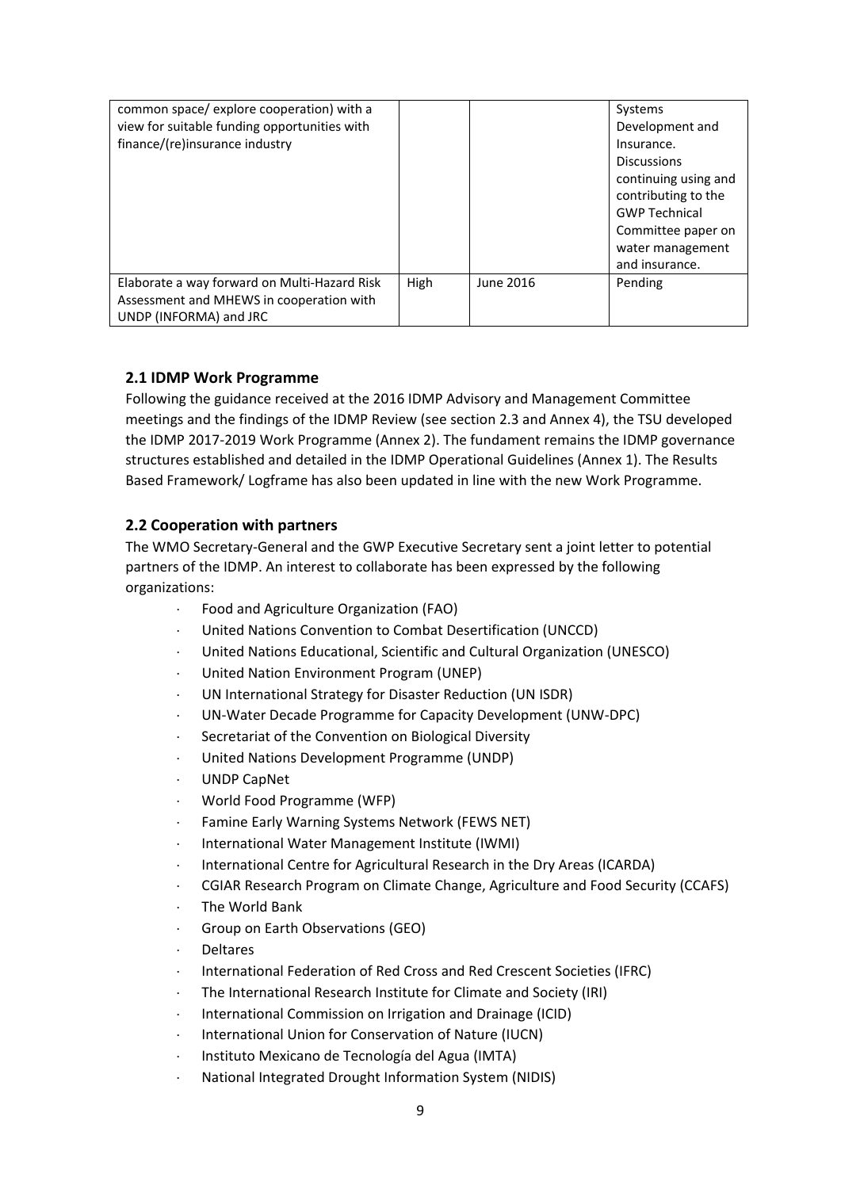| | | | |
|---|---|---|---|
| common space/ explore cooperation) with a view for suitable funding opportunities with finance/(re)insurance industry | | | Systems Development and Insurance. Discussions continuing using and contributing to the GWP Technical Committee paper on water management and insurance. |
| Elaborate a way forward on Multi-Hazard Risk Assessment and MHEWS in cooperation with UNDP (INFORMA) and JRC | High | June 2016 | Pending |

### 2.1 IDMP Work Programme

Following the guidance received at the 2016 IDMP Advisory and Management Committee meetings and the findings of the IDMP Review (see section 2.3 and Annex 4), the TSU developed the IDMP 2017-2019 Work Programme (Annex 2). The fundament remains the IDMP governance structures established and detailed in the IDMP Operational Guidelines (Annex 1). The Results Based Framework/ Logframe has also been updated in line with the new Work Programme.

### 2.2 Cooperation with partners

The WMO Secretary-General and the GWP Executive Secretary sent a joint letter to potential partners of the IDMP. An interest to collaborate has been expressed by the following organizations:

- Food and Agriculture Organization (FAO)
- United Nations Convention to Combat Desertification (UNCCD)
- United Nations Educational, Scientific and Cultural Organization (UNESCO)
- United Nation Environment Program (UNEP)
- UN International Strategy for Disaster Reduction (UN ISDR)
- UN-Water Decade Programme for Capacity Development (UNW-DPC)
- Secretariat of the Convention on Biological Diversity
- United Nations Development Programme (UNDP)
- UNDP CapNet
- World Food Programme (WFP)
- Famine Early Warning Systems Network (FEWS NET)
- International Water Management Institute (IWMI)
- International Centre for Agricultural Research in the Dry Areas (ICARDA)
- CGIAR Research Program on Climate Change, Agriculture and Food Security (CCAFS)
- The World Bank
- Group on Earth Observations (GEO)
- Deltares
- International Federation of Red Cross and Red Crescent Societies (IFRC)
- The International Research Institute for Climate and Society (IRI)
- International Commission on Irrigation and Drainage (ICID)
- International Union for Conservation of Nature (IUCN)
- Instituto Mexicano de Tecnología del Agua (IMTA)
- National Integrated Drought Information System (NIDIS)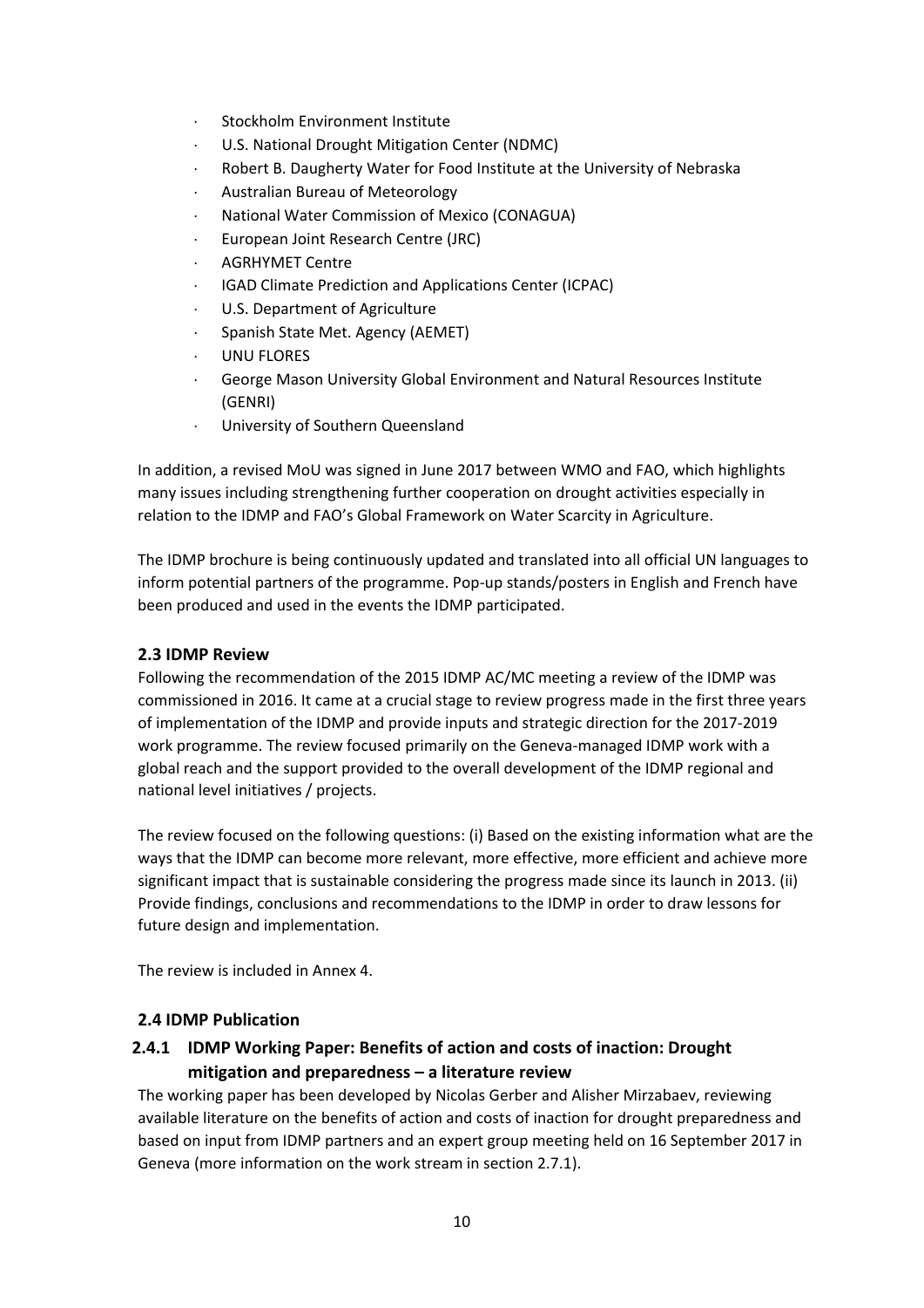- Stockholm Environment Institute
- U.S. National Drought Mitigation Center (NDMC)
- Robert B. Daugherty Water for Food Institute at the University of Nebraska
- Australian Bureau of Meteorology
- National Water Commission of Mexico (CONAGUA)
- European Joint Research Centre (JRC)
- AGRHYMET Centre
- IGAD Climate Prediction and Applications Center (ICPAC)
- U.S. Department of Agriculture
- Spanish State Met. Agency (AEMET)
- UNU FLORES
- George Mason University Global Environment and Natural Resources Institute (GENRI)
- University of Southern Queensland

In addition, a revised MoU was signed in June 2017 between WMO and FAO, which highlights many issues including strengthening further cooperation on drought activities especially in relation to the IDMP and FAO's Global Framework on Water Scarcity in Agriculture.

The IDMP brochure is being continuously updated and translated into all official UN languages to inform potential partners of the programme. Pop-up stands/posters in English and French have been produced and used in the events the IDMP participated.

### 2.3 IDMP Review

Following the recommendation of the 2015 IDMP AC/MC meeting a review of the IDMP was commissioned in 2016. It came at a crucial stage to review progress made in the first three years of implementation of the IDMP and provide inputs and strategic direction for the 2017-2019 work programme. The review focused primarily on the Geneva-managed IDMP work with a global reach and the support provided to the overall development of the IDMP regional and national level initiatives / projects.

The review focused on the following questions: (i) Based on the existing information what are the ways that the IDMP can become more relevant, more effective, more efficient and achieve more significant impact that is sustainable considering the progress made since its launch in 2013. (ii) Provide findings, conclusions and recommendations to the IDMP in order to draw lessons for future design and implementation.

The review is included in Annex 4.

### 2.4 IDMP Publication

#### 2.4.1 IDMP Working Paper: Benefits of action and costs of inaction: Drought mitigation and preparedness – a literature review

The working paper has been developed by Nicolas Gerber and Alisher Mirzabaev, reviewing available literature on the benefits of action and costs of inaction for drought preparedness and based on input from IDMP partners and an expert group meeting held on 16 September 2017 in Geneva (more information on the work stream in section 2.7.1).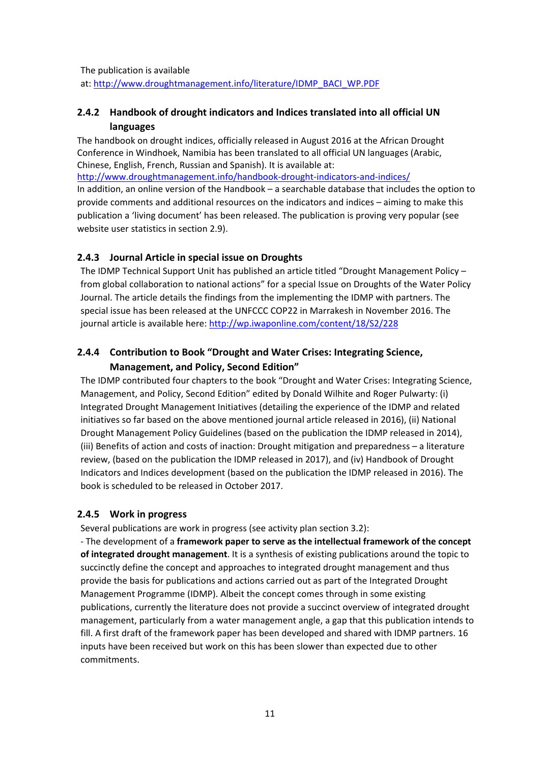The publication is available at: http://www.droughtmanagement.info/literature/IDMP_BACI_WP.PDF

### 2.4.2 Handbook of drought indicators and Indices translated into all official UN languages

The handbook on drought indices, officially released in August 2016 at the African Drought Conference in Windhoek, Namibia has been translated to all official UN languages (Arabic, Chinese, English, French, Russian and Spanish). It is available at: http://www.droughtmanagement.info/handbook-drought-indicators-and-indices/

In addition, an online version of the Handbook – a searchable database that includes the option to provide comments and additional resources on the indicators and indices – aiming to make this publication a 'living document' has been released. The publication is proving very popular (see website user statistics in section 2.9).

### 2.4.3 Journal Article in special issue on Droughts

The IDMP Technical Support Unit has published an article titled "Drought Management Policy – from global collaboration to national actions" for a special Issue on Droughts of the Water Policy Journal. The article details the findings from the implementing the IDMP with partners. The special issue has been released at the UNFCCC COP22 in Marrakesh in November 2016. The journal article is available here: http://wp.iwaponline.com/content/18/S2/228

### 2.4.4 Contribution to Book "Drought and Water Crises: Integrating Science, Management, and Policy, Second Edition"

The IDMP contributed four chapters to the book "Drought and Water Crises: Integrating Science, Management, and Policy, Second Edition" edited by Donald Wilhite and Roger Pulwarty: (i) Integrated Drought Management Initiatives (detailing the experience of the IDMP and related initiatives so far based on the above mentioned journal article released in 2016), (ii) National Drought Management Policy Guidelines (based on the publication the IDMP released in 2014), (iii) Benefits of action and costs of inaction: Drought mitigation and preparedness – a literature review, (based on the publication the IDMP released in 2017), and (iv) Handbook of Drought Indicators and Indices development (based on the publication the IDMP released in 2016). The book is scheduled to be released in October 2017.

### 2.4.5 Work in progress

Several publications are work in progress (see activity plan section 3.2):

- The development of a **framework paper to serve as the intellectual framework of the concept of integrated drought management**. It is a synthesis of existing publications around the topic to succinctly define the concept and approaches to integrated drought management and thus provide the basis for publications and actions carried out as part of the Integrated Drought Management Programme (IDMP). Albeit the concept comes through in some existing publications, currently the literature does not provide a succinct overview of integrated drought management, particularly from a water management angle, a gap that this publication intends to fill. A first draft of the framework paper has been developed and shared with IDMP partners. 16 inputs have been received but work on this has been slower than expected due to other commitments.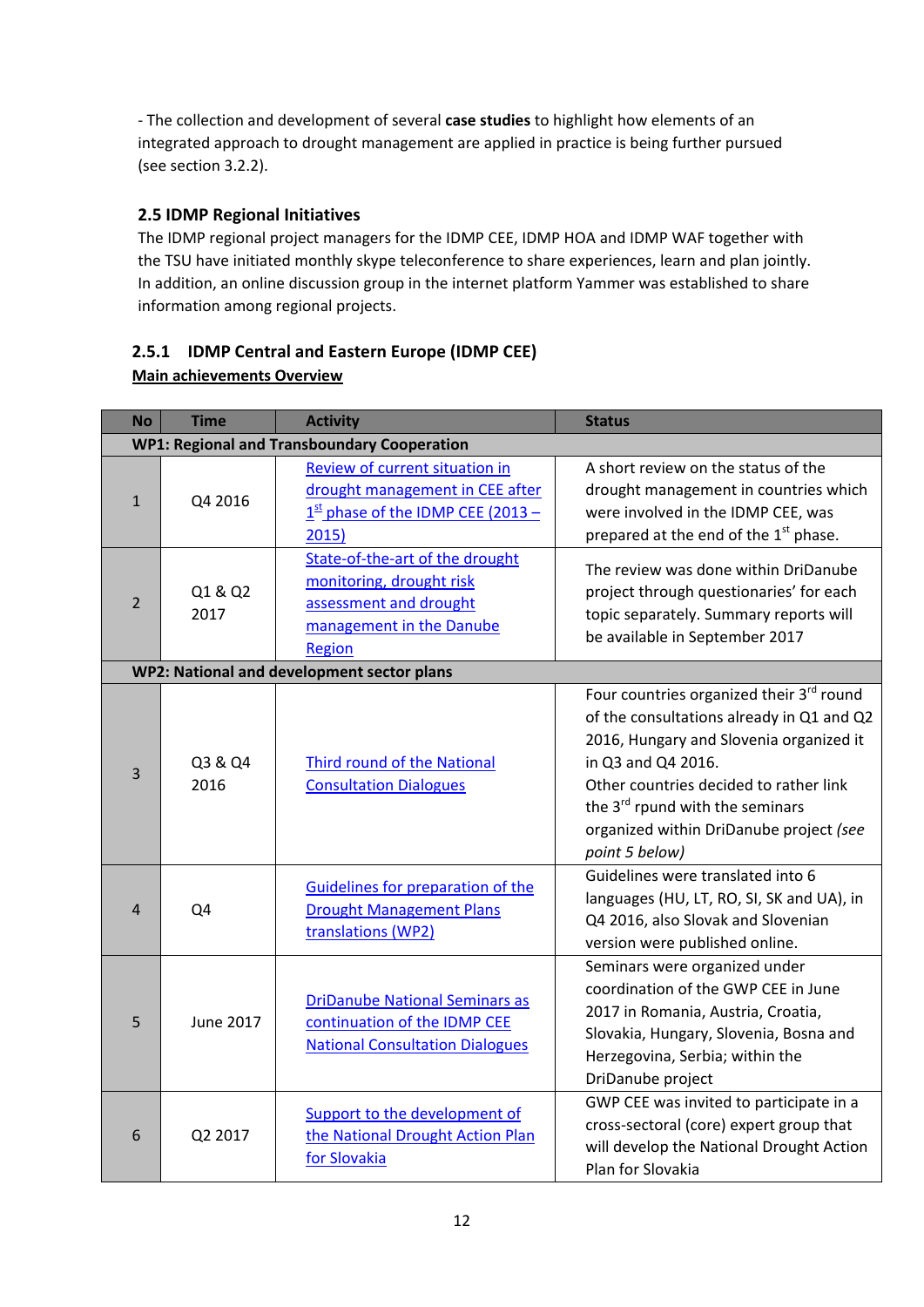- The collection and development of several **case studies** to highlight how elements of an integrated approach to drought management are applied in practice is being further pursued (see section 3.2.2).

## 2.5 IDMP Regional Initiatives

The IDMP regional project managers for the IDMP CEE, IDMP HOA and IDMP WAF together with the TSU have initiated monthly skype teleconference to share experiences, learn and plan jointly. In addition, an online discussion group in the internet platform Yammer was established to share information among regional projects.

### 2.5.1 IDMP Central and Eastern Europe (IDMP CEE)

**Main achievements Overview**

| No | Time | Activity | Status |
|---|---|---|---|
| **WP1: Regional and Transboundary Cooperation** | | | |
| 1 | Q4 2016 | Review of current situation in drought management in CEE after 1st phase of the IDMP CEE (2013 – 2015) | A short review on the status of the drought management in countries which were involved in the IDMP CEE, was prepared at the end of the 1st phase. |
| 2 | Q1 & Q2 2017 | State-of-the-art of the drought monitoring, drought risk assessment and drought management in the Danube Region | The review was done within DriDanube project through questionaries' for each topic separately. Summary reports will be available in September 2017 |
| **WP2: National and development sector plans** | | | |
| 3 | Q3 & Q4 2016 | Third round of the National Consultation Dialogues | Four countries organized their 3rd round of the consultations already in Q1 and Q2 2016, Hungary and Slovenia organized it in Q3 and Q4 2016. Other countries decided to rather link the 3rd rpund with the seminars organized within DriDanube project *(see point 5 below)* |
| 4 | Q4 | Guidelines for preparation of the Drought Management Plans translations (WP2) | Guidelines were translated into 6 languages (HU, LT, RO, SI, SK and UA), in Q4 2016, also Slovak and Slovenian version were published online. |
| 5 | June 2017 | DriDanube National Seminars as continuation of the IDMP CEE National Consultation Dialogues | Seminars were organized under coordination of the GWP CEE in June 2017 in Romania, Austria, Croatia, Slovakia, Hungary, Slovenia, Bosna and Herzegovina, Serbia; within the DriDanube project |
| 6 | Q2 2017 | Support to the development of the National Drought Action Plan for Slovakia | GWP CEE was invited to participate in a cross-sectoral (core) expert group that will develop the National Drought Action Plan for Slovakia |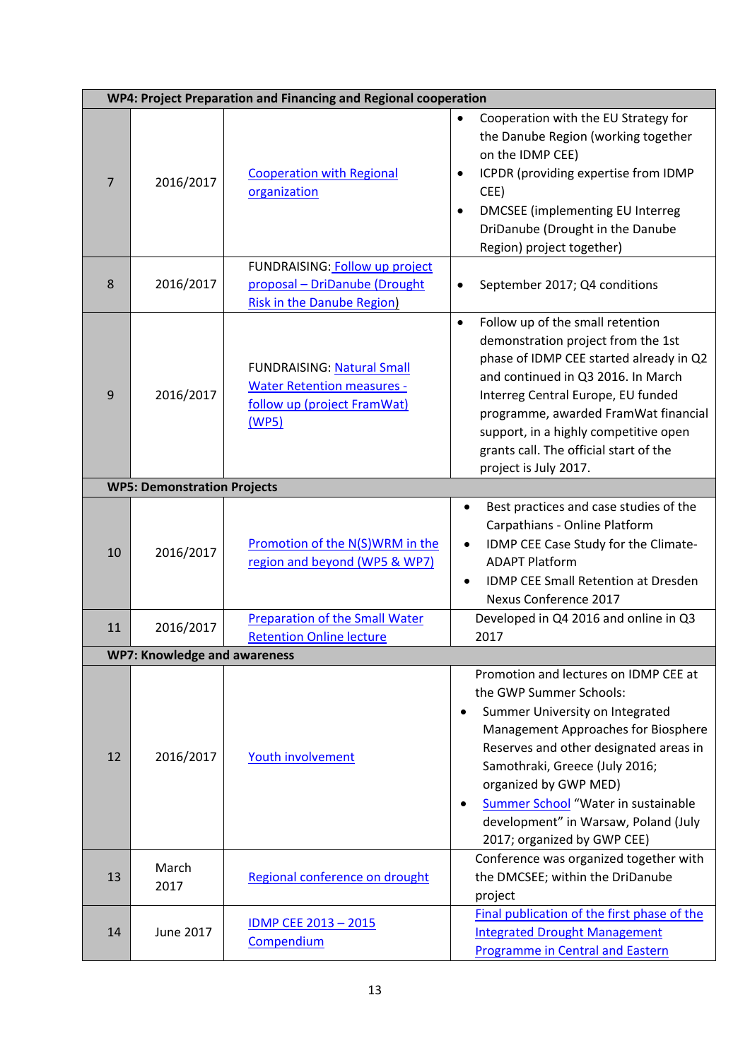| | | | |
|---|---|---|---|
| **WP4: Project Preparation and Financing and Regional cooperation** | | | |
| 7 | 2016/2017 | Cooperation with Regional organization | • Cooperation with the EU Strategy for the Danube Region (working together on the IDMP CEE)<br>• ICPDR (providing expertise from IDMP CEE)<br>• DMCSEE (implementing EU Interreg DriDanube (Drought in the Danube Region) project together) |
| 8 | 2016/2017 | FUNDRAISING: Follow up project proposal – DriDanube (Drought Risk in the Danube Region) | • September 2017; Q4 conditions |
| 9 | 2016/2017 | FUNDRAISING: Natural Small Water Retention measures - follow up (project FramWat) (WP5) | • Follow up of the small retention demonstration project from the 1st phase of IDMP CEE started already in Q2 and continued in Q3 2016. In March Interreg Central Europe, EU funded programme, awarded FramWat financial support, in a highly competitive open grants call. The official start of the project is July 2017. |
| **WP5: Demonstration Projects** | | | |
| 10 | 2016/2017 | Promotion of the N(S)WRM in the region and beyond (WP5 & WP7) | • Best practices and case studies of the Carpathians - Online Platform<br>• IDMP CEE Case Study for the Climate-ADAPT Platform<br>• IDMP CEE Small Retention at Dresden Nexus Conference 2017 |
| 11 | 2016/2017 | Preparation of the Small Water Retention Online lecture | Developed in Q4 2016 and online in Q3 2017 |
| **WP7: Knowledge and awareness** | | | |
| 12 | 2016/2017 | Youth involvement | Promotion and lectures on IDMP CEE at the GWP Summer Schools:<br>• Summer University on Integrated Management Approaches for Biosphere Reserves and other designated areas in Samothraki, Greece (July 2016; organized by GWP MED)<br>• Summer School "Water in sustainable development" in Warsaw, Poland (July 2017; organized by GWP CEE) |
| 13 | March 2017 | Regional conference on drought | Conference was organized together with the DMCSEE; within the DriDanube project |
| 14 | June 2017 | IDMP CEE 2013 – 2015 Compendium | Final publication of the first phase of the Integrated Drought Management Programme in Central and Eastern |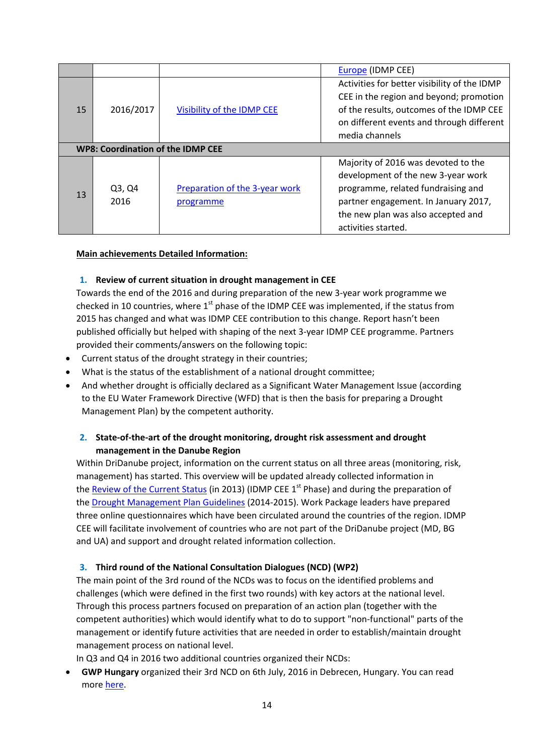| | | | |
|---|---|---|---|
| | | | Europe (IDMP CEE) |
| 15 | 2016/2017 | Visibility of the IDMP CEE | Activities for better visibility of the IDMP CEE in the region and beyond; promotion of the results, outcomes of the IDMP CEE on different events and through different media channels |
| **WP8: Coordination of the IDMP CEE** | | | |
| 13 | Q3, Q4 2016 | Preparation of the 3-year work programme | Majority of 2016 was devoted to the development of the new 3-year work programme, related fundraising and partner engagement. In January 2017, the new plan was also accepted and activities started. |

**Main achievements Detailed Information:**

1. **Review of current situation in drought management in CEE**

Towards the end of the 2016 and during preparation of the new 3-year work programme we checked in 10 countries, where 1st phase of the IDMP CEE was implemented, if the status from 2015 has changed and what was IDMP CEE contribution to this change. Report hasn't been published officially but helped with shaping of the next 3-year IDMP CEE programme. Partners provided their comments/answers on the following topic:

- Current status of the drought strategy in their countries;
- What is the status of the establishment of a national drought committee;
- And whether drought is officially declared as a Significant Water Management Issue (according to the EU Water Framework Directive (WFD) that is then the basis for preparing a Drought Management Plan) by the competent authority.

2. **State-of-the-art of the drought monitoring, drought risk assessment and drought management in the Danube Region**

Within DriDanube project, information on the current status on all three areas (monitoring, risk, management) has started. This overview will be updated already collected information in the Review of the Current Status (in 2013) (IDMP CEE 1st Phase) and during the preparation of the Drought Management Plan Guidelines (2014-2015). Work Package leaders have prepared three online questionnaires which have been circulated around the countries of the region. IDMP CEE will facilitate involvement of countries who are not part of the DriDanube project (MD, BG and UA) and support and drought related information collection.

3. **Third round of the National Consultation Dialogues (NCD) (WP2)**

The main point of the 3rd round of the NCDs was to focus on the identified problems and challenges (which were defined in the first two rounds) with key actors at the national level. Through this process partners focused on preparation of an action plan (together with the competent authorities) which would identify what to do to support "non-functional" parts of the management or identify future activities that are needed in order to establish/maintain drought management process on national level.

In Q3 and Q4 in 2016 two additional countries organized their NCDs:

- **GWP Hungary** organized their 3rd NCD on 6th July, 2016 in Debrecen, Hungary. You can read more here.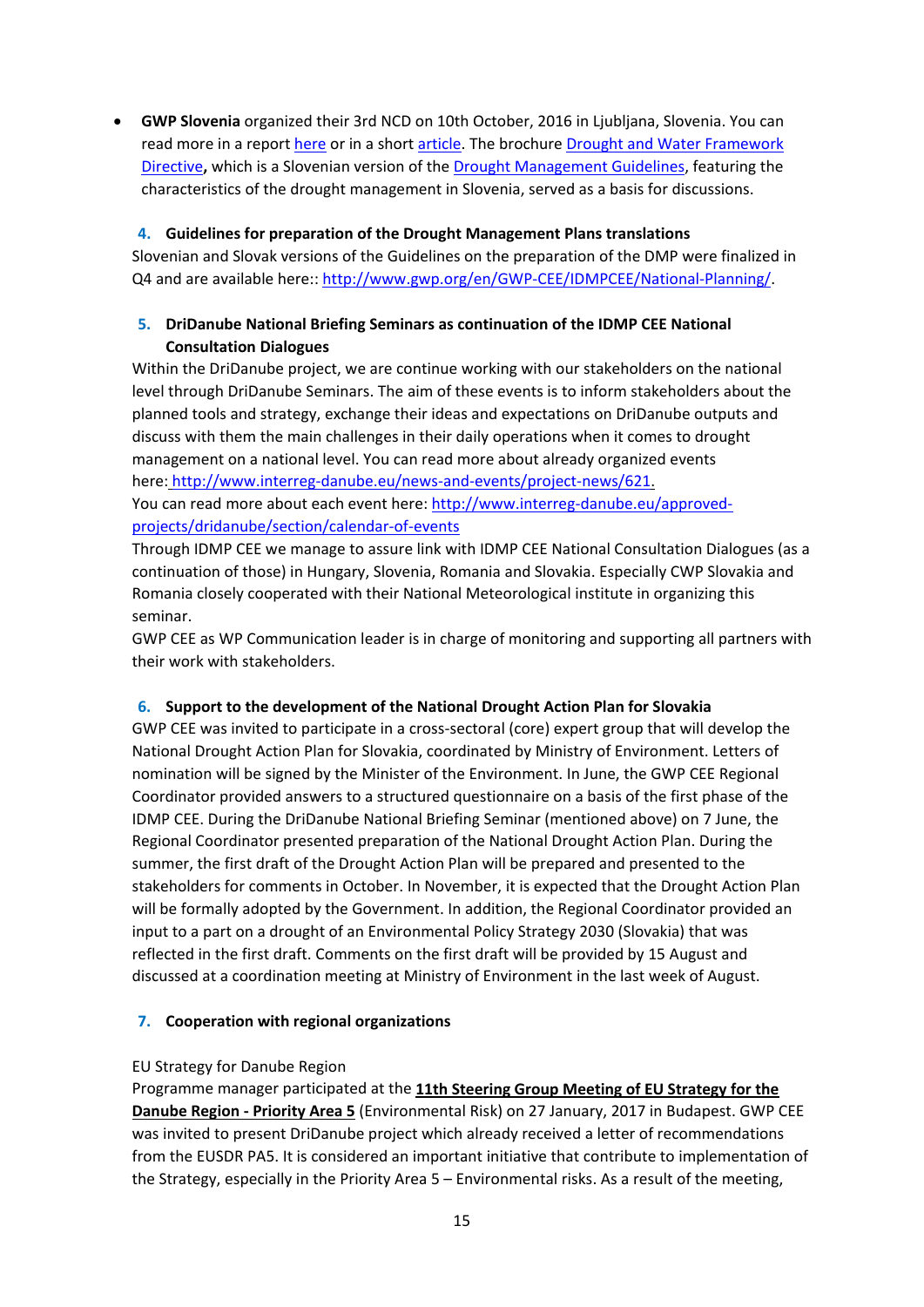- **GWP Slovenia** organized their 3rd NCD on 10th October, 2016 in Ljubljana, Slovenia. You can read more in a report here or in a short article. The brochure Drought and Water Framework Directive**,** which is a Slovenian version of the Drought Management Guidelines, featuring the characteristics of the drought management in Slovenia, served as a basis for discussions.

### 4. Guidelines for preparation of the Drought Management Plans translations

Slovenian and Slovak versions of the Guidelines on the preparation of the DMP were finalized in Q4 and are available here:: http://www.gwp.org/en/GWP-CEE/IDMPCEE/National-Planning/.

### 5. DriDanube National Briefing Seminars as continuation of the IDMP CEE National Consultation Dialogues

Within the DriDanube project, we are continue working with our stakeholders on the national level through DriDanube Seminars. The aim of these events is to inform stakeholders about the planned tools and strategy, exchange their ideas and expectations on DriDanube outputs and discuss with them the main challenges in their daily operations when it comes to drought management on a national level. You can read more about already organized events here: http://www.interreg-danube.eu/news-and-events/project-news/621.
You can read more about each event here: http://www.interreg-danube.eu/approved-projects/dridanube/section/calendar-of-events

Through IDMP CEE we manage to assure link with IDMP CEE National Consultation Dialogues (as a continuation of those) in Hungary, Slovenia, Romania and Slovakia. Especially CWP Slovakia and Romania closely cooperated with their National Meteorological institute in organizing this seminar.

GWP CEE as WP Communication leader is in charge of monitoring and supporting all partners with their work with stakeholders.

### 6. Support to the development of the National Drought Action Plan for Slovakia

GWP CEE was invited to participate in a cross-sectoral (core) expert group that will develop the National Drought Action Plan for Slovakia, coordinated by Ministry of Environment. Letters of nomination will be signed by the Minister of the Environment. In June, the GWP CEE Regional Coordinator provided answers to a structured questionnaire on a basis of the first phase of the IDMP CEE. During the DriDanube National Briefing Seminar (mentioned above) on 7 June, the Regional Coordinator presented preparation of the National Drought Action Plan. During the summer, the first draft of the Drought Action Plan will be prepared and presented to the stakeholders for comments in October. In November, it is expected that the Drought Action Plan will be formally adopted by the Government. In addition, the Regional Coordinator provided an input to a part on a drought of an Environmental Policy Strategy 2030 (Slovakia) that was reflected in the first draft. Comments on the first draft will be provided by 15 August and discussed at a coordination meeting at Ministry of Environment in the last week of August.

### 7. Cooperation with regional organizations

EU Strategy for Danube Region

Programme manager participated at the **11th Steering Group Meeting of EU Strategy for the Danube Region - Priority Area 5** (Environmental Risk) on 27 January, 2017 in Budapest. GWP CEE was invited to present DriDanube project which already received a letter of recommendations from the EUSDR PA5. It is considered an important initiative that contribute to implementation of the Strategy, especially in the Priority Area 5 – Environmental risks. As a result of the meeting,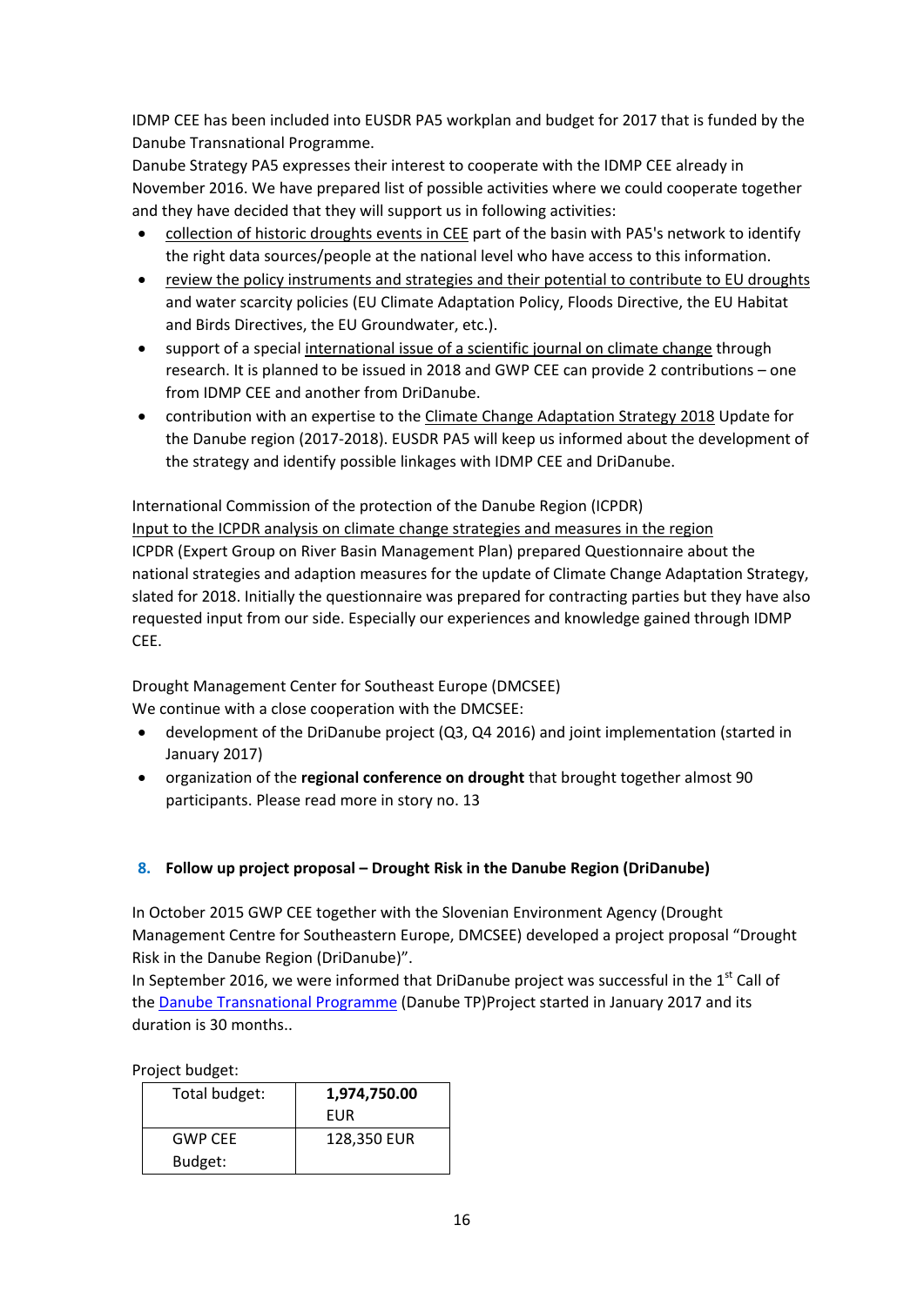IDMP CEE has been included into EUSDR PA5 workplan and budget for 2017 that is funded by the Danube Transnational Programme.

Danube Strategy PA5 expresses their interest to cooperate with the IDMP CEE already in November 2016. We have prepared list of possible activities where we could cooperate together and they have decided that they will support us in following activities:

- collection of historic droughts events in CEE part of the basin with PA5's network to identify the right data sources/people at the national level who have access to this information.
- review the policy instruments and strategies and their potential to contribute to EU droughts and water scarcity policies (EU Climate Adaptation Policy, Floods Directive, the EU Habitat and Birds Directives, the EU Groundwater, etc.).
- support of a special international issue of a scientific journal on climate change through research. It is planned to be issued in 2018 and GWP CEE can provide 2 contributions – one from IDMP CEE and another from DriDanube.
- contribution with an expertise to the Climate Change Adaptation Strategy 2018 Update for the Danube region (2017-2018). EUSDR PA5 will keep us informed about the development of the strategy and identify possible linkages with IDMP CEE and DriDanube.

International Commission of the protection of the Danube Region (ICPDR)

Input to the ICPDR analysis on climate change strategies and measures in the region

ICPDR (Expert Group on River Basin Management Plan) prepared Questionnaire about the national strategies and adaption measures for the update of Climate Change Adaptation Strategy, slated for 2018. Initially the questionnaire was prepared for contracting parties but they have also requested input from our side. Especially our experiences and knowledge gained through IDMP CEE.

Drought Management Center for Southeast Europe (DMCSEE)

We continue with a close cooperation with the DMCSEE:

- development of the DriDanube project (Q3, Q4 2016) and joint implementation (started in January 2017)
- organization of the **regional conference on drought** that brought together almost 90 participants. Please read more in story no. 13

## 8. Follow up project proposal – Drought Risk in the Danube Region (DriDanube)

In October 2015 GWP CEE together with the Slovenian Environment Agency (Drought Management Centre for Southeastern Europe, DMCSEE) developed a project proposal "Drought Risk in the Danube Region (DriDanube)".

In September 2016, we were informed that DriDanube project was successful in the 1st Call of the Danube Transnational Programme (Danube TP)Project started in January 2017 and its duration is 30 months..

Project budget:

| Total budget: | **1,974,750.00 EUR** |
|---|---|
| GWP CEE Budget: | 128,350 EUR |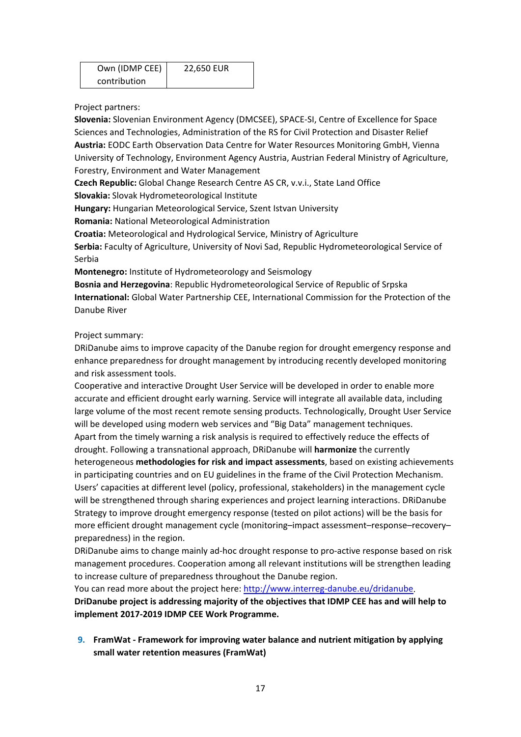| Own (IDMP CEE) contribution | 22,650 EUR |
|---|---|

Project partners:

**Slovenia:** Slovenian Environment Agency (DMCSEE), SPACE-SI, Centre of Excellence for Space Sciences and Technologies, Administration of the RS for Civil Protection and Disaster Relief
**Austria:** EODC Earth Observation Data Centre for Water Resources Monitoring GmbH, Vienna University of Technology, Environment Agency Austria, Austrian Federal Ministry of Agriculture, Forestry, Environment and Water Management
**Czech Republic:** Global Change Research Centre AS CR, v.v.i., State Land Office
**Slovakia:** Slovak Hydrometeorological Institute
**Hungary:** Hungarian Meteorological Service, Szent Istvan University
**Romania:** National Meteorological Administration
**Croatia:** Meteorological and Hydrological Service, Ministry of Agriculture
**Serbia:** Faculty of Agriculture, University of Novi Sad, Republic Hydrometeorological Service of Serbia
**Montenegro:** Institute of Hydrometeorology and Seismology
**Bosnia and Herzegovina**: Republic Hydrometeorological Service of Republic of Srpska
**International:** Global Water Partnership CEE, International Commission for the Protection of the Danube River

Project summary:

DRiDanube aims to improve capacity of the Danube region for drought emergency response and enhance preparedness for drought management by introducing recently developed monitoring and risk assessment tools.
Cooperative and interactive Drought User Service will be developed in order to enable more accurate and efficient drought early warning. Service will integrate all available data, including large volume of the most recent remote sensing products. Technologically, Drought User Service will be developed using modern web services and "Big Data" management techniques.
Apart from the timely warning a risk analysis is required to effectively reduce the effects of drought. Following a transnational approach, DRiDanube will **harmonize** the currently heterogeneous **methodologies for risk and impact assessments**, based on existing achievements in participating countries and on EU guidelines in the frame of the Civil Protection Mechanism. Users' capacities at different level (policy, professional, stakeholders) in the management cycle will be strengthened through sharing experiences and project learning interactions. DRiDanube Strategy to improve drought emergency response (tested on pilot actions) will be the basis for more efficient drought management cycle (monitoring–impact assessment–response–recovery–preparedness) in the region.
DRiDanube aims to change mainly ad-hoc drought response to pro-active response based on risk management procedures. Cooperation among all relevant institutions will be strengthen leading to increase culture of preparedness throughout the Danube region.
You can read more about the project here: http://www.interreg-danube.eu/dridanube.
**DriDanube project is addressing majority of the objectives that IDMP CEE has and will help to implement 2017-2019 IDMP CEE Work Programme.**

9. **FramWat - Framework for improving water balance and nutrient mitigation by applying small water retention measures (FramWat)**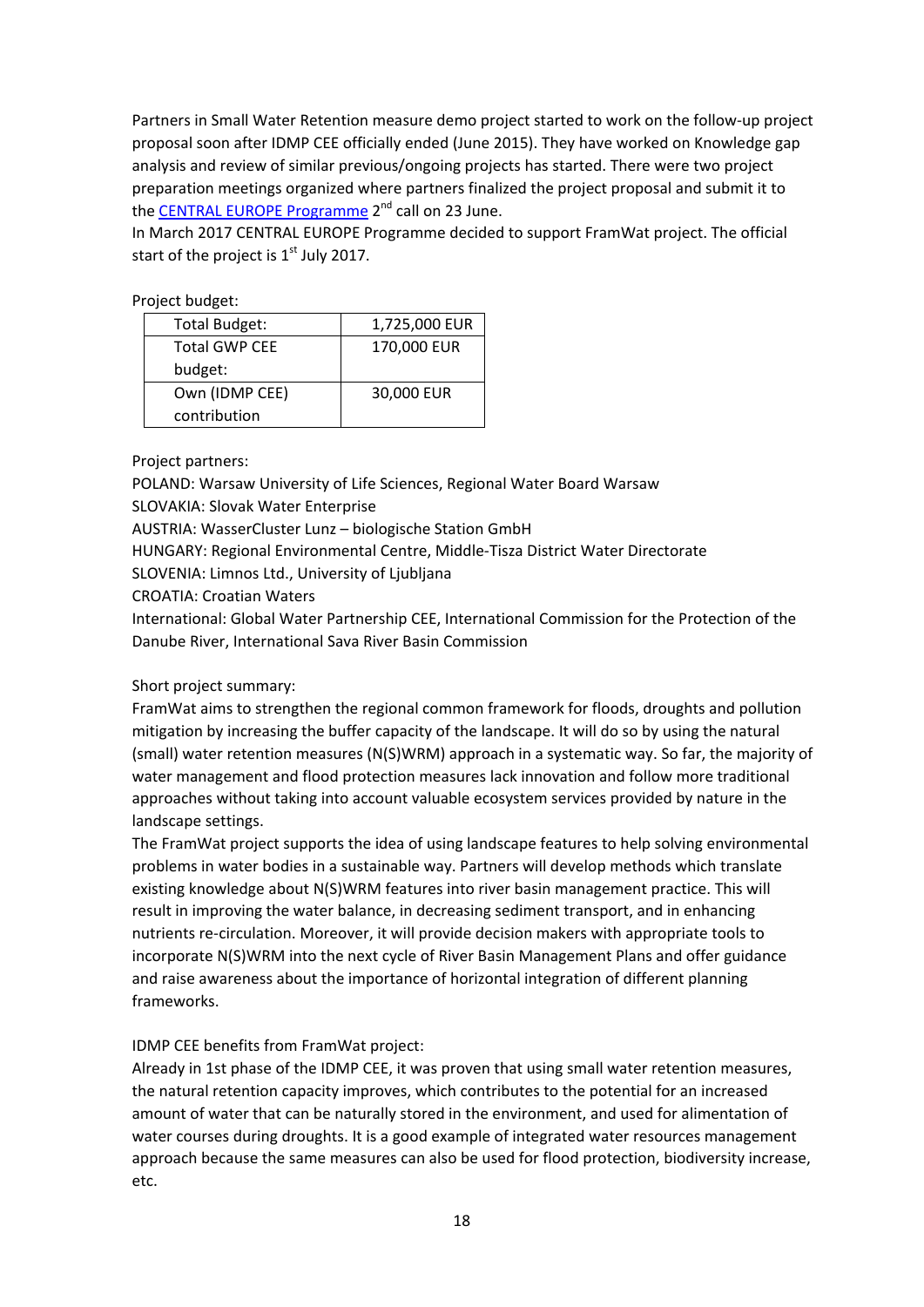Partners in Small Water Retention measure demo project started to work on the follow-up project proposal soon after IDMP CEE officially ended (June 2015). They have worked on Knowledge gap analysis and review of similar previous/ongoing projects has started. There were two project preparation meetings organized where partners finalized the project proposal and submit it to the CENTRAL EUROPE Programme 2nd call on 23 June.

In March 2017 CENTRAL EUROPE Programme decided to support FramWat project. The official start of the project is 1st July 2017.

Project budget:

| Total Budget: | 1,725,000 EUR |
|---|---|
| Total GWP CEE budget: | 170,000 EUR |
| Own (IDMP CEE) contribution | 30,000 EUR |

Project partners:

POLAND: Warsaw University of Life Sciences, Regional Water Board Warsaw
SLOVAKIA: Slovak Water Enterprise
AUSTRIA: WasserCluster Lunz – biologische Station GmbH
HUNGARY: Regional Environmental Centre, Middle-Tisza District Water Directorate
SLOVENIA: Limnos Ltd., University of Ljubljana
CROATIA: Croatian Waters
International: Global Water Partnership CEE, International Commission for the Protection of the Danube River, International Sava River Basin Commission

Short project summary:

FramWat aims to strengthen the regional common framework for floods, droughts and pollution mitigation by increasing the buffer capacity of the landscape. It will do so by using the natural (small) water retention measures (N(S)WRM) approach in a systematic way. So far, the majority of water management and flood protection measures lack innovation and follow more traditional approaches without taking into account valuable ecosystem services provided by nature in the landscape settings.

The FramWat project supports the idea of using landscape features to help solving environmental problems in water bodies in a sustainable way. Partners will develop methods which translate existing knowledge about N(S)WRM features into river basin management practice. This will result in improving the water balance, in decreasing sediment transport, and in enhancing nutrients re-circulation. Moreover, it will provide decision makers with appropriate tools to incorporate N(S)WRM into the next cycle of River Basin Management Plans and offer guidance and raise awareness about the importance of horizontal integration of different planning frameworks.

IDMP CEE benefits from FramWat project:

Already in 1st phase of the IDMP CEE, it was proven that using small water retention measures, the natural retention capacity improves, which contributes to the potential for an increased amount of water that can be naturally stored in the environment, and used for alimentation of water courses during droughts. It is a good example of integrated water resources management approach because the same measures can also be used for flood protection, biodiversity increase, etc.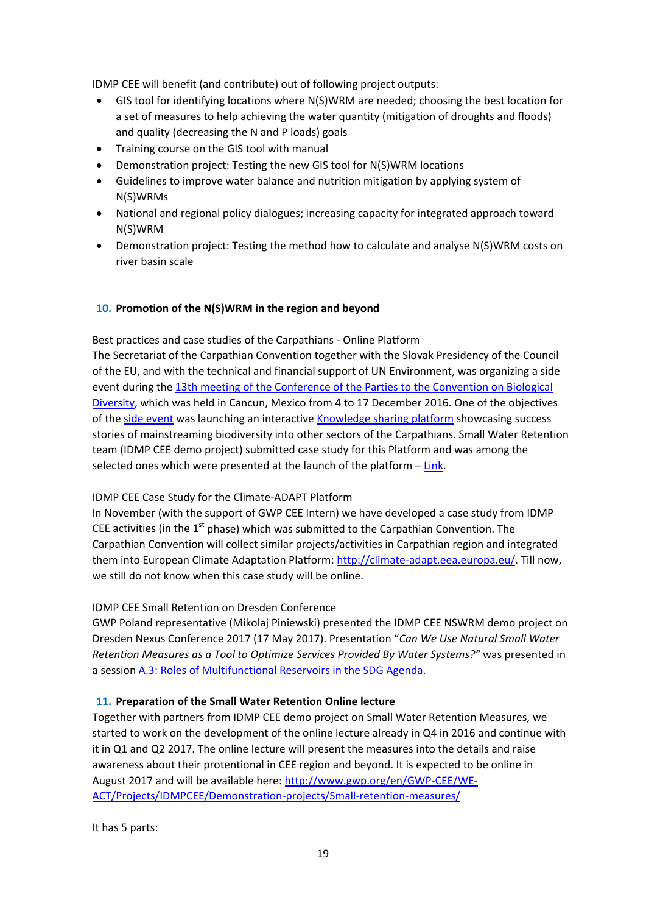IDMP CEE will benefit (and contribute) out of following project outputs:

- GIS tool for identifying locations where N(S)WRM are needed; choosing the best location for a set of measures to help achieving the water quantity (mitigation of droughts and floods) and quality (decreasing the N and P loads) goals
- Training course on the GIS tool with manual
- Demonstration project: Testing the new GIS tool for N(S)WRM locations
- Guidelines to improve water balance and nutrition mitigation by applying system of N(S)WRMs
- National and regional policy dialogues; increasing capacity for integrated approach toward N(S)WRM
- Demonstration project: Testing the method how to calculate and analyse N(S)WRM costs on river basin scale

## 10. Promotion of the N(S)WRM in the region and beyond

Best practices and case studies of the Carpathians - Online Platform

The Secretariat of the Carpathian Convention together with the Slovak Presidency of the Council of the EU, and with the technical and financial support of UN Environment, was organizing a side event during the 13th meeting of the Conference of the Parties to the Convention on Biological Diversity, which was held in Cancun, Mexico from 4 to 17 December 2016. One of the objectives of the side event was launching an interactive Knowledge sharing platform showcasing success stories of mainstreaming biodiversity into other sectors of the Carpathians. Small Water Retention team (IDMP CEE demo project) submitted case study for this Platform and was among the selected ones which were presented at the launch of the platform – Link.

IDMP CEE Case Study for the Climate-ADAPT Platform

In November (with the support of GWP CEE Intern) we have developed a case study from IDMP CEE activities (in the 1st phase) which was submitted to the Carpathian Convention. The Carpathian Convention will collect similar projects/activities in Carpathian region and integrated them into European Climate Adaptation Platform: http://climate-adapt.eea.europa.eu/. Till now, we still do not know when this case study will be online.

IDMP CEE Small Retention on Dresden Conference

GWP Poland representative (Mikolaj Piniewski) presented the IDMP CEE NSWRM demo project on Dresden Nexus Conference 2017 (17 May 2017). Presentation "*Can We Use Natural Small Water Retention Measures as a Tool to Optimize Services Provided By Water Systems?*" was presented in a session A.3: Roles of Multifunctional Reservoirs in the SDG Agenda.

## 11. Preparation of the Small Water Retention Online lecture

Together with partners from IDMP CEE demo project on Small Water Retention Measures, we started to work on the development of the online lecture already in Q4 in 2016 and continue with it in Q1 and Q2 2017. The online lecture will present the measures into the details and raise awareness about their protentional in CEE region and beyond. It is expected to be online in August 2017 and will be available here: http://www.gwp.org/en/GWP-CEE/WE-ACT/Projects/IDMPCEE/Demonstration-projects/Small-retention-measures/

It has 5 parts: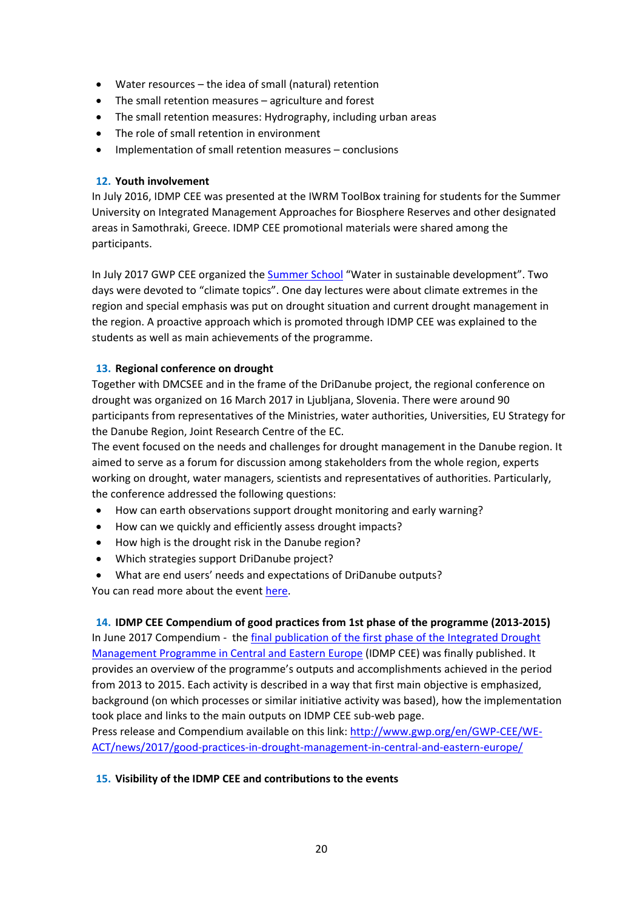- Water resources – the idea of small (natural) retention
- The small retention measures – agriculture and forest
- The small retention measures: Hydrography, including urban areas
- The role of small retention in environment
- Implementation of small retention measures – conclusions

**12. Youth involvement**

In July 2016, IDMP CEE was presented at the IWRM ToolBox training for students for the Summer University on Integrated Management Approaches for Biosphere Reserves and other designated areas in Samothraki, Greece. IDMP CEE promotional materials were shared among the participants.

In July 2017 GWP CEE organized the Summer School "Water in sustainable development". Two days were devoted to "climate topics". One day lectures were about climate extremes in the region and special emphasis was put on drought situation and current drought management in the region. A proactive approach which is promoted through IDMP CEE was explained to the students as well as main achievements of the programme.

**13. Regional conference on drought**

Together with DMCSEE and in the frame of the DriDanube project, the regional conference on drought was organized on 16 March 2017 in Ljubljana, Slovenia. There were around 90 participants from representatives of the Ministries, water authorities, Universities, EU Strategy for the Danube Region, Joint Research Centre of the EC.

The event focused on the needs and challenges for drought management in the Danube region. It aimed to serve as a forum for discussion among stakeholders from the whole region, experts working on drought, water managers, scientists and representatives of authorities. Particularly, the conference addressed the following questions:

- How can earth observations support drought monitoring and early warning?
- How can we quickly and efficiently assess drought impacts?
- How high is the drought risk in the Danube region?
- Which strategies support DriDanube project?
- What are end users' needs and expectations of DriDanube outputs?

You can read more about the event here.

**14. IDMP CEE Compendium of good practices from 1st phase of the programme (2013-2015)**

In June 2017 Compendium - the final publication of the first phase of the Integrated Drought Management Programme in Central and Eastern Europe (IDMP CEE) was finally published. It provides an overview of the programme's outputs and accomplishments achieved in the period from 2013 to 2015. Each activity is described in a way that first main objective is emphasized, background (on which processes or similar initiative activity was based), how the implementation took place and links to the main outputs on IDMP CEE sub-web page.

Press release and Compendium available on this link: http://www.gwp.org/en/GWP-CEE/WE-ACT/news/2017/good-practices-in-drought-management-in-central-and-eastern-europe/

**15. Visibility of the IDMP CEE and contributions to the events**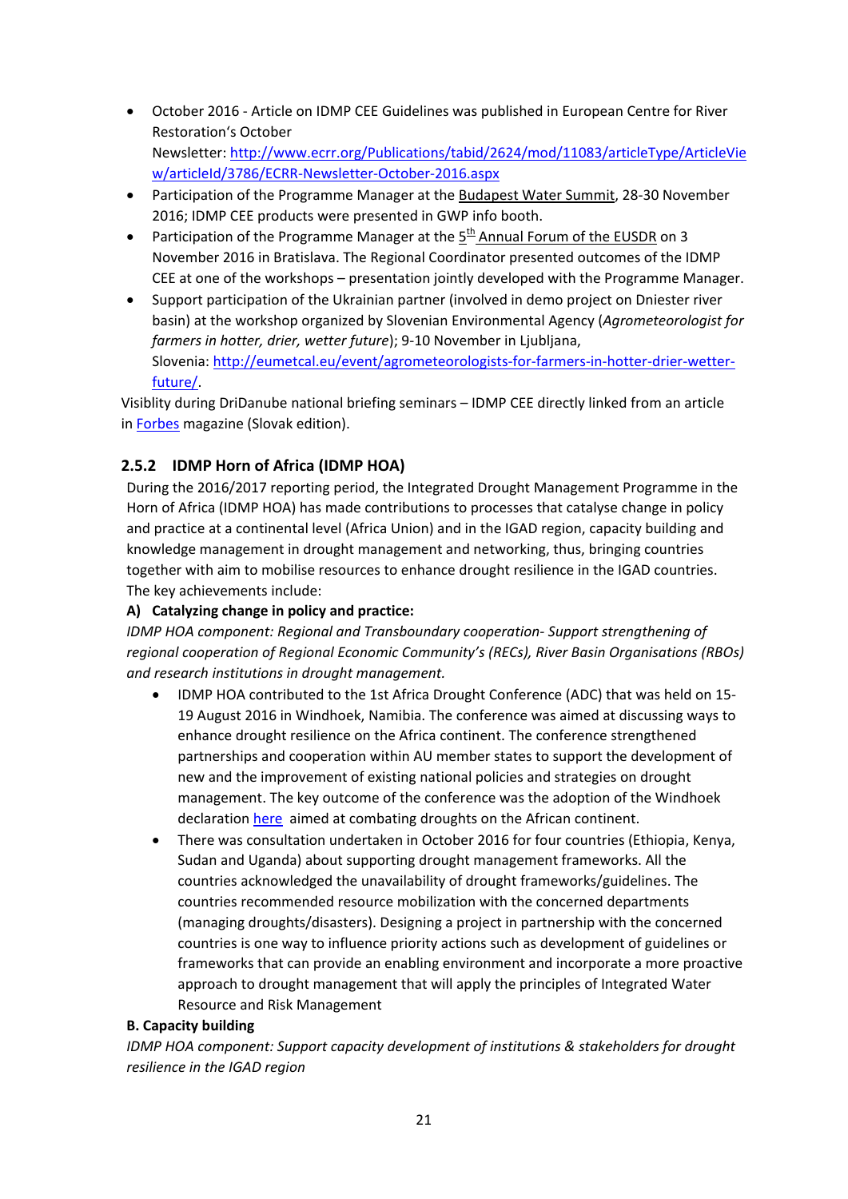- October 2016 - Article on IDMP CEE Guidelines was published in European Centre for River Restoration's October Newsletter: http://www.ecrr.org/Publications/tabid/2624/mod/11083/articleType/ArticleView/articleId/3786/ECRR-Newsletter-October-2016.aspx
- Participation of the Programme Manager at the Budapest Water Summit, 28-30 November 2016; IDMP CEE products were presented in GWP info booth.
- Participation of the Programme Manager at the 5th Annual Forum of the EUSDR on 3 November 2016 in Bratislava. The Regional Coordinator presented outcomes of the IDMP CEE at one of the workshops – presentation jointly developed with the Programme Manager.
- Support participation of the Ukrainian partner (involved in demo project on Dniester river basin) at the workshop organized by Slovenian Environmental Agency (*Agrometeorologist for farmers in hotter, drier, wetter future*); 9-10 November in Ljubljana, Slovenia: http://eumetcal.eu/event/agrometeorologists-for-farmers-in-hotter-drier-wetter-future/.

Visiblity during DriDanube national briefing seminars – IDMP CEE directly linked from an article in Forbes magazine (Slovak edition).

### 2.5.2 IDMP Horn of Africa (IDMP HOA)

During the 2016/2017 reporting period, the Integrated Drought Management Programme in the Horn of Africa (IDMP HOA) has made contributions to processes that catalyse change in policy and practice at a continental level (Africa Union) and in the IGAD region, capacity building and knowledge management in drought management and networking, thus, bringing countries together with aim to mobilise resources to enhance drought resilience in the IGAD countries. The key achievements include:

**A) Catalyzing change in policy and practice:**

*IDMP HOA component: Regional and Transboundary cooperation- Support strengthening of regional cooperation of Regional Economic Community's (RECs), River Basin Organisations (RBOs) and research institutions in drought management.*

- IDMP HOA contributed to the 1st Africa Drought Conference (ADC) that was held on 15-19 August 2016 in Windhoek, Namibia. The conference was aimed at discussing ways to enhance drought resilience on the Africa continent. The conference strengthened partnerships and cooperation within AU member states to support the development of new and the improvement of existing national policies and strategies on drought management. The key outcome of the conference was the adoption of the Windhoek declaration here aimed at combating droughts on the African continent.
- There was consultation undertaken in October 2016 for four countries (Ethiopia, Kenya, Sudan and Uganda) about supporting drought management frameworks. All the countries acknowledged the unavailability of drought frameworks/guidelines. The countries recommended resource mobilization with the concerned departments (managing droughts/disasters). Designing a project in partnership with the concerned countries is one way to influence priority actions such as development of guidelines or frameworks that can provide an enabling environment and incorporate a more proactive approach to drought management that will apply the principles of Integrated Water Resource and Risk Management

**B. Capacity building**

*IDMP HOA component: Support capacity development of institutions & stakeholders for drought resilience in the IGAD region*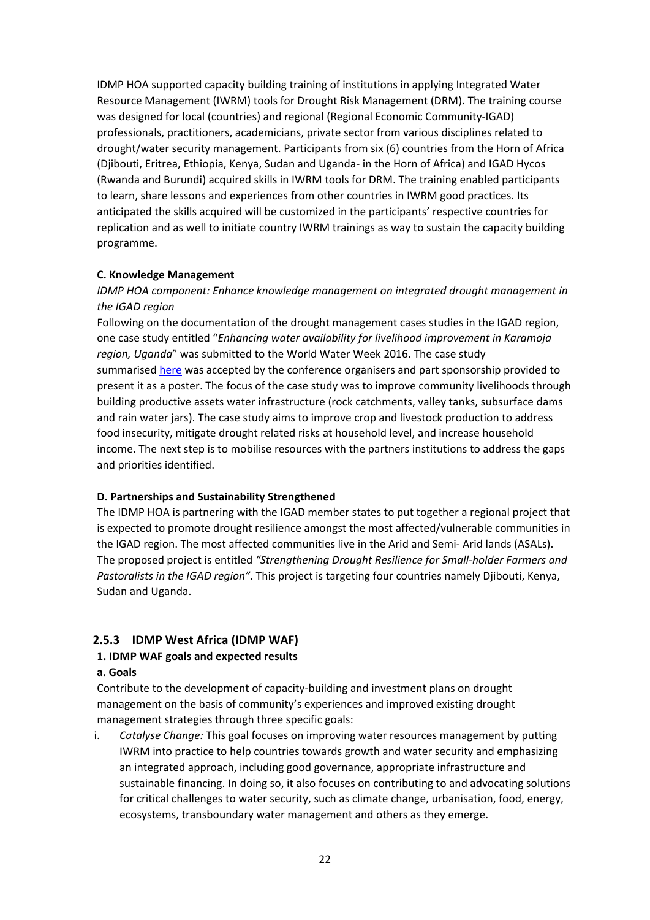IDMP HOA supported capacity building training of institutions in applying Integrated Water Resource Management (IWRM) tools for Drought Risk Management (DRM). The training course was designed for local (countries) and regional (Regional Economic Community-IGAD) professionals, practitioners, academicians, private sector from various disciplines related to drought/water security management. Participants from six (6) countries from the Horn of Africa (Djibouti, Eritrea, Ethiopia, Kenya, Sudan and Uganda- in the Horn of Africa) and IGAD Hycos (Rwanda and Burundi) acquired skills in IWRM tools for DRM. The training enabled participants to learn, share lessons and experiences from other countries in IWRM good practices. Its anticipated the skills acquired will be customized in the participants' respective countries for replication and as well to initiate country IWRM trainings as way to sustain the capacity building programme.

**C. Knowledge Management**

*IDMP HOA component: Enhance knowledge management on integrated drought management in the IGAD region*

Following on the documentation of the drought management cases studies in the IGAD region, one case study entitled "*Enhancing water availability for livelihood improvement in Karamoja region, Uganda*" was submitted to the World Water Week 2016. The case study summarised here was accepted by the conference organisers and part sponsorship provided to present it as a poster. The focus of the case study was to improve community livelihoods through building productive assets water infrastructure (rock catchments, valley tanks, subsurface dams and rain water jars). The case study aims to improve crop and livestock production to address food insecurity, mitigate drought related risks at household level, and increase household income. The next step is to mobilise resources with the partners institutions to address the gaps and priorities identified.

**D. Partnerships and Sustainability Strengthened**

The IDMP HOA is partnering with the IGAD member states to put together a regional project that is expected to promote drought resilience amongst the most affected/vulnerable communities in the IGAD region. The most affected communities live in the Arid and Semi- Arid lands (ASALs). The proposed project is entitled *"Strengthening Drought Resilience for Small-holder Farmers and Pastoralists in the IGAD region"*. This project is targeting four countries namely Djibouti, Kenya, Sudan and Uganda.

### 2.5.3 IDMP West Africa (IDMP WAF)

**1. IDMP WAF goals and expected results**

**a. Goals**

Contribute to the development of capacity-building and investment plans on drought management on the basis of community's experiences and improved existing drought management strategies through three specific goals:

i. *Catalyse Change:* This goal focuses on improving water resources management by putting IWRM into practice to help countries towards growth and water security and emphasizing an integrated approach, including good governance, appropriate infrastructure and sustainable financing. In doing so, it also focuses on contributing to and advocating solutions for critical challenges to water security, such as climate change, urbanisation, food, energy, ecosystems, transboundary water management and others as they emerge.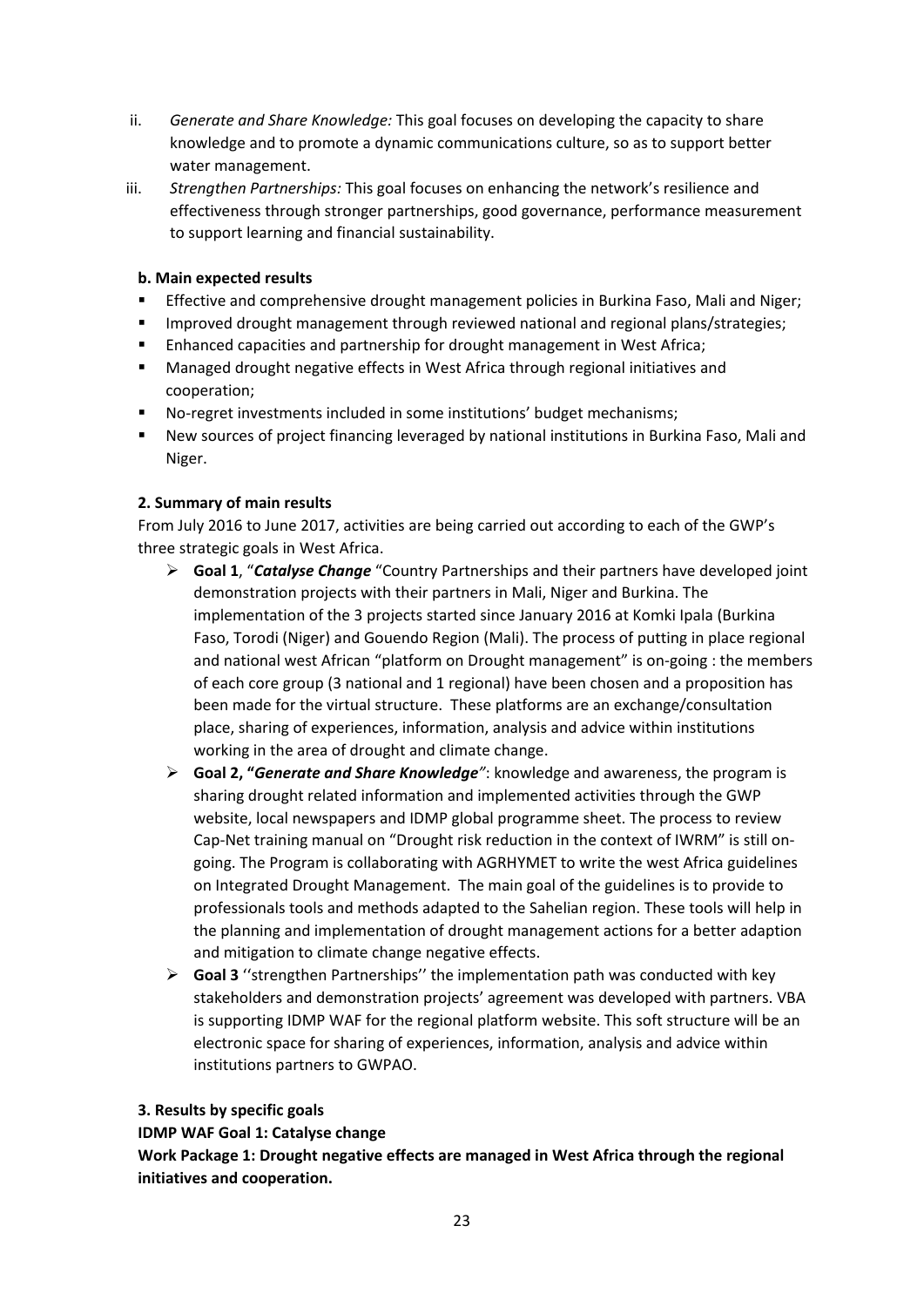ii. *Generate and Share Knowledge:* This goal focuses on developing the capacity to share knowledge and to promote a dynamic communications culture, so as to support better water management.

iii. *Strengthen Partnerships:* This goal focuses on enhancing the network's resilience and effectiveness through stronger partnerships, good governance, performance measurement to support learning and financial sustainability.

**b. Main expected results**

- Effective and comprehensive drought management policies in Burkina Faso, Mali and Niger;
- Improved drought management through reviewed national and regional plans/strategies;
- Enhanced capacities and partnership for drought management in West Africa;
- Managed drought negative effects in West Africa through regional initiatives and cooperation;
- No-regret investments included in some institutions' budget mechanisms;
- New sources of project financing leveraged by national institutions in Burkina Faso, Mali and Niger.

**2. Summary of main results**

From July 2016 to June 2017, activities are being carried out according to each of the GWP's three strategic goals in West Africa.

- **Goal 1**, "***Catalyse Change*** "Country Partnerships and their partners have developed joint demonstration projects with their partners in Mali, Niger and Burkina. The implementation of the 3 projects started since January 2016 at Komki Ipala (Burkina Faso, Torodi (Niger) and Gouendo Region (Mali). The process of putting in place regional and national west African "platform on Drought management" is on-going : the members of each core group (3 national and 1 regional) have been chosen and a proposition has been made for the virtual structure. These platforms are an exchange/consultation place, sharing of experiences, information, analysis and advice within institutions working in the area of drought and climate change.
- **Goal 2, "*Generate and Share Knowledge"***: knowledge and awareness, the program is sharing drought related information and implemented activities through the GWP website, local newspapers and IDMP global programme sheet. The process to review Cap-Net training manual on "Drought risk reduction in the context of IWRM" is still on-going. The Program is collaborating with AGRHYMET to write the west Africa guidelines on Integrated Drought Management. The main goal of the guidelines is to provide to professionals tools and methods adapted to the Sahelian region. These tools will help in the planning and implementation of drought management actions for a better adaption and mitigation to climate change negative effects.
- **Goal 3** ''strengthen Partnerships'' the implementation path was conducted with key stakeholders and demonstration projects' agreement was developed with partners. VBA is supporting IDMP WAF for the regional platform website. This soft structure will be an electronic space for sharing of experiences, information, analysis and advice within institutions partners to GWPAO.

**3. Results by specific goals**

**IDMP WAF Goal 1: Catalyse change**

**Work Package 1: Drought negative effects are managed in West Africa through the regional initiatives and cooperation.**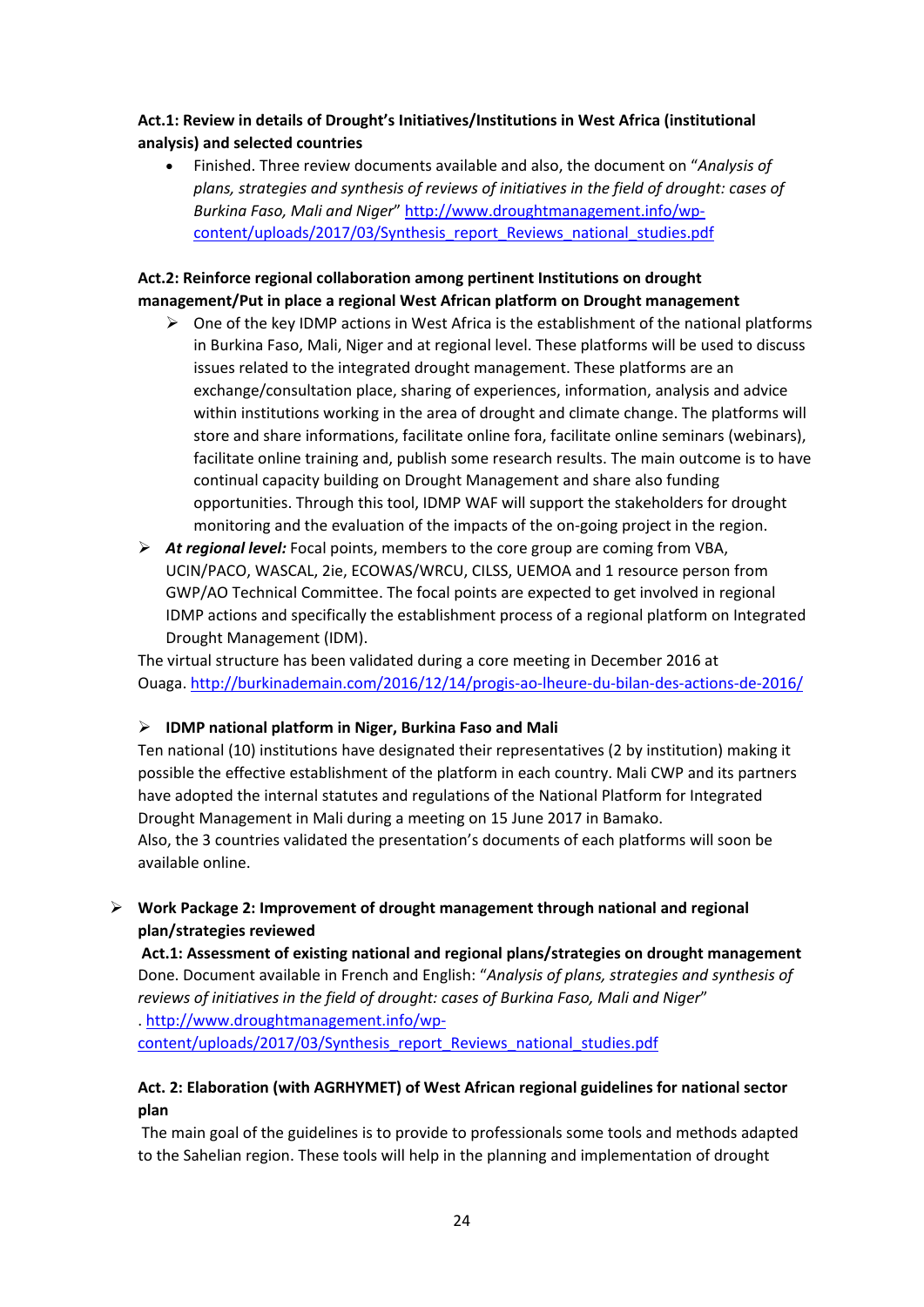**Act.1: Review in details of Drought's Initiatives/Institutions in West Africa (institutional analysis) and selected countries**

- Finished. Three review documents available and also, the document on "*Analysis of plans, strategies and synthesis of reviews of initiatives in the field of drought: cases of Burkina Faso, Mali and Niger*" http://www.droughtmanagement.info/wp-content/uploads/2017/03/Synthesis_report_Reviews_national_studies.pdf

**Act.2: Reinforce regional collaboration among pertinent Institutions on drought management/Put in place a regional West African platform on Drought management**

- One of the key IDMP actions in West Africa is the establishment of the national platforms in Burkina Faso, Mali, Niger and at regional level. These platforms will be used to discuss issues related to the integrated drought management. These platforms are an exchange/consultation place, sharing of experiences, information, analysis and advice within institutions working in the area of drought and climate change. The platforms will store and share informations, facilitate online fora, facilitate online seminars (webinars), facilitate online training and, publish some research results. The main outcome is to have continual capacity building on Drought Management and share also funding opportunities. Through this tool, IDMP WAF will support the stakeholders for drought monitoring and the evaluation of the impacts of the on-going project in the region.
- ***At regional level:*** Focal points, members to the core group are coming from VBA, UCIN/PACO, WASCAL, 2ie, ECOWAS/WRCU, CILSS, UEMOA and 1 resource person from GWP/AO Technical Committee. The focal points are expected to get involved in regional IDMP actions and specifically the establishment process of a regional platform on Integrated Drought Management (IDM).

The virtual structure has been validated during a core meeting in December 2016 at Ouaga. http://burkinademain.com/2016/12/14/progis-ao-lheure-du-bilan-des-actions-de-2016/

- **IDMP national platform in Niger, Burkina Faso and Mali**

Ten national (10) institutions have designated their representatives (2 by institution) making it possible the effective establishment of the platform in each country. Mali CWP and its partners have adopted the internal statutes and regulations of the National Platform for Integrated Drought Management in Mali during a meeting on 15 June 2017 in Bamako.
Also, the 3 countries validated the presentation's documents of each platforms will soon be available online.

- **Work Package 2: Improvement of drought management through national and regional plan/strategies reviewed**

**Act.1: Assessment of existing national and regional plans/strategies on drought management**
Done. Document available in French and English: "*Analysis of plans, strategies and synthesis of reviews of initiatives in the field of drought: cases of Burkina Faso, Mali and Niger*"
. http://www.droughtmanagement.info/wp-content/uploads/2017/03/Synthesis_report_Reviews_national_studies.pdf

**Act. 2: Elaboration (with AGRHYMET) of West African regional guidelines for national sector plan**

The main goal of the guidelines is to provide to professionals some tools and methods adapted to the Sahelian region. These tools will help in the planning and implementation of drought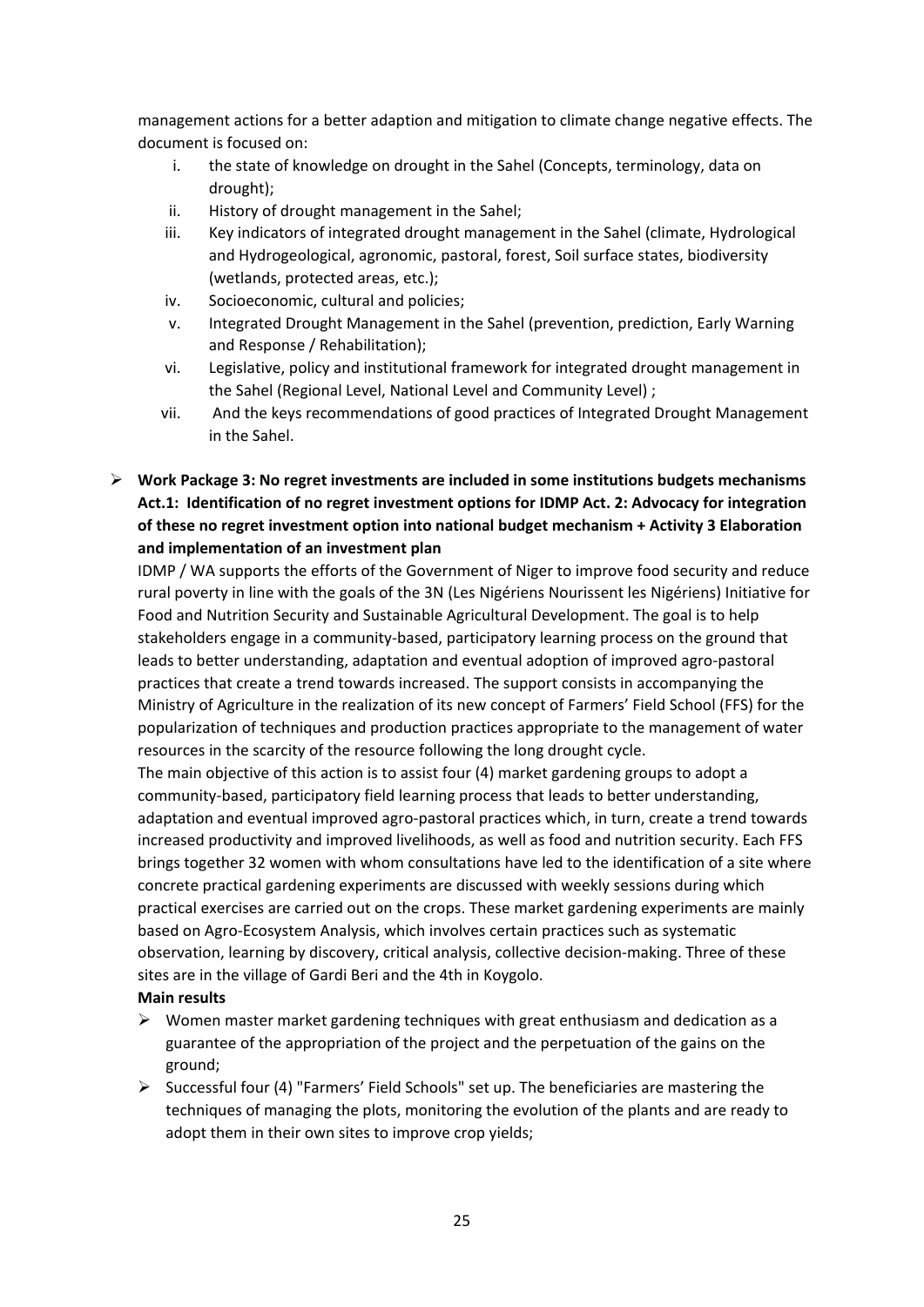management actions for a better adaption and mitigation to climate change negative effects. The document is focused on:

i. the state of knowledge on drought in the Sahel (Concepts, terminology, data on drought);
ii. History of drought management in the Sahel;
iii. Key indicators of integrated drought management in the Sahel (climate, Hydrological and Hydrogeological, agronomic, pastoral, forest, Soil surface states, biodiversity (wetlands, protected areas, etc.);
iv. Socioeconomic, cultural and policies;
v. Integrated Drought Management in the Sahel (prevention, prediction, Early Warning and Response / Rehabilitation);
vi. Legislative, policy and institutional framework for integrated drought management in the Sahel (Regional Level, National Level and Community Level) ;
vii. And the keys recommendations of good practices of Integrated Drought Management in the Sahel.

- **Work Package 3: No regret investments are included in some institutions budgets mechanisms Act.1: Identification of no regret investment options for IDMP Act. 2: Advocacy for integration of these no regret investment option into national budget mechanism + Activity 3 Elaboration and implementation of an investment plan**

  IDMP / WA supports the efforts of the Government of Niger to improve food security and reduce rural poverty in line with the goals of the 3N (Les Nigériens Nourissent les Nigériens) Initiative for Food and Nutrition Security and Sustainable Agricultural Development. The goal is to help stakeholders engage in a community-based, participatory learning process on the ground that leads to better understanding, adaptation and eventual adoption of improved agro-pastoral practices that create a trend towards increased. The support consists in accompanying the Ministry of Agriculture in the realization of its new concept of Farmers' Field School (FFS) for the popularization of techniques and production practices appropriate to the management of water resources in the scarcity of the resource following the long drought cycle.

  The main objective of this action is to assist four (4) market gardening groups to adopt a community-based, participatory field learning process that leads to better understanding, adaptation and eventual improved agro-pastoral practices which, in turn, create a trend towards increased productivity and improved livelihoods, as well as food and nutrition security. Each FFS brings together 32 women with whom consultations have led to the identification of a site where concrete practical gardening experiments are discussed with weekly sessions during which practical exercises are carried out on the crops. These market gardening experiments are mainly based on Agro-Ecosystem Analysis, which involves certain practices such as systematic observation, learning by discovery, critical analysis, collective decision-making. Three of these sites are in the village of Gardi Beri and the 4th in Koygolo.

  **Main results**

  - Women master market gardening techniques with great enthusiasm and dedication as a guarantee of the appropriation of the project and the perpetuation of the gains on the ground;
  - Successful four (4) "Farmers' Field Schools" set up. The beneficiaries are mastering the techniques of managing the plots, monitoring the evolution of the plants and are ready to adopt them in their own sites to improve crop yields;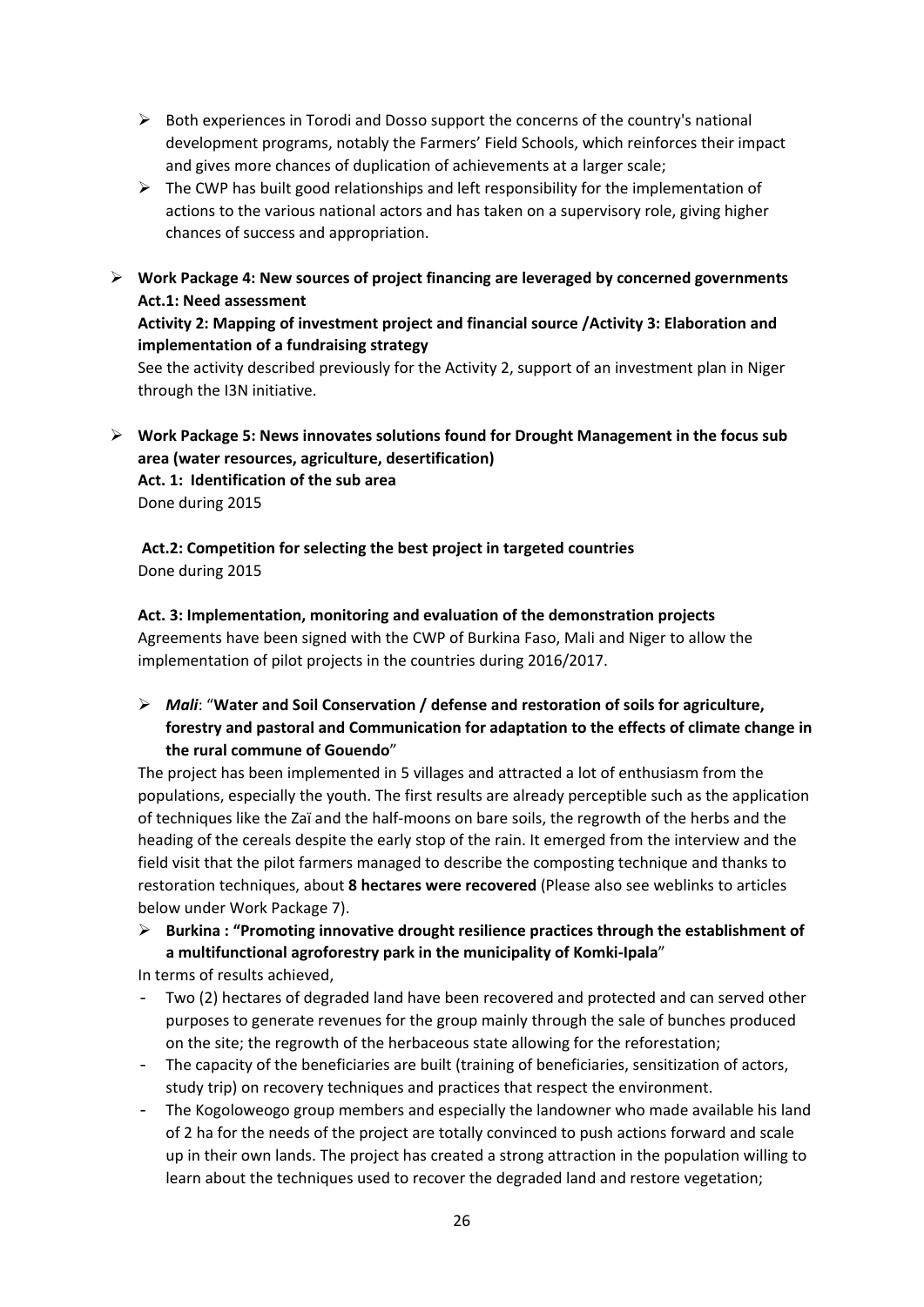- Both experiences in Torodi and Dosso support the concerns of the country's national development programs, notably the Farmers' Field Schools, which reinforces their impact and gives more chances of duplication of achievements at a larger scale;
- The CWP has built good relationships and left responsibility for the implementation of actions to the various national actors and has taken on a supervisory role, giving higher chances of success and appropriation.

- **Work Package 4: New sources of project financing are leveraged by concerned governments**
  **Act.1: Need assessment**
  **Activity 2: Mapping of investment project and financial source /Activity 3: Elaboration and implementation of a fundraising strategy**
  See the activity described previously for the Activity 2, support of an investment plan in Niger through the I3N initiative.

- **Work Package 5: News innovates solutions found for Drought Management in the focus sub area (water resources, agriculture, desertification)**
  **Act. 1: Identification of the sub area**
  Done during 2015

  **Act.2: Competition for selecting the best project in targeted countries**
  Done during 2015

  **Act. 3: Implementation, monitoring and evaluation of the demonstration projects**
  Agreements have been signed with the CWP of Burkina Faso, Mali and Niger to allow the implementation of pilot projects in the countries during 2016/2017.

  - ***Mali***: "**Water and Soil Conservation / defense and restoration of soils for agriculture, forestry and pastoral and Communication for adaptation to the effects of climate change in the rural commune of Gouendo**"

  The project has been implemented in 5 villages and attracted a lot of enthusiasm from the populations, especially the youth. The first results are already perceptible such as the application of techniques like the Zaï and the half-moons on bare soils, the regrowth of the herbs and the heading of the cereals despite the early stop of the rain. It emerged from the interview and the field visit that the pilot farmers managed to describe the composting technique and thanks to restoration techniques, about **8 hectares were recovered** (Please also see weblinks to articles below under Work Package 7).

  - **Burkina : "Promoting innovative drought resilience practices through the establishment of a multifunctional agroforestry park in the municipality of Komki-Ipala**"

  In terms of results achieved,

  - Two (2) hectares of degraded land have been recovered and protected and can served other purposes to generate revenues for the group mainly through the sale of bunches produced on the site; the regrowth of the herbaceous state allowing for the reforestation;
  - The capacity of the beneficiaries are built (training of beneficiaries, sensitization of actors, study trip) on recovery techniques and practices that respect the environment.
  - The Kogoloweogo group members and especially the landowner who made available his land of 2 ha for the needs of the project are totally convinced to push actions forward and scale up in their own lands. The project has created a strong attraction in the population willing to learn about the techniques used to recover the degraded land and restore vegetation;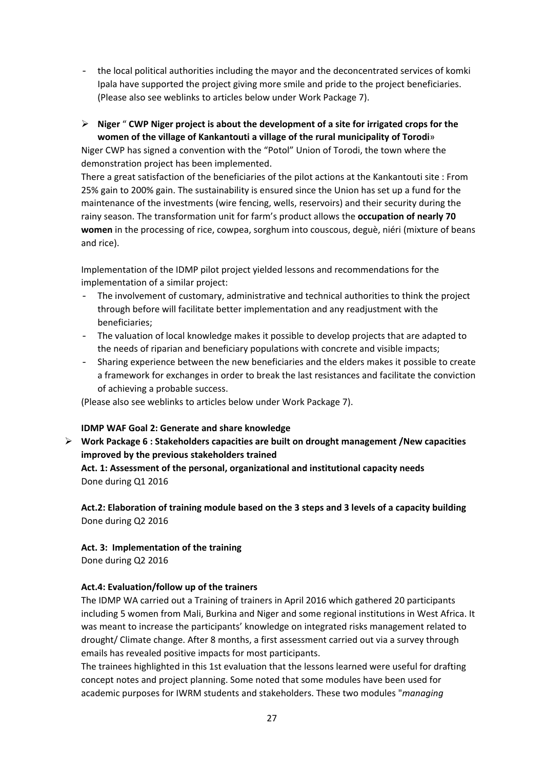- the local political authorities including the mayor and the deconcentrated services of komki Ipala have supported the project giving more smile and pride to the project beneficiaries. (Please also see weblinks to articles below under Work Package 7).

➢ **Niger** " **CWP Niger project is about the development of a site for irrigated crops for the women of the village of Kankantouti a village of the rural municipality of Torodi**»

Niger CWP has signed a convention with the "Potol" Union of Torodi, the town where the demonstration project has been implemented.

There a great satisfaction of the beneficiaries of the pilot actions at the Kankantouti site : From 25% gain to 200% gain. The sustainability is ensured since the Union has set up a fund for the maintenance of the investments (wire fencing, wells, reservoirs) and their security during the rainy season. The transformation unit for farm's product allows the **occupation of nearly 70 women** in the processing of rice, cowpea, sorghum into couscous, deguè, niéri (mixture of beans and rice).

Implementation of the IDMP pilot project yielded lessons and recommendations for the implementation of a similar project:

- The involvement of customary, administrative and technical authorities to think the project through before will facilitate better implementation and any readjustment with the beneficiaries;
- The valuation of local knowledge makes it possible to develop projects that are adapted to the needs of riparian and beneficiary populations with concrete and visible impacts;
- Sharing experience between the new beneficiaries and the elders makes it possible to create a framework for exchanges in order to break the last resistances and facilitate the conviction of achieving a probable success.

(Please also see weblinks to articles below under Work Package 7).

**IDMP WAF Goal 2: Generate and share knowledge**

➢ **Work Package 6 : Stakeholders capacities are built on drought management /New capacities improved by the previous stakeholders trained**

**Act. 1: Assessment of the personal, organizational and institutional capacity needs**
Done during Q1 2016

**Act.2: Elaboration of training module based on the 3 steps and 3 levels of a capacity building**
Done during Q2 2016

**Act. 3: Implementation of the training**
Done during Q2 2016

**Act.4: Evaluation/follow up of the trainers**

The IDMP WA carried out a Training of trainers in April 2016 which gathered 20 participants including 5 women from Mali, Burkina and Niger and some regional institutions in West Africa. It was meant to increase the participants' knowledge on integrated risks management related to drought/ Climate change. After 8 months, a first assessment carried out via a survey through emails has revealed positive impacts for most participants.

The trainees highlighted in this 1st evaluation that the lessons learned were useful for drafting concept notes and project planning. Some noted that some modules have been used for academic purposes for IWRM students and stakeholders. These two modules "*managing*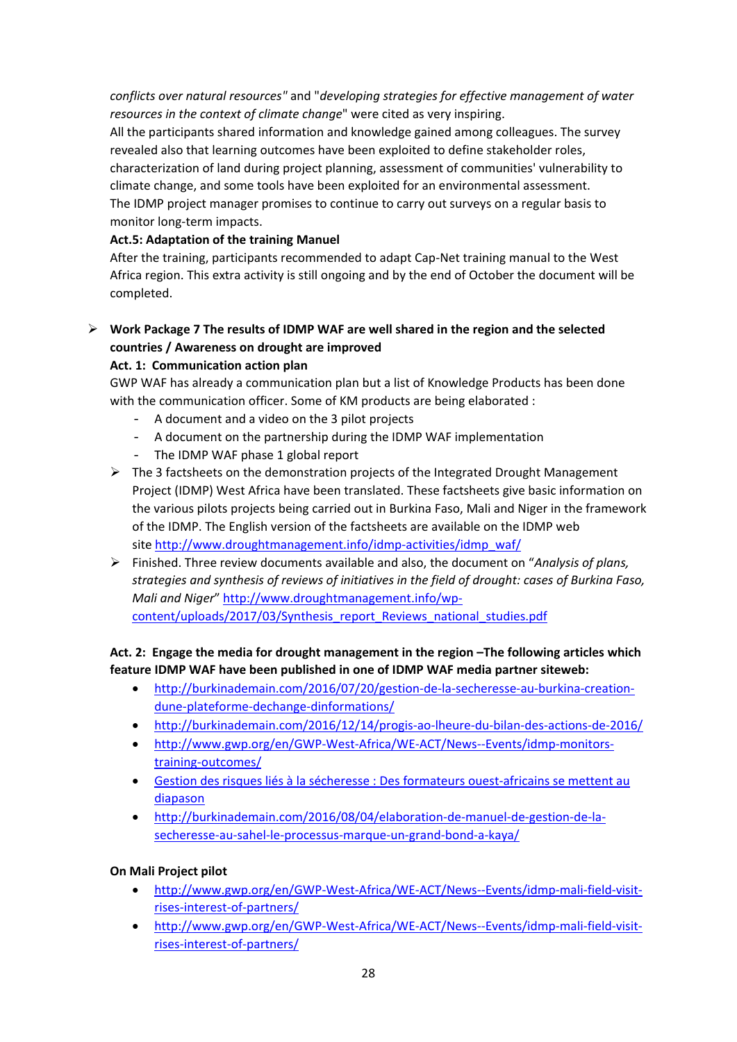*conflicts over natural resources"* and "*developing strategies for effective management of water resources in the context of climate change*" were cited as very inspiring.
All the participants shared information and knowledge gained among colleagues. The survey revealed also that learning outcomes have been exploited to define stakeholder roles, characterization of land during project planning, assessment of communities' vulnerability to climate change, and some tools have been exploited for an environmental assessment.
The IDMP project manager promises to continue to carry out surveys on a regular basis to monitor long-term impacts.

**Act.5: Adaptation of the training Manuel**

After the training, participants recommended to adapt Cap-Net training manual to the West Africa region. This extra activity is still ongoing and by the end of October the document will be completed.

➢ **Work Package 7 The results of IDMP WAF are well shared in the region and the selected countries / Awareness on drought are improved**

**Act. 1: Communication action plan**

GWP WAF has already a communication plan but a list of Knowledge Products has been done with the communication officer. Some of KM products are being elaborated :

- A document and a video on the 3 pilot projects
- A document on the partnership during the IDMP WAF implementation
- The IDMP WAF phase 1 global report

➢ The 3 factsheets on the demonstration projects of the Integrated Drought Management Project (IDMP) West Africa have been translated. These factsheets give basic information on the various pilots projects being carried out in Burkina Faso, Mali and Niger in the framework of the IDMP. The English version of the factsheets are available on the IDMP web site http://www.droughtmanagement.info/idmp-activities/idmp_waf/

➢ Finished. Three review documents available and also, the document on "*Analysis of plans, strategies and synthesis of reviews of initiatives in the field of drought: cases of Burkina Faso, Mali and Niger*" http://www.droughtmanagement.info/wp-content/uploads/2017/03/Synthesis_report_Reviews_national_studies.pdf

**Act. 2: Engage the media for drought management in the region –The following articles which feature IDMP WAF have been published in one of IDMP WAF media partner siteweb:**

- http://burkinademain.com/2016/07/20/gestion-de-la-secheresse-au-burkina-creation-dune-plateforme-dechange-dinformations/
- http://burkinademain.com/2016/12/14/progis-ao-lheure-du-bilan-des-actions-de-2016/
- http://www.gwp.org/en/GWP-West-Africa/WE-ACT/News--Events/idmp-monitors-training-outcomes/
- Gestion des risques liés à la sécheresse : Des formateurs ouest-africains se mettent au diapason
- http://burkinademain.com/2016/08/04/elaboration-de-manuel-de-gestion-de-la-secheresse-au-sahel-le-processus-marque-un-grand-bond-a-kaya/

**On Mali Project pilot**

- http://www.gwp.org/en/GWP-West-Africa/WE-ACT/News--Events/idmp-mali-field-visit-rises-interest-of-partners/
- http://www.gwp.org/en/GWP-West-Africa/WE-ACT/News--Events/idmp-mali-field-visit-rises-interest-of-partners/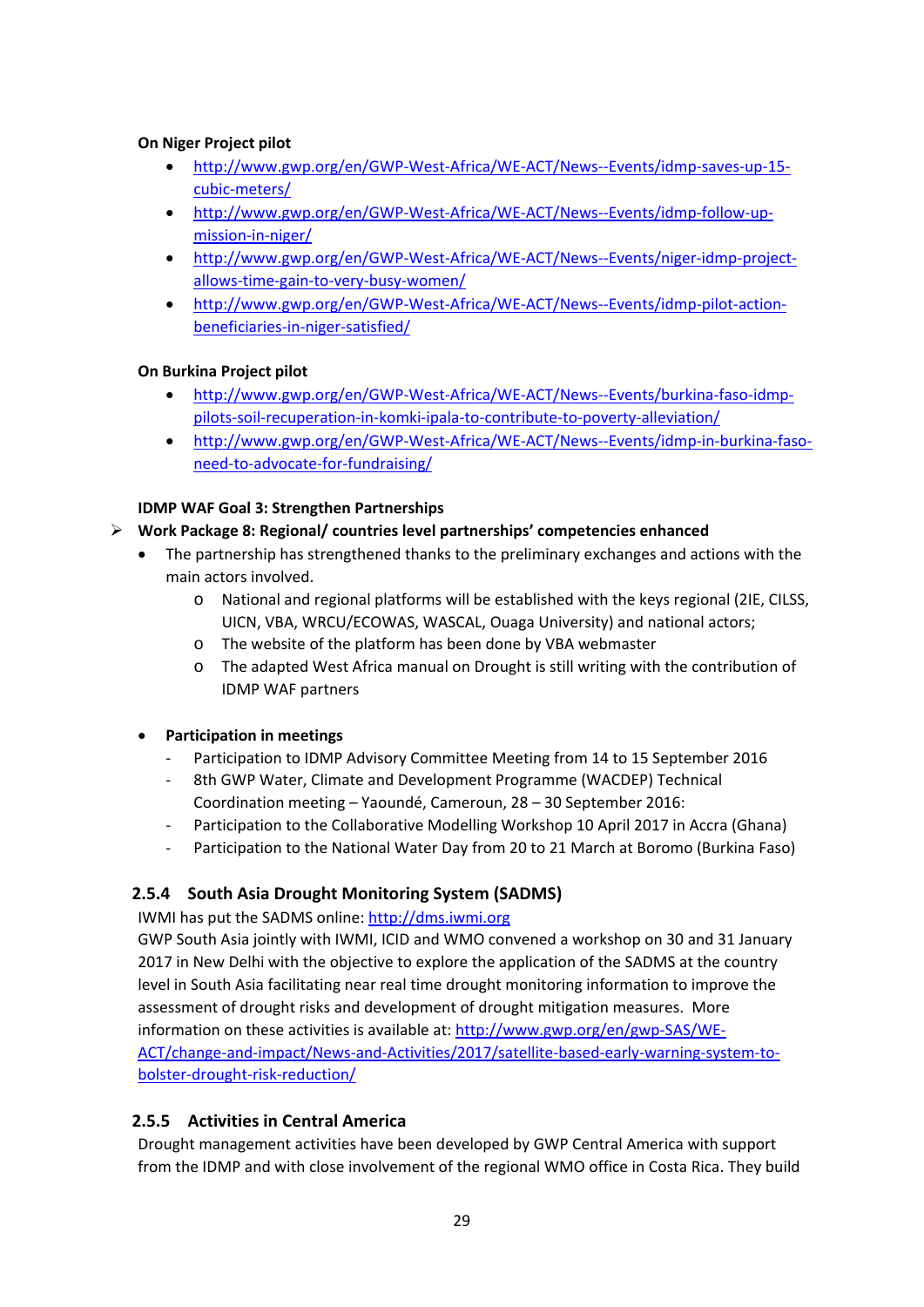**On Niger Project pilot**

- http://www.gwp.org/en/GWP-West-Africa/WE-ACT/News--Events/idmp-saves-up-15-cubic-meters/
- http://www.gwp.org/en/GWP-West-Africa/WE-ACT/News--Events/idmp-follow-up-mission-in-niger/
- http://www.gwp.org/en/GWP-West-Africa/WE-ACT/News--Events/niger-idmp-project-allows-time-gain-to-very-busy-women/
- http://www.gwp.org/en/GWP-West-Africa/WE-ACT/News--Events/idmp-pilot-action-beneficiaries-in-niger-satisfied/

**On Burkina Project pilot**

- http://www.gwp.org/en/GWP-West-Africa/WE-ACT/News--Events/burkina-faso-idmp-pilots-soil-recuperation-in-komki-ipala-to-contribute-to-poverty-alleviation/
- http://www.gwp.org/en/GWP-West-Africa/WE-ACT/News--Events/idmp-in-burkina-faso-need-to-advocate-for-fundraising/

**IDMP WAF Goal 3: Strengthen Partnerships**

- **Work Package 8: Regional/ countries level partnerships' competencies enhanced**
  - The partnership has strengthened thanks to the preliminary exchanges and actions with the main actors involved.
    - National and regional platforms will be established with the keys regional (2IE, CILSS, UICN, VBA, WRCU/ECOWAS, WASCAL, Ouaga University) and national actors;
    - The website of the platform has been done by VBA webmaster
    - The adapted West Africa manual on Drought is still writing with the contribution of IDMP WAF partners

  - **Participation in meetings**
    - Participation to IDMP Advisory Committee Meeting from 14 to 15 September 2016
    - 8th GWP Water, Climate and Development Programme (WACDEP) Technical Coordination meeting – Yaoundé, Cameroun, 28 – 30 September 2016:
    - Participation to the Collaborative Modelling Workshop 10 April 2017 in Accra (Ghana)
    - Participation to the National Water Day from 20 to 21 March at Boromo (Burkina Faso)

### 2.5.4 South Asia Drought Monitoring System (SADMS)

IWMI has put the SADMS online: http://dms.iwmi.org

GWP South Asia jointly with IWMI, ICID and WMO convened a workshop on 30 and 31 January 2017 in New Delhi with the objective to explore the application of the SADMS at the country level in South Asia facilitating near real time drought monitoring information to improve the assessment of drought risks and development of drought mitigation measures. More information on these activities is available at: http://www.gwp.org/en/gwp-SAS/WE-ACT/change-and-impact/News-and-Activities/2017/satellite-based-early-warning-system-to-bolster-drought-risk-reduction/

### 2.5.5 Activities in Central America

Drought management activities have been developed by GWP Central America with support from the IDMP and with close involvement of the regional WMO office in Costa Rica. They build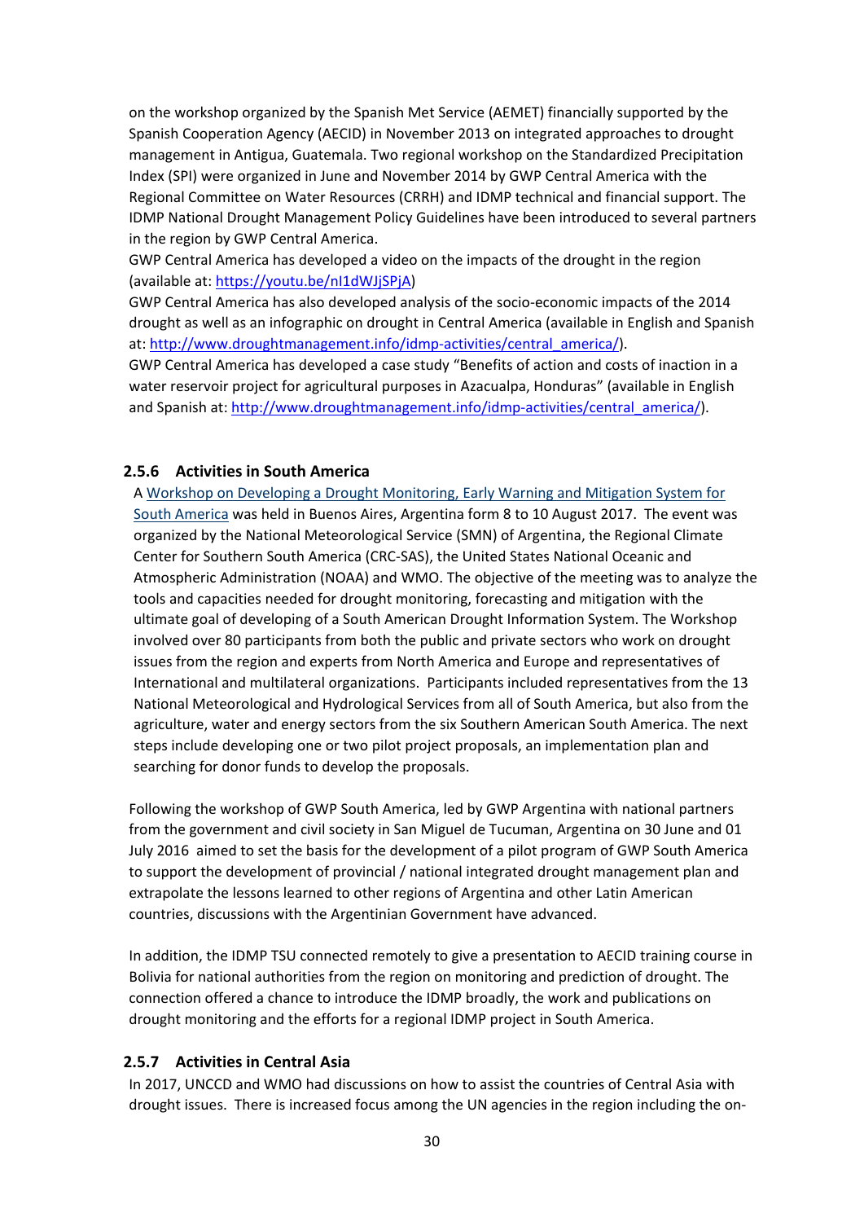on the workshop organized by the Spanish Met Service (AEMET) financially supported by the Spanish Cooperation Agency (AECID) in November 2013 on integrated approaches to drought management in Antigua, Guatemala. Two regional workshop on the Standardized Precipitation Index (SPI) were organized in June and November 2014 by GWP Central America with the Regional Committee on Water Resources (CRRH) and IDMP technical and financial support. The IDMP National Drought Management Policy Guidelines have been introduced to several partners in the region by GWP Central America.

GWP Central America has developed a video on the impacts of the drought in the region (available at: [https://youtu.be/nI1dWJjSPjA](https://youtu.be/nI1dWJjSPjA))

GWP Central America has also developed analysis of the socio-economic impacts of the 2014 drought as well as an infographic on drought in Central America (available in English and Spanish at: [http://www.droughtmanagement.info/idmp-activities/central_america/](http://www.droughtmanagement.info/idmp-activities/central_america/)).

GWP Central America has developed a case study "Benefits of action and costs of inaction in a water reservoir project for agricultural purposes in Azacualpa, Honduras" (available in English and Spanish at: [http://www.droughtmanagement.info/idmp-activities/central_america/](http://www.droughtmanagement.info/idmp-activities/central_america/)).

### 2.5.6 Activities in South America

A [Workshop on Developing a Drought Monitoring, Early Warning and Mitigation System for South America](#) was held in Buenos Aires, Argentina form 8 to 10 August 2017. The event was organized by the National Meteorological Service (SMN) of Argentina, the Regional Climate Center for Southern South America (CRC-SAS), the United States National Oceanic and Atmospheric Administration (NOAA) and WMO. The objective of the meeting was to analyze the tools and capacities needed for drought monitoring, forecasting and mitigation with the ultimate goal of developing of a South American Drought Information System. The Workshop involved over 80 participants from both the public and private sectors who work on drought issues from the region and experts from North America and Europe and representatives of International and multilateral organizations. Participants included representatives from the 13 National Meteorological and Hydrological Services from all of South America, but also from the agriculture, water and energy sectors from the six Southern American South America. The next steps include developing one or two pilot project proposals, an implementation plan and searching for donor funds to develop the proposals.

Following the workshop of GWP South America, led by GWP Argentina with national partners from the government and civil society in San Miguel de Tucuman, Argentina on 30 June and 01 July 2016 aimed to set the basis for the development of a pilot program of GWP South America to support the development of provincial / national integrated drought management plan and extrapolate the lessons learned to other regions of Argentina and other Latin American countries, discussions with the Argentinian Government have advanced.

In addition, the IDMP TSU connected remotely to give a presentation to AECID training course in Bolivia for national authorities from the region on monitoring and prediction of drought. The connection offered a chance to introduce the IDMP broadly, the work and publications on drought monitoring and the efforts for a regional IDMP project in South America.

### 2.5.7 Activities in Central Asia

In 2017, UNCCD and WMO had discussions on how to assist the countries of Central Asia with drought issues. There is increased focus among the UN agencies in the region including the on-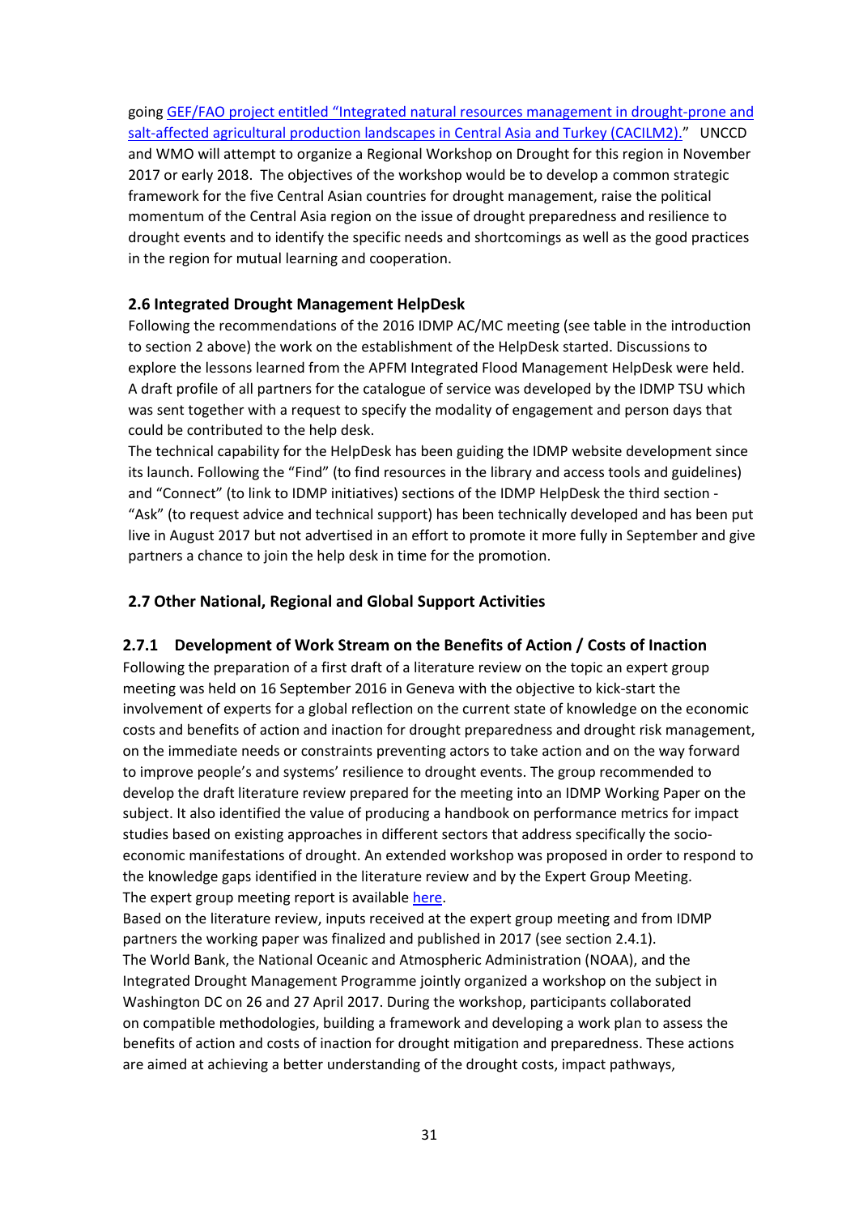going GEF/FAO project entitled "Integrated natural resources management in drought-prone and salt-affected agricultural production landscapes in Central Asia and Turkey (CACILM2)." UNCCD and WMO will attempt to organize a Regional Workshop on Drought for this region in November 2017 or early 2018. The objectives of the workshop would be to develop a common strategic framework for the five Central Asian countries for drought management, raise the political momentum of the Central Asia region on the issue of drought preparedness and resilience to drought events and to identify the specific needs and shortcomings as well as the good practices in the region for mutual learning and cooperation.

### 2.6 Integrated Drought Management HelpDesk

Following the recommendations of the 2016 IDMP AC/MC meeting (see table in the introduction to section 2 above) the work on the establishment of the HelpDesk started. Discussions to explore the lessons learned from the APFM Integrated Flood Management HelpDesk were held. A draft profile of all partners for the catalogue of service was developed by the IDMP TSU which was sent together with a request to specify the modality of engagement and person days that could be contributed to the help desk.

The technical capability for the HelpDesk has been guiding the IDMP website development since its launch. Following the "Find" (to find resources in the library and access tools and guidelines) and "Connect" (to link to IDMP initiatives) sections of the IDMP HelpDesk the third section - "Ask" (to request advice and technical support) has been technically developed and has been put live in August 2017 but not advertised in an effort to promote it more fully in September and give partners a chance to join the help desk in time for the promotion.

### 2.7 Other National, Regional and Global Support Activities

#### 2.7.1 Development of Work Stream on the Benefits of Action / Costs of Inaction

Following the preparation of a first draft of a literature review on the topic an expert group meeting was held on 16 September 2016 in Geneva with the objective to kick-start the involvement of experts for a global reflection on the current state of knowledge on the economic costs and benefits of action and inaction for drought preparedness and drought risk management, on the immediate needs or constraints preventing actors to take action and on the way forward to improve people's and systems' resilience to drought events. The group recommended to develop the draft literature review prepared for the meeting into an IDMP Working Paper on the subject. It also identified the value of producing a handbook on performance metrics for impact studies based on existing approaches in different sectors that address specifically the socio-economic manifestations of drought. An extended workshop was proposed in order to respond to the knowledge gaps identified in the literature review and by the Expert Group Meeting. The expert group meeting report is available here.

Based on the literature review, inputs received at the expert group meeting and from IDMP partners the working paper was finalized and published in 2017 (see section 2.4.1).

The World Bank, the National Oceanic and Atmospheric Administration (NOAA), and the Integrated Drought Management Programme jointly organized a workshop on the subject in Washington DC on 26 and 27 April 2017. During the workshop, participants collaborated on compatible methodologies, building a framework and developing a work plan to assess the benefits of action and costs of inaction for drought mitigation and preparedness. These actions are aimed at achieving a better understanding of the drought costs, impact pathways,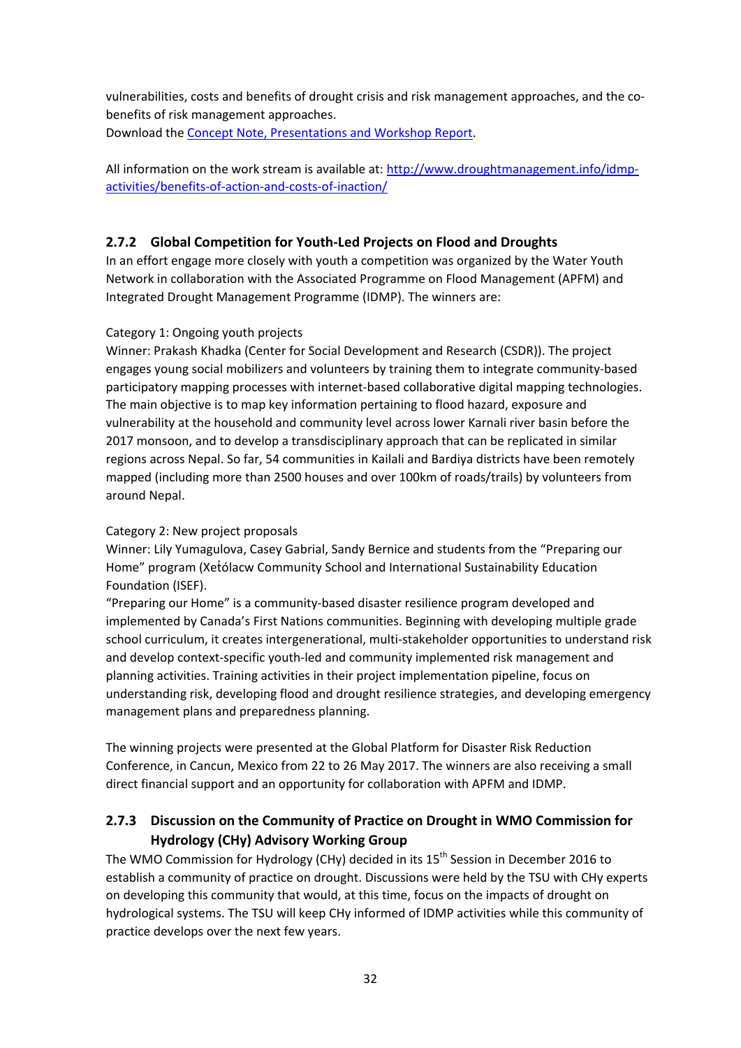vulnerabilities, costs and benefits of drought crisis and risk management approaches, and the co-benefits of risk management approaches.
Download the Concept Note, Presentations and Workshop Report.

All information on the work stream is available at: http://www.droughtmanagement.info/idmp-activities/benefits-of-action-and-costs-of-inaction/

### 2.7.2 Global Competition for Youth-Led Projects on Flood and Droughts

In an effort engage more closely with youth a competition was organized by the Water Youth Network in collaboration with the Associated Programme on Flood Management (APFM) and Integrated Drought Management Programme (IDMP). The winners are:

Category 1: Ongoing youth projects
Winner: Prakash Khadka (Center for Social Development and Research (CSDR)). The project engages young social mobilizers and volunteers by training them to integrate community-based participatory mapping processes with internet-based collaborative digital mapping technologies. The main objective is to map key information pertaining to flood hazard, exposure and vulnerability at the household and community level across lower Karnali river basin before the 2017 monsoon, and to develop a transdisciplinary approach that can be replicated in similar regions across Nepal. So far, 54 communities in Kailali and Bardiya districts have been remotely mapped (including more than 2500 houses and over 100km of roads/trails) by volunteers from around Nepal.

Category 2: New project proposals
Winner: Lily Yumagulova, Casey Gabrial, Sandy Bernice and students from the "Preparing our Home" program (Xet́ólacw Community School and International Sustainability Education Foundation (ISEF).
"Preparing our Home" is a community-based disaster resilience program developed and implemented by Canada's First Nations communities. Beginning with developing multiple grade school curriculum, it creates intergenerational, multi-stakeholder opportunities to understand risk and develop context-specific youth-led and community implemented risk management and planning activities. Training activities in their project implementation pipeline, focus on understanding risk, developing flood and drought resilience strategies, and developing emergency management plans and preparedness planning.

The winning projects were presented at the Global Platform for Disaster Risk Reduction Conference, in Cancun, Mexico from 22 to 26 May 2017. The winners are also receiving a small direct financial support and an opportunity for collaboration with APFM and IDMP.

### 2.7.3 Discussion on the Community of Practice on Drought in WMO Commission for Hydrology (CHy) Advisory Working Group

The WMO Commission for Hydrology (CHy) decided in its 15th Session in December 2016 to establish a community of practice on drought. Discussions were held by the TSU with CHy experts on developing this community that would, at this time, focus on the impacts of drought on hydrological systems. The TSU will keep CHy informed of IDMP activities while this community of practice develops over the next few years.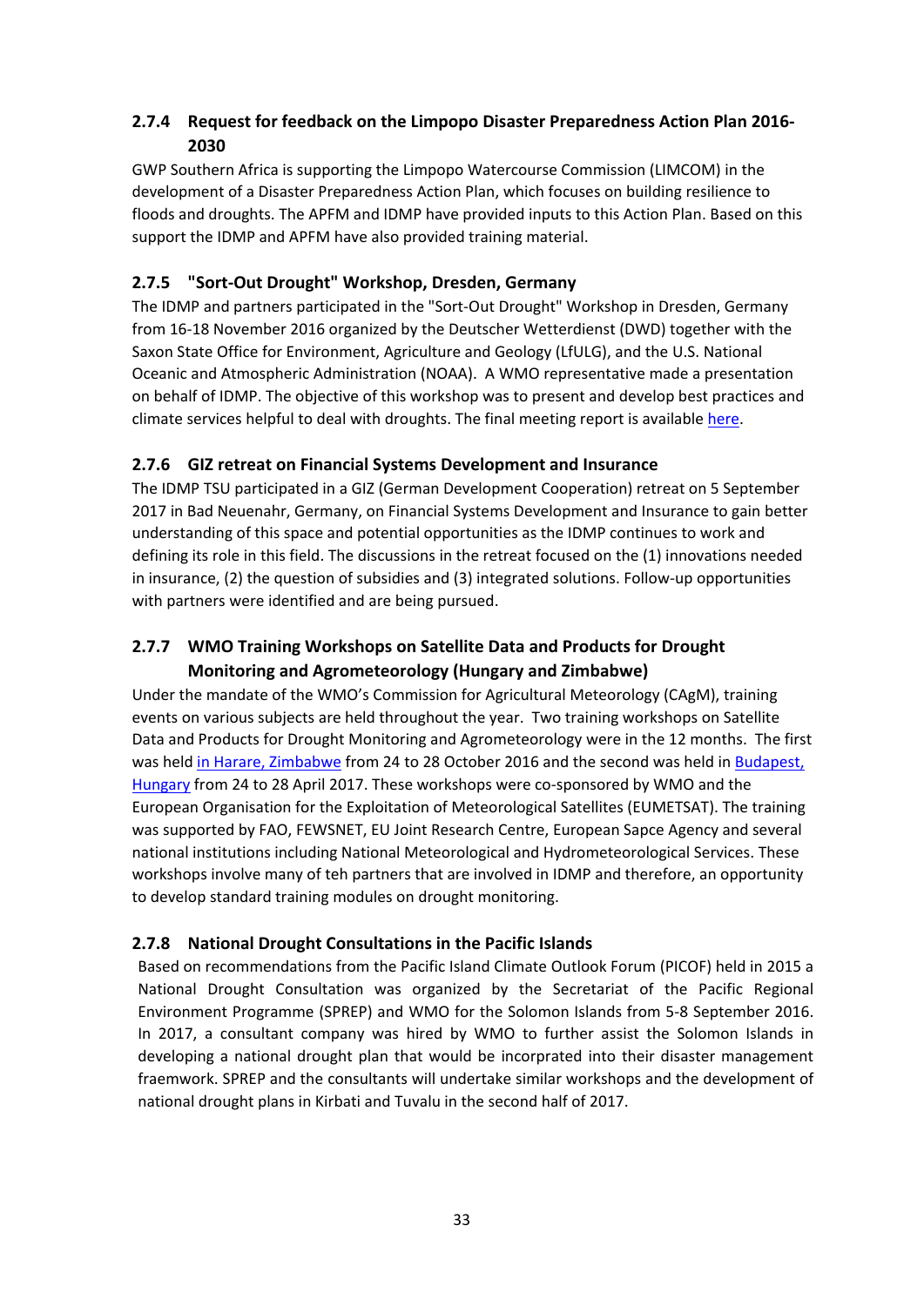### 2.7.4 Request for feedback on the Limpopo Disaster Preparedness Action Plan 2016-2030

GWP Southern Africa is supporting the Limpopo Watercourse Commission (LIMCOM) in the development of a Disaster Preparedness Action Plan, which focuses on building resilience to floods and droughts. The APFM and IDMP have provided inputs to this Action Plan. Based on this support the IDMP and APFM have also provided training material.

### 2.7.5 "Sort-Out Drought" Workshop, Dresden, Germany

The IDMP and partners participated in the "Sort-Out Drought" Workshop in Dresden, Germany from 16-18 November 2016 organized by the Deutscher Wetterdienst (DWD) together with the Saxon State Office for Environment, Agriculture and Geology (LfULG), and the U.S. National Oceanic and Atmospheric Administration (NOAA). A WMO representative made a presentation on behalf of IDMP. The objective of this workshop was to present and develop best practices and climate services helpful to deal with droughts. The final meeting report is available here.

### 2.7.6 GIZ retreat on Financial Systems Development and Insurance

The IDMP TSU participated in a GIZ (German Development Cooperation) retreat on 5 September 2017 in Bad Neuenahr, Germany, on Financial Systems Development and Insurance to gain better understanding of this space and potential opportunities as the IDMP continues to work and defining its role in this field. The discussions in the retreat focused on the (1) innovations needed in insurance, (2) the question of subsidies and (3) integrated solutions. Follow-up opportunities with partners were identified and are being pursued.

### 2.7.7 WMO Training Workshops on Satellite Data and Products for Drought Monitoring and Agrometeorology (Hungary and Zimbabwe)

Under the mandate of the WMO's Commission for Agricultural Meteorology (CAgM), training events on various subjects are held throughout the year. Two training workshops on Satellite Data and Products for Drought Monitoring and Agrometeorology were in the 12 months. The first was held in Harare, Zimbabwe from 24 to 28 October 2016 and the second was held in Budapest, Hungary from 24 to 28 April 2017. These workshops were co-sponsored by WMO and the European Organisation for the Exploitation of Meteorological Satellites (EUMETSAT). The training was supported by FAO, FEWSNET, EU Joint Research Centre, European Sapce Agency and several national institutions including National Meteorological and Hydrometeorological Services. These workshops involve many of teh partners that are involved in IDMP and therefore, an opportunity to develop standard training modules on drought monitoring.

### 2.7.8 National Drought Consultations in the Pacific Islands

Based on recommendations from the Pacific Island Climate Outlook Forum (PICOF) held in 2015 a National Drought Consultation was organized by the Secretariat of the Pacific Regional Environment Programme (SPREP) and WMO for the Solomon Islands from 5-8 September 2016. In 2017, a consultant company was hired by WMO to further assist the Solomon Islands in developing a national drought plan that would be incroprated into their disaster management fraemwork. SPREP and the consultants will undertake similar workshops and the development of national drought plans in Kirbati and Tuvalu in the second half of 2017.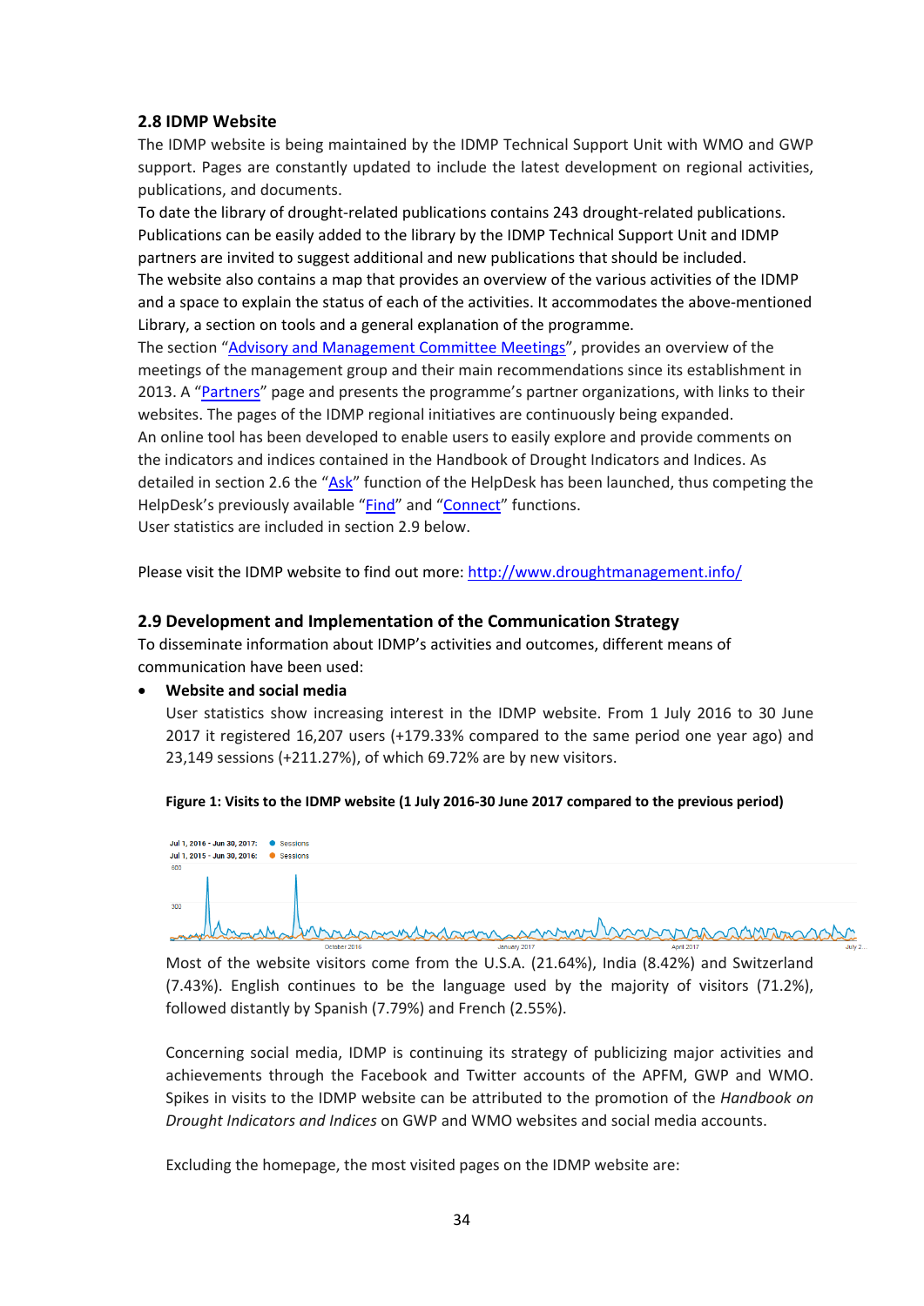## 2.8 IDMP Website

The IDMP website is being maintained by the IDMP Technical Support Unit with WMO and GWP support. Pages are constantly updated to include the latest development on regional activities, publications, and documents.

To date the library of drought-related publications contains 243 drought-related publications. Publications can be easily added to the library by the IDMP Technical Support Unit and IDMP partners are invited to suggest additional and new publications that should be included.

The website also contains a map that provides an overview of the various activities of the IDMP and a space to explain the status of each of the activities. It accommodates the above-mentioned Library, a section on tools and a general explanation of the programme.

The section "Advisory and Management Committee Meetings", provides an overview of the meetings of the management group and their main recommendations since its establishment in 2013. A "Partners" page and presents the programme's partner organizations, with links to their websites. The pages of the IDMP regional initiatives are continuously being expanded.

An online tool has been developed to enable users to easily explore and provide comments on the indicators and indices contained in the Handbook of Drought Indicators and Indices. As detailed in section 2.6 the "Ask" function of the HelpDesk has been launched, thus competing the HelpDesk's previously available "Find" and "Connect" functions.

User statistics are included in section 2.9 below.

Please visit the IDMP website to find out more: http://www.droughtmanagement.info/

## 2.9 Development and Implementation of the Communication Strategy

To disseminate information about IDMP's activities and outcomes, different means of communication have been used:

- **Website and social media**

  User statistics show increasing interest in the IDMP website. From 1 July 2016 to 30 June 2017 it registered 16,207 users (+179.33% compared to the same period one year ago) and 23,149 sessions (+211.27%), of which 69.72% are by new visitors.

  **Figure 1: Visits to the IDMP website (1 July 2016-30 June 2017 compared to the previous period)**

  Most of the website visitors come from the U.S.A. (21.64%), India (8.42%) and Switzerland (7.43%). English continues to be the language used by the majority of visitors (71.2%), followed distantly by Spanish (7.79%) and French (2.55%).

  Concerning social media, IDMP is continuing its strategy of publicizing major activities and achievements through the Facebook and Twitter accounts of the APFM, GWP and WMO. Spikes in visits to the IDMP website can be attributed to the promotion of the *Handbook on Drought Indicators and Indices* on GWP and WMO websites and social media accounts.

  Excluding the homepage, the most visited pages on the IDMP website are: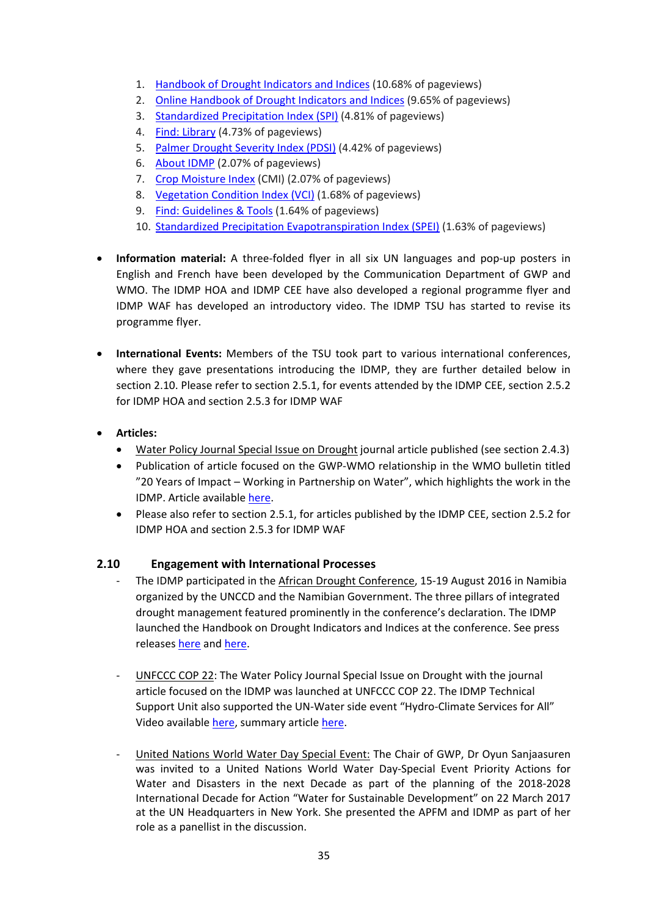1. Handbook of Drought Indicators and Indices (10.68% of pageviews)
2. Online Handbook of Drought Indicators and Indices (9.65% of pageviews)
3. Standardized Precipitation Index (SPI) (4.81% of pageviews)
4. Find: Library (4.73% of pageviews)
5. Palmer Drought Severity Index (PDSI) (4.42% of pageviews)
6. About IDMP (2.07% of pageviews)
7. Crop Moisture Index (CMI) (2.07% of pageviews)
8. Vegetation Condition Index (VCI) (1.68% of pageviews)
9. Find: Guidelines & Tools (1.64% of pageviews)
10. Standardized Precipitation Evapotranspiration Index (SPEI) (1.63% of pageviews)

- **Information material:** A three-folded flyer in all six UN languages and pop-up posters in English and French have been developed by the Communication Department of GWP and WMO. The IDMP HOA and IDMP CEE have also developed a regional programme flyer and IDMP WAF has developed an introductory video. The IDMP TSU has started to revise its programme flyer.

- **International Events:** Members of the TSU took part to various international conferences, where they gave presentations introducing the IDMP, they are further detailed below in section 2.10. Please refer to section 2.5.1, for events attended by the IDMP CEE, section 2.5.2 for IDMP HOA and section 2.5.3 for IDMP WAF

- **Articles:**
  - Water Policy Journal Special Issue on Drought journal article published (see section 2.4.3)
  - Publication of article focused on the GWP-WMO relationship in the WMO bulletin titled "20 Years of Impact – Working in Partnership on Water", which highlights the work in the IDMP. Article available here.
  - Please also refer to section 2.5.1, for articles published by the IDMP CEE, section 2.5.2 for IDMP HOA and section 2.5.3 for IDMP WAF

## 2.10 Engagement with International Processes

- The IDMP participated in the African Drought Conference, 15-19 August 2016 in Namibia organized by the UNCCD and the Namibian Government. The three pillars of integrated drought management featured prominently in the conference's declaration. The IDMP launched the Handbook on Drought Indicators and Indices at the conference. See press releases here and here.

- UNFCCC COP 22: The Water Policy Journal Special Issue on Drought with the journal article focused on the IDMP was launched at UNFCCC COP 22. The IDMP Technical Support Unit also supported the UN-Water side event "Hydro-Climate Services for All" Video available here, summary article here.

- United Nations World Water Day Special Event: The Chair of GWP, Dr Oyun Sanjaasuren was invited to a United Nations World Water Day-Special Event Priority Actions for Water and Disasters in the next Decade as part of the planning of the 2018-2028 International Decade for Action "Water for Sustainable Development" on 22 March 2017 at the UN Headquarters in New York. She presented the APFM and IDMP as part of her role as a panellist in the discussion.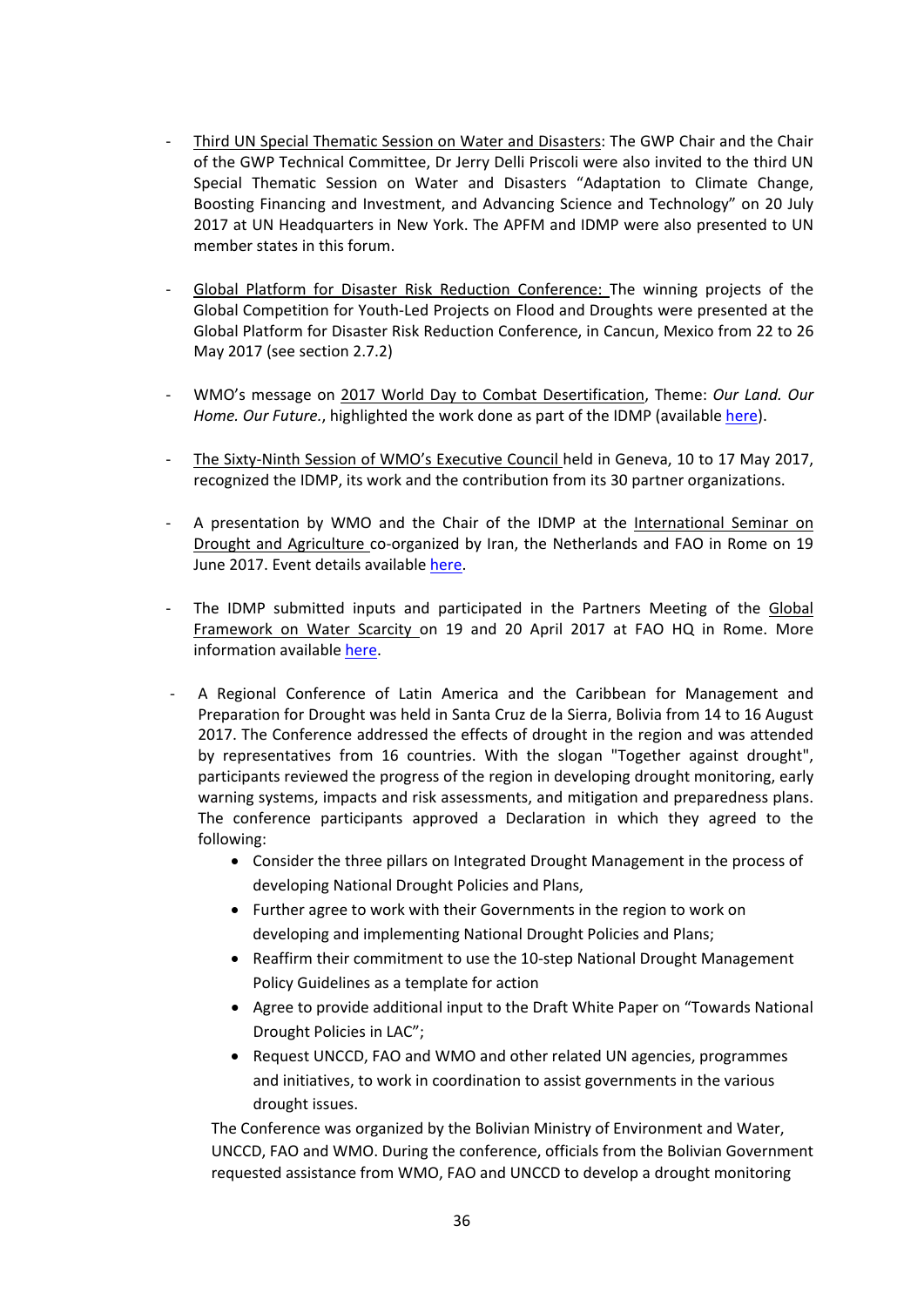- Third UN Special Thematic Session on Water and Disasters: The GWP Chair and the Chair of the GWP Technical Committee, Dr Jerry Delli Priscoli were also invited to the third UN Special Thematic Session on Water and Disasters "Adaptation to Climate Change, Boosting Financing and Investment, and Advancing Science and Technology" on 20 July 2017 at UN Headquarters in New York. The APFM and IDMP were also presented to UN member states in this forum.

- Global Platform for Disaster Risk Reduction Conference: The winning projects of the Global Competition for Youth-Led Projects on Flood and Droughts were presented at the Global Platform for Disaster Risk Reduction Conference, in Cancun, Mexico from 22 to 26 May 2017 (see section 2.7.2)

- WMO's message on 2017 World Day to Combat Desertification, Theme: *Our Land. Our Home. Our Future.*, highlighted the work done as part of the IDMP (available here).

- The Sixty-Ninth Session of WMO's Executive Council held in Geneva, 10 to 17 May 2017, recognized the IDMP, its work and the contribution from its 30 partner organizations.

- A presentation by WMO and the Chair of the IDMP at the International Seminar on Drought and Agriculture co-organized by Iran, the Netherlands and FAO in Rome on 19 June 2017. Event details available here.

- The IDMP submitted inputs and participated in the Partners Meeting of the Global Framework on Water Scarcity on 19 and 20 April 2017 at FAO HQ in Rome. More information available here.

- A Regional Conference of Latin America and the Caribbean for Management and Preparation for Drought was held in Santa Cruz de la Sierra, Bolivia from 14 to 16 August 2017. The Conference addressed the effects of drought in the region and was attended by representatives from 16 countries. With the slogan "Together against drought", participants reviewed the progress of the region in developing drought monitoring, early warning systems, impacts and risk assessments, and mitigation and preparedness plans. The conference participants approved a Declaration in which they agreed to the following:
    - Consider the three pillars on Integrated Drought Management in the process of developing National Drought Policies and Plans,
    - Further agree to work with their Governments in the region to work on developing and implementing National Drought Policies and Plans;
    - Reaffirm their commitment to use the 10-step National Drought Management Policy Guidelines as a template for action
    - Agree to provide additional input to the Draft White Paper on "Towards National Drought Policies in LAC";
    - Request UNCCD, FAO and WMO and other related UN agencies, programmes and initiatives, to work in coordination to assist governments in the various drought issues.

  The Conference was organized by the Bolivian Ministry of Environment and Water, UNCCD, FAO and WMO. During the conference, officials from the Bolivian Government requested assistance from WMO, FAO and UNCCD to develop a drought monitoring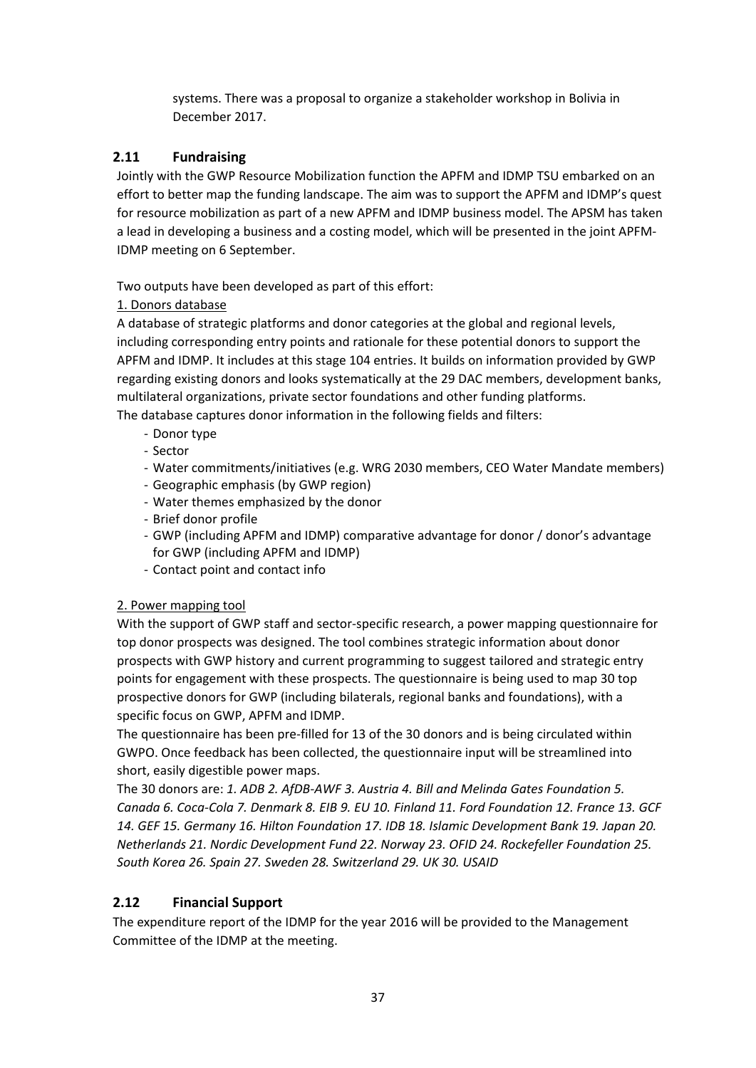systems. There was a proposal to organize a stakeholder workshop in Bolivia in December 2017.

## 2.11 Fundraising

Jointly with the GWP Resource Mobilization function the APFM and IDMP TSU embarked on an effort to better map the funding landscape. The aim was to support the APFM and IDMP's quest for resource mobilization as part of a new APFM and IDMP business model. The APSM has taken a lead in developing a business and a costing model, which will be presented in the joint APFM-IDMP meeting on 6 September.

Two outputs have been developed as part of this effort:

1. Donors database

A database of strategic platforms and donor categories at the global and regional levels, including corresponding entry points and rationale for these potential donors to support the APFM and IDMP. It includes at this stage 104 entries. It builds on information provided by GWP regarding existing donors and looks systematically at the 29 DAC members, development banks, multilateral organizations, private sector foundations and other funding platforms.
The database captures donor information in the following fields and filters:

- Donor type
- Sector
- Water commitments/initiatives (e.g. WRG 2030 members, CEO Water Mandate members)
- Geographic emphasis (by GWP region)
- Water themes emphasized by the donor
- Brief donor profile
- GWP (including APFM and IDMP) comparative advantage for donor / donor's advantage for GWP (including APFM and IDMP)
- Contact point and contact info

2. Power mapping tool

With the support of GWP staff and sector-specific research, a power mapping questionnaire for top donor prospects was designed. The tool combines strategic information about donor prospects with GWP history and current programming to suggest tailored and strategic entry points for engagement with these prospects. The questionnaire is being used to map 30 top prospective donors for GWP (including bilaterals, regional banks and foundations), with a specific focus on GWP, APFM and IDMP.
The questionnaire has been pre-filled for 13 of the 30 donors and is being circulated within GWPO. Once feedback has been collected, the questionnaire input will be streamlined into short, easily digestible power maps.
The 30 donors are: *1. ADB 2. AfDB-AWF 3. Austria 4. Bill and Melinda Gates Foundation 5. Canada 6. Coca-Cola 7. Denmark 8. EIB 9. EU 10. Finland 11. Ford Foundation 12. France 13. GCF 14. GEF 15. Germany 16. Hilton Foundation 17. IDB 18. Islamic Development Bank 19. Japan 20. Netherlands 21. Nordic Development Fund 22. Norway 23. OFID 24. Rockefeller Foundation 25. South Korea 26. Spain 27. Sweden 28. Switzerland 29. UK 30. USAID*

## 2.12 Financial Support

The expenditure report of the IDMP for the year 2016 will be provided to the Management Committee of the IDMP at the meeting.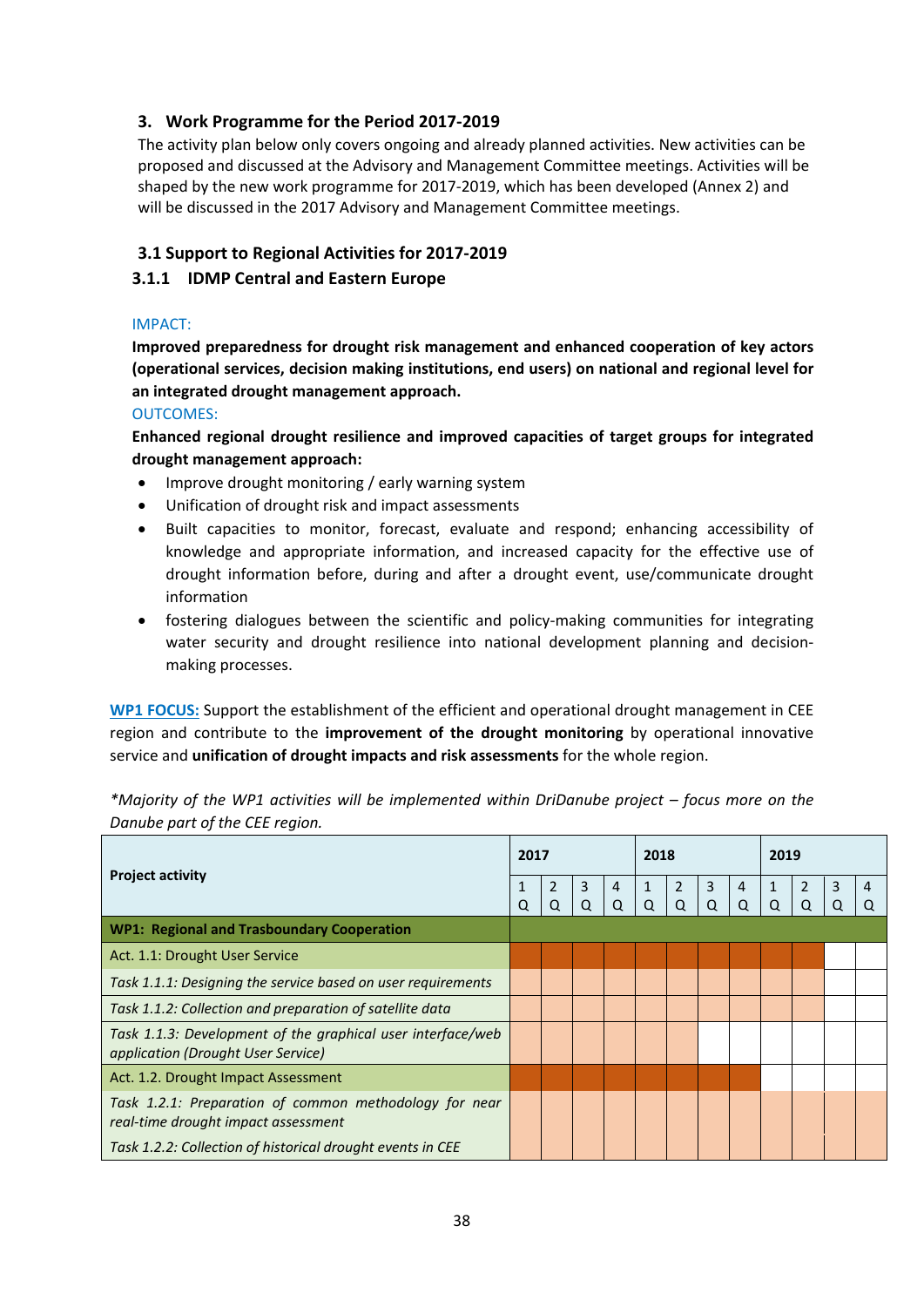## 3. Work Programme for the Period 2017-2019

The activity plan below only covers ongoing and already planned activities. New activities can be proposed and discussed at the Advisory and Management Committee meetings. Activities will be shaped by the new work programme for 2017-2019, which has been developed (Annex 2) and will be discussed in the 2017 Advisory and Management Committee meetings.

### 3.1 Support to Regional Activities for 2017-2019

#### 3.1.1 IDMP Central and Eastern Europe

IMPACT:

**Improved preparedness for drought risk management and enhanced cooperation of key actors (operational services, decision making institutions, end users) on national and regional level for an integrated drought management approach.**

OUTCOMES:

**Enhanced regional drought resilience and improved capacities of target groups for integrated drought management approach:**

- Improve drought monitoring / early warning system
- Unification of drought risk and impact assessments
- Built capacities to monitor, forecast, evaluate and respond; enhancing accessibility of knowledge and appropriate information, and increased capacity for the effective use of drought information before, during and after a drought event, use/communicate drought information
- fostering dialogues between the scientific and policy-making communities for integrating water security and drought resilience into national development planning and decision-making processes.

**WP1 FOCUS:** Support the establishment of the efficient and operational drought management in CEE region and contribute to the **improvement of the drought monitoring** by operational innovative service and **unification of drought impacts and risk assessments** for the whole region.

*\*Majority of the WP1 activities will be implemented within DriDanube project – focus more on the Danube part of the CEE region.*

| Project activity | 2017 | | | | 2018 | | | | 2019 | | | |
|---|---|---|---|---|---|---|---|---|---|---|---|---|
| | 1 Q | 2 Q | 3 Q | 4 Q | 1 Q | 2 Q | 3 Q | 4 Q | 1 Q | 2 Q | 3 Q | 4 Q |
| **WP1: Regional and Trasboundary Cooperation** | | | | | | | | | | | | |
| Act. 1.1: Drought User Service | X | X | X | X | X | X | X | X | X | X | | |
| *Task 1.1.1: Designing the service based on user requirements* | X | X | X | X | X | X | X | X | X | X | | |
| *Task 1.1.2: Collection and preparation of satellite data* | X | X | X | X | X | X | X | X | X | X | | |
| *Task 1.1.3: Development of the graphical user interface/web application (Drought User Service)* | X | X | X | X | X | X | | | | | | |
| Act. 1.2. Drought Impact Assessment | X | X | X | X | X | X | X | X | | | | |
| *Task 1.2.1: Preparation of common methodology for near real-time drought impact assessment* | X | X | X | X | X | X | X | X | X | X | X | X |
| *Task 1.2.2: Collection of historical drought events in CEE* | X | X | X | X | X | X | X | X | X | X | X | X |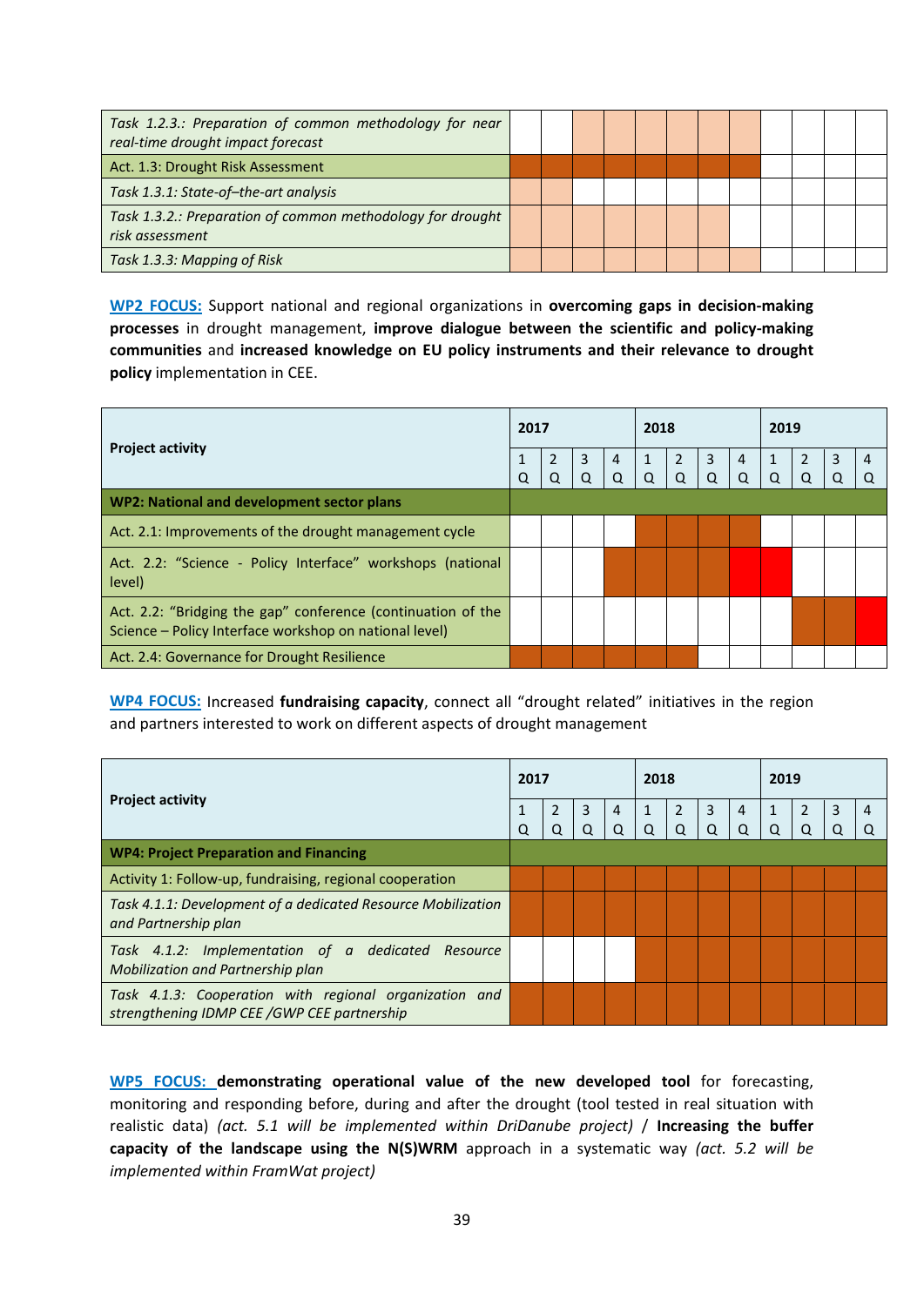| | | | | | | | | | | | | |
|---|---|---|---|---|---|---|---|---|---|---|---|---|
| *Task 1.2.3.: Preparation of common methodology for near real-time drought impact forecast* | | | X | X | X | X | X | X | | | | |
| Act. 1.3: Drought Risk Assessment | X | X | X | X | X | X | X | X | | | | |
| *Task 1.3.1: State-of–the-art analysis* | X | X | | | | | | | | | | |
| *Task 1.3.2.: Preparation of common methodology for drought risk assessment* | X | X | X | X | X | X | X | | | | | |
| *Task 1.3.3: Mapping of Risk* | X | X | X | X | X | X | X | X | | | | |

**WP2 FOCUS:** Support national and regional organizations in **overcoming gaps in decision-making processes** in drought management, **improve dialogue between the scientific and policy-making communities** and **increased knowledge on EU policy instruments and their relevance to drought policy** implementation in CEE.

| Project activity | 2017 | | | | 2018 | | | | 2019 | | | |
|---|---|---|---|---|---|---|---|---|---|---|---|---|
| | 1 Q | 2 Q | 3 Q | 4 Q | 1 Q | 2 Q | 3 Q | 4 Q | 1 Q | 2 Q | 3 Q | 4 Q |
| **WP2: National and development sector plans** | | | | | | | | | | | | |
| Act. 2.1: Improvements of the drought management cycle | | | | | X | X | X | X | | | | |
| Act. 2.2: "Science - Policy Interface" workshops (national level) | | | | X | X | X | X | X | X | | | |
| Act. 2.2: "Bridging the gap" conference (continuation of the Science – Policy Interface workshop on national level) | | | | | | | | | | X | X | X |
| Act. 2.4: Governance for Drought Resilience | X | X | X | X | X | X | | | | | | |

**WP4 FOCUS:** Increased **fundraising capacity**, connect all "drought related" initiatives in the region and partners interested to work on different aspects of drought management

| Project activity | 2017 | | | | 2018 | | | | 2019 | | | |
|---|---|---|---|---|---|---|---|---|---|---|---|---|
| | 1 Q | 2 Q | 3 Q | 4 Q | 1 Q | 2 Q | 3 Q | 4 Q | 1 Q | 2 Q | 3 Q | 4 Q |
| **WP4: Project Preparation and Financing** | | | | | | | | | | | | |
| Activity 1: Follow-up, fundraising, regional cooperation | X | X | X | X | X | X | X | X | X | X | X | X |
| *Task 4.1.1: Development of a dedicated Resource Mobilization and Partnership plan* | X | X | X | X | X | X | X | X | X | X | X | X |
| *Task 4.1.2: Implementation of a dedicated Resource Mobilization and Partnership plan* | | | | | X | X | X | X | X | X | X | X |
| *Task 4.1.3: Cooperation with regional organization and strengthening IDMP CEE /GWP CEE partnership* | X | X | X | X | X | X | X | X | X | X | X | X |

**WP5 FOCUS: demonstrating operational value of the new developed tool** for forecasting, monitoring and responding before, during and after the drought (tool tested in real situation with realistic data) *(act. 5.1 will be implemented within DriDanube project)* / **Increasing the buffer capacity of the landscape using the N(S)WRM** approach in a systematic way *(act. 5.2 will be implemented within FramWat project)*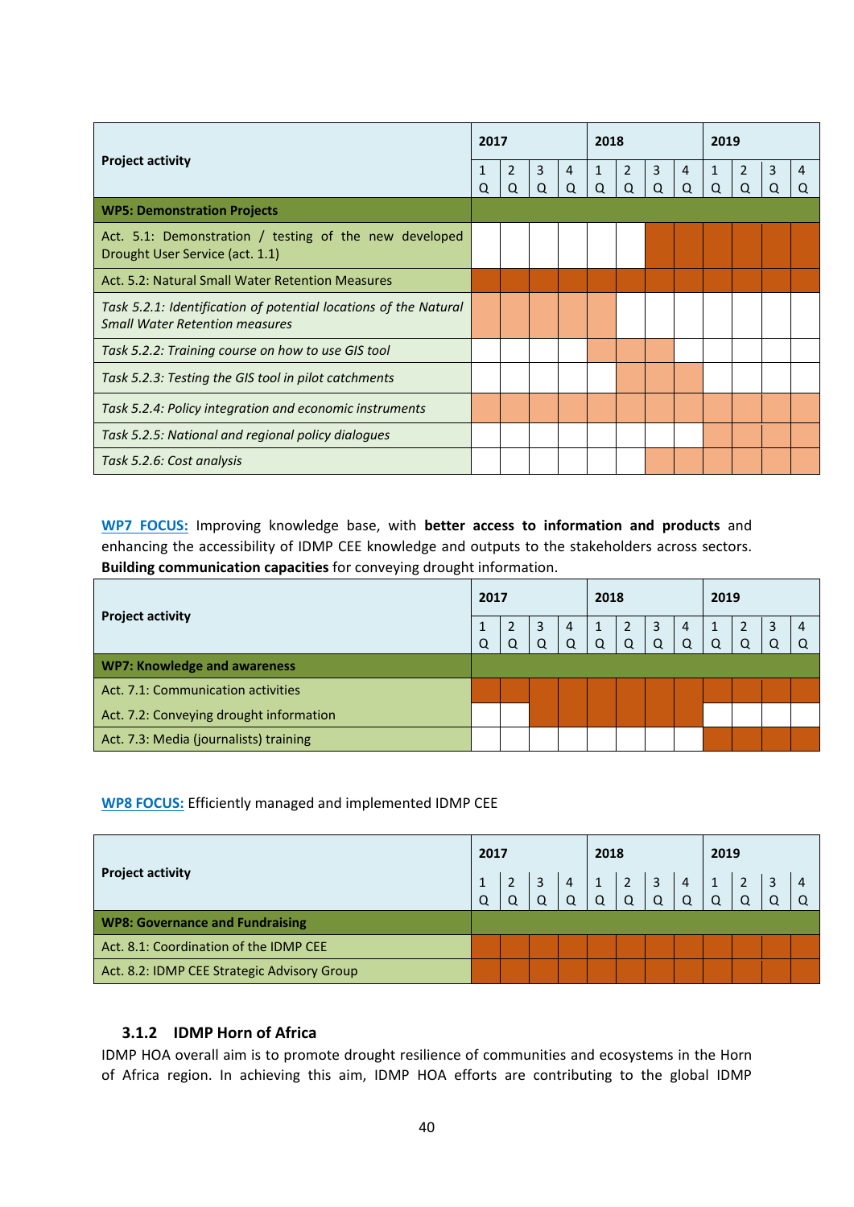| Project activity | 2017 | | | | 2018 | | | | 2019 | | | |
|---|---|---|---|---|---|---|---|---|---|---|---|---|
| | 1 Q | 2 Q | 3 Q | 4 Q | 1 Q | 2 Q | 3 Q | 4 Q | 1 Q | 2 Q | 3 Q | 4 Q |
| **WP5: Demonstration Projects** | | | | | | | | | | | | |
| Act. 5.1: Demonstration / testing of the new developed Drought User Service (act. 1.1) | | | | | | | X | X | X | X | X | X |
| Act. 5.2: Natural Small Water Retention Measures | X | X | X | X | X | X | X | X | X | X | X | X |
| *Task 5.2.1: Identification of potential locations of the Natural Small Water Retention measures* | X | X | X | X | X | | | | | | | |
| *Task 5.2.2: Training course on how to use GIS tool* | | | | | X | X | X | | | | | |
| *Task 5.2.3: Testing the GIS tool in pilot catchments* | | | | | | X | X | X | | | | |
| *Task 5.2.4: Policy integration and economic instruments* | X | X | X | X | X | X | X | X | X | X | X | X |
| *Task 5.2.5: National and regional policy dialogues* | | | | | | | | | X | X | X | X |
| *Task 5.2.6: Cost analysis* | | | | | | | X | X | X | X | X | X |

**WP7 FOCUS:** Improving knowledge base, with **better access to information and products** and enhancing the accessibility of IDMP CEE knowledge and outputs to the stakeholders across sectors. **Building communication capacities** for conveying drought information.

| Project activity | 2017 | | | | 2018 | | | | 2019 | | | |
|---|---|---|---|---|---|---|---|---|---|---|---|---|
| | 1 Q | 2 Q | 3 Q | 4 Q | 1 Q | 2 Q | 3 Q | 4 Q | 1 Q | 2 Q | 3 Q | 4 Q |
| **WP7: Knowledge and awareness** | | | | | | | | | | | | |
| Act. 7.1: Communication activities | X | X | X | X | X | X | X | X | X | X | X | X |
| Act. 7.2: Conveying drought information | | | X | X | X | X | X | X | | | | |
| Act. 7.3: Media (journalists) training | | | | | | | | | X | X | X | X |

**WP8 FOCUS:** Efficiently managed and implemented IDMP CEE

| Project activity | 2017 | | | | 2018 | | | | 2019 | | | |
|---|---|---|---|---|---|---|---|---|---|---|---|---|
| | 1 Q | 2 Q | 3 Q | 4 Q | 1 Q | 2 Q | 3 Q | 4 Q | 1 Q | 2 Q | 3 Q | 4 Q |
| **WP8: Governance and Fundraising** | | | | | | | | | | | | |
| Act. 8.1: Coordination of the IDMP CEE | X | X | X | X | X | X | X | X | X | X | X | X |
| Act. 8.2: IDMP CEE Strategic Advisory Group | X | X | X | X | X | X | X | X | X | X | X | X |

### 3.1.2 IDMP Horn of Africa

IDMP HOA overall aim is to promote drought resilience of communities and ecosystems in the Horn of Africa region. In achieving this aim, IDMP HOA efforts are contributing to the global IDMP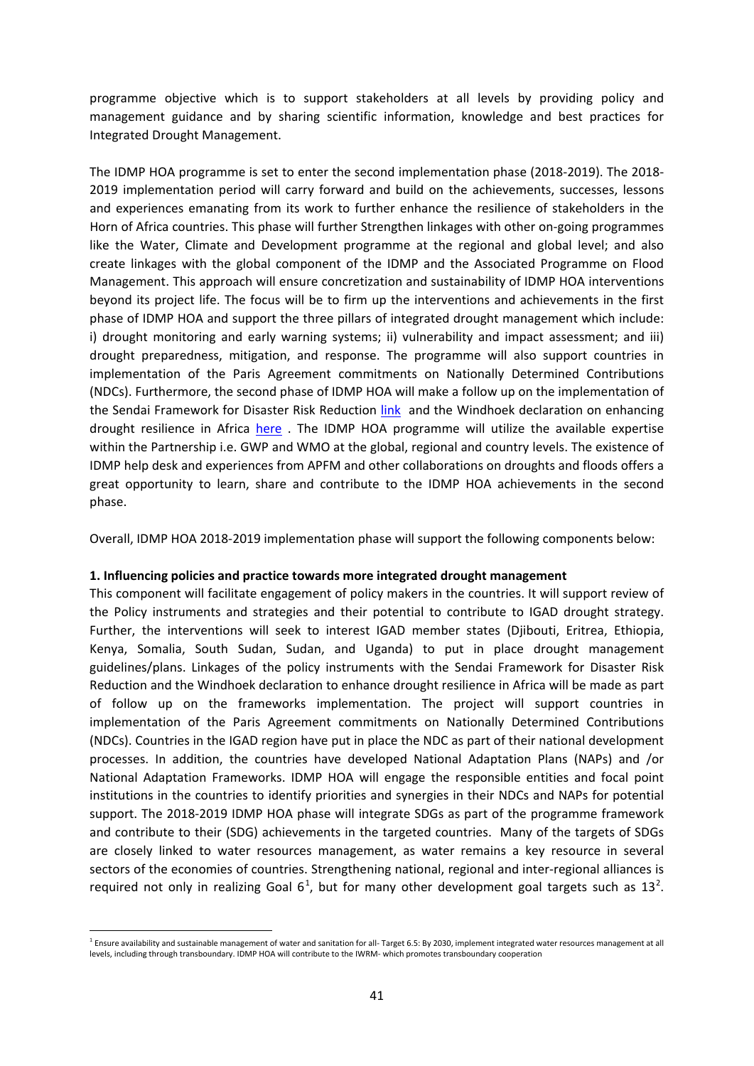programme objective which is to support stakeholders at all levels by providing policy and management guidance and by sharing scientific information, knowledge and best practices for Integrated Drought Management.

The IDMP HOA programme is set to enter the second implementation phase (2018-2019). The 2018-2019 implementation period will carry forward and build on the achievements, successes, lessons and experiences emanating from its work to further enhance the resilience of stakeholders in the Horn of Africa countries. This phase will further Strengthen linkages with other on-going programmes like the Water, Climate and Development programme at the regional and global level; and also create linkages with the global component of the IDMP and the Associated Programme on Flood Management. This approach will ensure concretization and sustainability of IDMP HOA interventions beyond its project life. The focus will be to firm up the interventions and achievements in the first phase of IDMP HOA and support the three pillars of integrated drought management which include: i) drought monitoring and early warning systems; ii) vulnerability and impact assessment; and iii) drought preparedness, mitigation, and response. The programme will also support countries in implementation of the Paris Agreement commitments on Nationally Determined Contributions (NDCs). Furthermore, the second phase of IDMP HOA will make a follow up on the implementation of the Sendai Framework for Disaster Risk Reduction link and the Windhoek declaration on enhancing drought resilience in Africa here . The IDMP HOA programme will utilize the available expertise within the Partnership i.e. GWP and WMO at the global, regional and country levels. The existence of IDMP help desk and experiences from APFM and other collaborations on droughts and floods offers a great opportunity to learn, share and contribute to the IDMP HOA achievements in the second phase.

Overall, IDMP HOA 2018-2019 implementation phase will support the following components below:

**1. Influencing policies and practice towards more integrated drought management**

This component will facilitate engagement of policy makers in the countries. It will support review of the Policy instruments and strategies and their potential to contribute to IGAD drought strategy. Further, the interventions will seek to interest IGAD member states (Djibouti, Eritrea, Ethiopia, Kenya, Somalia, South Sudan, Sudan, and Uganda) to put in place drought management guidelines/plans. Linkages of the policy instruments with the Sendai Framework for Disaster Risk Reduction and the Windhoek declaration to enhance drought resilience in Africa will be made as part of follow up on the frameworks implementation. The project will support countries in implementation of the Paris Agreement commitments on Nationally Determined Contributions (NDCs). Countries in the IGAD region have put in place the NDC as part of their national development processes. In addition, the countries have developed National Adaptation Plans (NAPs) and /or National Adaptation Frameworks. IDMP HOA will engage the responsible entities and focal point institutions in the countries to identify priorities and synergies in their NDCs and NAPs for potential support. The 2018-2019 IDMP HOA phase will integrate SDGs as part of the programme framework and contribute to their (SDG) achievements in the targeted countries. Many of the targets of SDGs are closely linked to water resources management, as water remains a key resource in several sectors of the economies of countries. Strengthening national, regional and inter-regional alliances is required not only in realizing Goal 6[1], but for many other development goal targets such as 13[2].

---

[1] Ensure availability and sustainable management of water and sanitation for all- Target 6.5: By 2030, implement integrated water resources management at all levels, including through transboundary. IDMP HOA will contribute to the IWRM- which promotes transboundary cooperation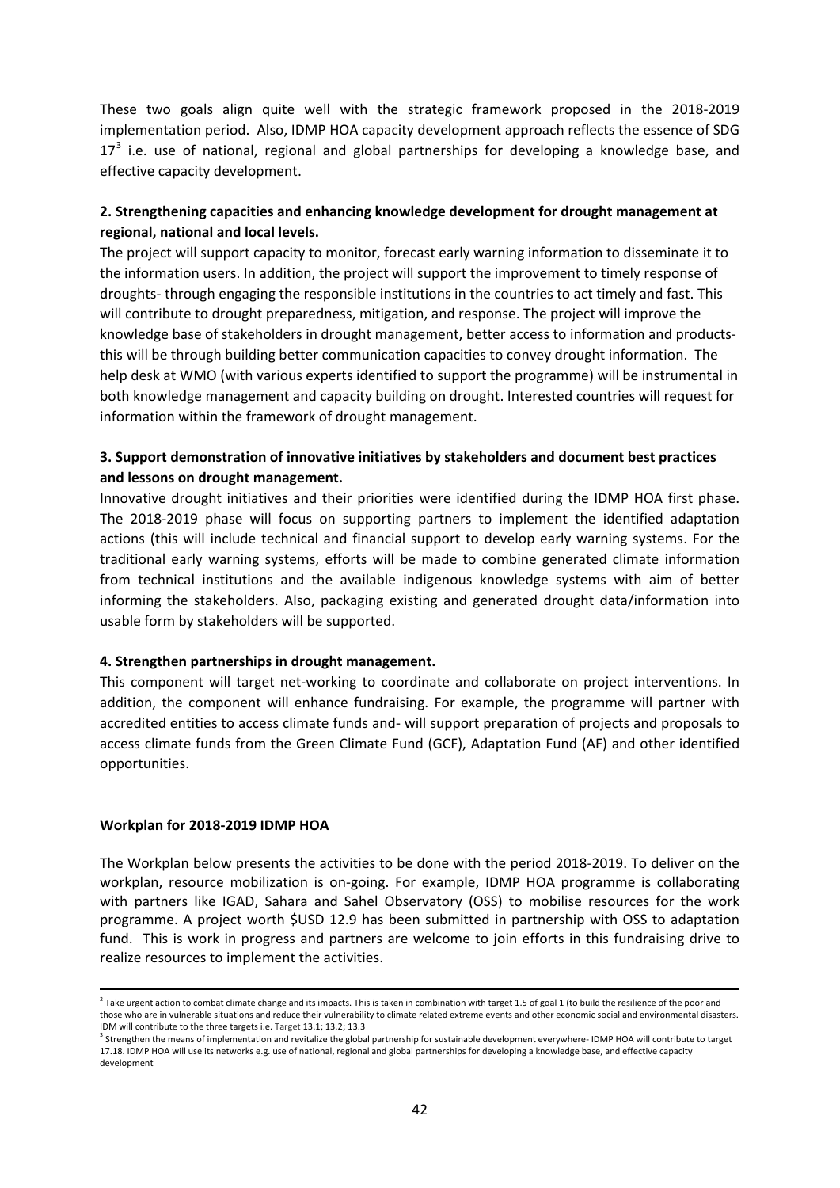These two goals align quite well with the strategic framework proposed in the 2018-2019 implementation period. Also, IDMP HOA capacity development approach reflects the essence of SDG 17[3] i.e. use of national, regional and global partnerships for developing a knowledge base, and effective capacity development.

**2. Strengthening capacities and enhancing knowledge development for drought management at regional, national and local levels.**

The project will support capacity to monitor, forecast early warning information to disseminate it to the information users. In addition, the project will support the improvement to timely response of droughts- through engaging the responsible institutions in the countries to act timely and fast. This will contribute to drought preparedness, mitigation, and response. The project will improve the knowledge base of stakeholders in drought management, better access to information and products- this will be through building better communication capacities to convey drought information. The help desk at WMO (with various experts identified to support the programme) will be instrumental in both knowledge management and capacity building on drought. Interested countries will request for information within the framework of drought management.

**3. Support demonstration of innovative initiatives by stakeholders and document best practices and lessons on drought management.**

Innovative drought initiatives and their priorities were identified during the IDMP HOA first phase. The 2018-2019 phase will focus on supporting partners to implement the identified adaptation actions (this will include technical and financial support to develop early warning systems. For the traditional early warning systems, efforts will be made to combine generated climate information from technical institutions and the available indigenous knowledge systems with aim of better informing the stakeholders. Also, packaging existing and generated drought data/information into usable form by stakeholders will be supported.

**4. Strengthen partnerships in drought management.**

This component will target net-working to coordinate and collaborate on project interventions. In addition, the component will enhance fundraising. For example, the programme will partner with accredited entities to access climate funds and- will support preparation of projects and proposals to access climate funds from the Green Climate Fund (GCF), Adaptation Fund (AF) and other identified opportunities.

**Workplan for 2018-2019 IDMP HOA**

The Workplan below presents the activities to be done with the period 2018-2019. To deliver on the workplan, resource mobilization is on-going. For example, IDMP HOA programme is collaborating with partners like IGAD, Sahara and Sahel Observatory (OSS) to mobilise resources for the work programme. A project worth $USD 12.9 has been submitted in partnership with OSS to adaptation fund. This is work in progress and partners are welcome to join efforts in this fundraising drive to realize resources to implement the activities.

---

[2] Take urgent action to combat climate change and its impacts. This is taken in combination with target 1.5 of goal 1 (to build the resilience of the poor and those who are in vulnerable situations and reduce their vulnerability to climate related extreme events and other economic social and environmental disasters. IDM will contribute to the three targets i.e. Target 13.1; 13.2; 13.3

[3] Strengthen the means of implementation and revitalize the global partnership for sustainable development everywhere- IDMP HOA will contribute to target 17.18. IDMP HOA will use its networks e.g. use of national, regional and global partnerships for developing a knowledge base, and effective capacity development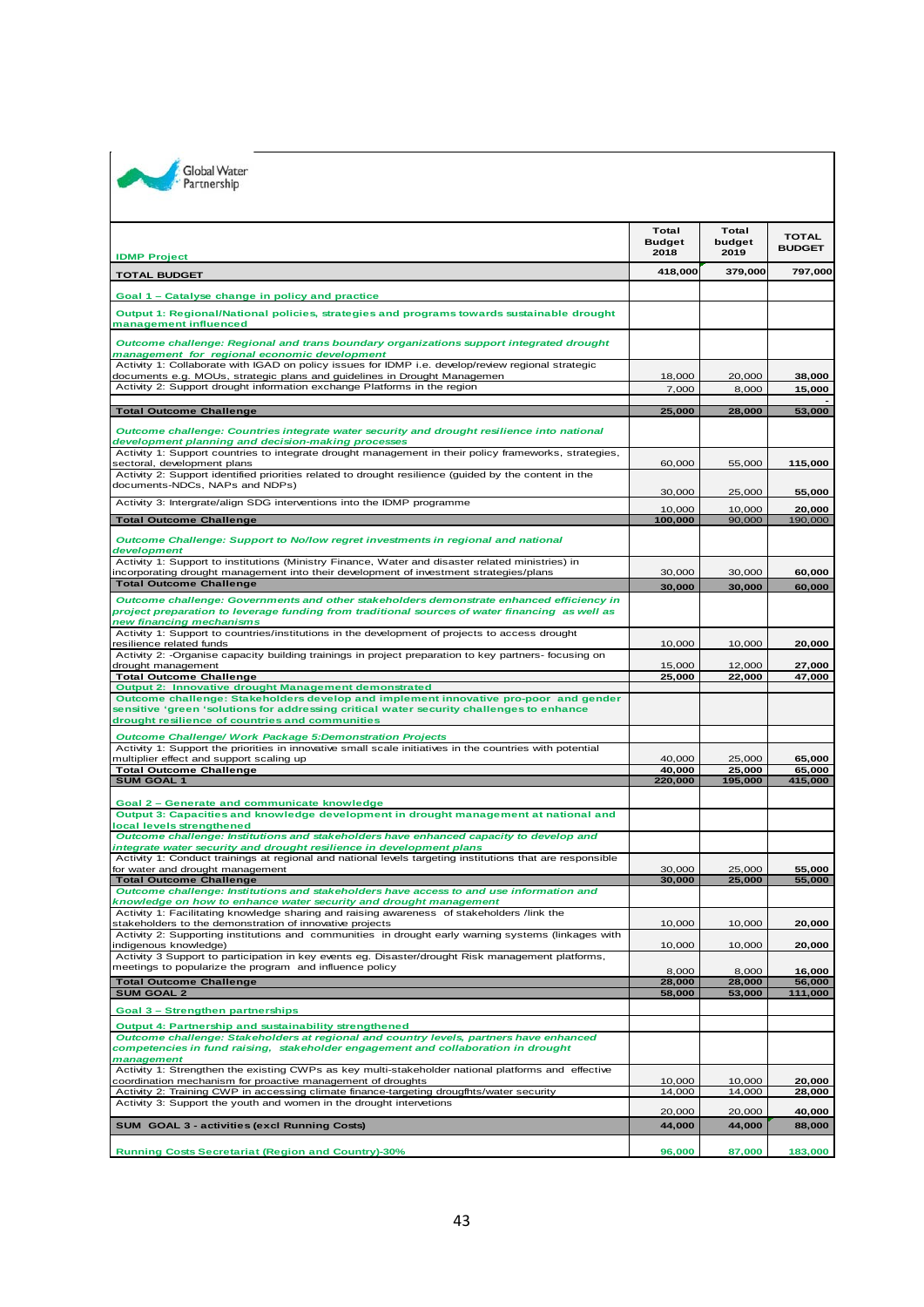Global Water Partnership

| IDMP Project | Total Budget 2018 | Total budget 2019 | TOTAL BUDGET |
|---|---|---|---|
| **TOTAL BUDGET** | **418,000** | **379,000** | **797,000** |
| **Goal 1 – Catalyse change in policy and practice** | | | |
| **Output 1: Regional/National policies, strategies and programs towards sustainable drought management influenced** | | | |
| ***Outcome challenge: Regional and trans boundary organizations support integrated drought management for regional economic development*** | | | |
| Activity 1: Collaborate with IGAD on policy issues for IDMP i.e. develop/review regional strategic documents e.g. MOUs, strategic plans and guidelines in Drought Managemen | 18,000 | 20,000 | **38,000** |
| Activity 2: Support drought information exchange Platforms in the region | 7,000 | 8,000 | **15,000** |
| | | | - |
| **Total Outcome Challenge** | **25,000** | **28,000** | **53,000** |
| ***Outcome challenge: Countries integrate water security and drought resilience into national development planning and decision-making processes*** | | | |
| Activity 1: Support countries to integrate drought management in their policy frameworks, strategies, sectoral, development plans | 60,000 | 55,000 | **115,000** |
| Activity 2: Support identified priorities related to drought resilience (guided by the content in the documents-NDCs, NAPs and NDPs) | 30,000 | 25,000 | **55,000** |
| Activity 3: Intergrate/align SDG interventions into the IDMP programme | 10,000 | 10,000 | **20,000** |
| **Total Outcome Challenge** | **100,000** | 90,000 | 190,000 |
| ***Outcome Challenge: Support to No/low regret investments in regional and national development*** | | | |
| Activity 1: Support to institutions (Ministry Finance, Water and disaster related ministries) in incorporating drought management into their development of investment strategies/plans | 30,000 | 30,000 | **60,000** |
| **Total Outcome Challenge** | **30,000** | **30,000** | **60,000** |
| ***Outcome challenge: Governments and other stakeholders demonstrate enhanced efficiency in project preparation to leverage funding from traditional sources of water financing as well as new financing mechanisms*** | | | |
| Activity 1: Support to countries/institutions in the development of projects to access drought resilience related funds | 10,000 | 10,000 | **20,000** |
| Activity 2: -Organise capacity building trainings in project preparation to key partners- focusing on drought management | 15,000 | 12,000 | **27,000** |
| **Total Outcome Challenge** | **25,000** | **22,000** | **47,000** |
| **Output 2: Innovative drought Management demonstrated** | | | |
| **Outcome challenge: Stakeholders develop and implement innovative pro-poor and gender sensitive 'green 'solutions for addressing critical water security challenges to enhance drought resilience of countries and communities** | | | |
| ***Outcome Challenge/ Work Package 5:Demonstration Projects*** | | | |
| Activity 1: Support the priorities in innovative small scale initiatives in the countries with potential multiplier effect and support scaling up | 40,000 | 25,000 | **65,000** |
| **Total Outcome Challenge** | **40,000** | **25,000** | **65,000** |
| **SUM GOAL 1** | **220,000** | **195,000** | **415,000** |
| **Goal 2 – Generate and communicate knowledge** | | | |
| **Output 3: Capacities and knowledge development in drought management at national and local levels strengthened** | | | |
| ***Outcome challenge: Institutions and stakeholders have enhanced capacity to develop and integrate water security and drought resilience in development plans*** | | | |
| Activity 1: Conduct trainings at regional and national levels targeting institutions that are responsible for water and drought management | 30,000 | 25,000 | **55,000** |
| **Total Outcome Challenge** | **30,000** | **25,000** | **55,000** |
| ***Outcome challenge: Institutions and stakeholders have access to and use information and knowledge on how to enhance water security and drought management*** | | | |
| Activity 1: Facilitating knowledge sharing and raising awareness of stakeholders /link the stakeholders to the demonstration of innovative projects | 10,000 | 10,000 | **20,000** |
| Activity 2: Supporting institutions and communities in drought early warning systems (linkages with indigenous knowledge) | 10,000 | 10,000 | **20,000** |
| Activity 3 Support to participation in key events eg. Disaster/drought Risk management platforms, meetings to popularize the program and influence policy | 8,000 | 8,000 | **16,000** |
| **Total Outcome Challenge** | **28,000** | **28,000** | **56,000** |
| **SUM GOAL 2** | **58,000** | **53,000** | **111,000** |
| **Goal 3 – Strengthen partnerships** | | | |
| **Output 4: Partnership and sustainability strengthened** | | | |
| ***Outcome challenge: Stakeholders at regional and country levels, partners have enhanced competencies in fund raising, stakeholder engagement and collaboration in drought management*** | | | |
| Activity 1: Strengthen the existing CWPs as key multi-stakeholder national platforms and effective coordination mechanism for proactive management of droughts | 10,000 | 10,000 | **20,000** |
| Activity 2: Training CWP in accessing climate finance-targeting drougfhts/water security | 14,000 | 14,000 | **28,000** |
| Activity 3: Support the youth and women in the drought intervetions | 20,000 | 20,000 | **40,000** |
| **SUM GOAL 3 - activities (excl Running Costs)** | **44,000** | **44,000** | **88,000** |
| **Running Costs Secretariat (Region and Country)-30%** | **96,000** | **87,000** | **183,000** |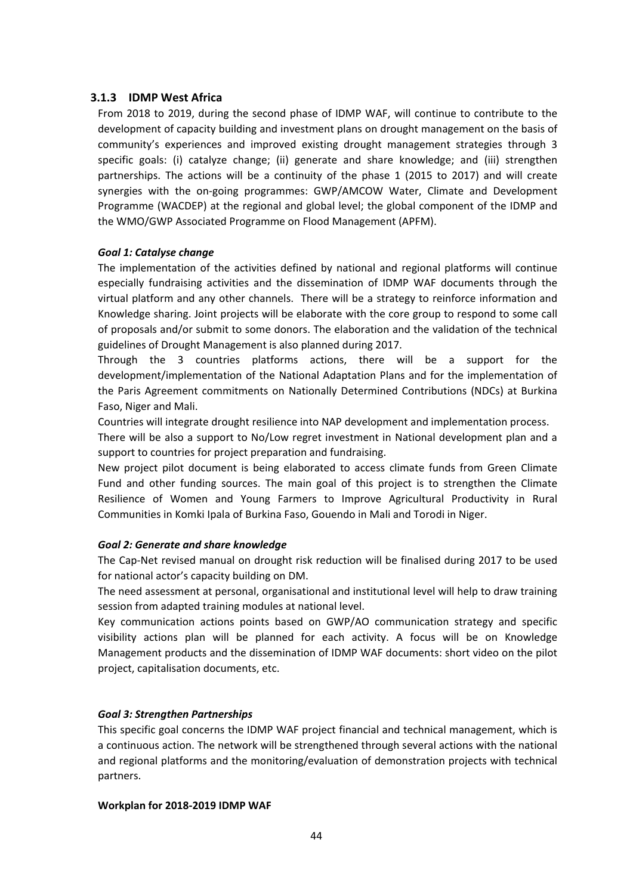### 3.1.3 IDMP West Africa

From 2018 to 2019, during the second phase of IDMP WAF, will continue to contribute to the development of capacity building and investment plans on drought management on the basis of community's experiences and improved existing drought management strategies through 3 specific goals: (i) catalyze change; (ii) generate and share knowledge; and (iii) strengthen partnerships. The actions will be a continuity of the phase 1 (2015 to 2017) and will create synergies with the on-going programmes: GWP/AMCOW Water, Climate and Development Programme (WACDEP) at the regional and global level; the global component of the IDMP and the WMO/GWP Associated Programme on Flood Management (APFM).

***Goal 1: Catalyse change***

The implementation of the activities defined by national and regional platforms will continue especially fundraising activities and the dissemination of IDMP WAF documents through the virtual platform and any other channels. There will be a strategy to reinforce information and Knowledge sharing. Joint projects will be elaborate with the core group to respond to some call of proposals and/or submit to some donors. The elaboration and the validation of the technical guidelines of Drought Management is also planned during 2017.

Through the 3 countries platforms actions, there will be a support for the development/implementation of the National Adaptation Plans and for the implementation of the Paris Agreement commitments on Nationally Determined Contributions (NDCs) at Burkina Faso, Niger and Mali.

Countries will integrate drought resilience into NAP development and implementation process.

There will be also a support to No/Low regret investment in National development plan and a support to countries for project preparation and fundraising.

New project pilot document is being elaborated to access climate funds from Green Climate Fund and other funding sources. The main goal of this project is to strengthen the Climate Resilience of Women and Young Farmers to Improve Agricultural Productivity in Rural Communities in Komki Ipala of Burkina Faso, Gouendo in Mali and Torodi in Niger.

***Goal 2: Generate and share knowledge***

The Cap-Net revised manual on drought risk reduction will be finalised during 2017 to be used for national actor's capacity building on DM.

The need assessment at personal, organisational and institutional level will help to draw training session from adapted training modules at national level.

Key communication actions points based on GWP/AO communication strategy and specific visibility actions plan will be planned for each activity. A focus will be on Knowledge Management products and the dissemination of IDMP WAF documents: short video on the pilot project, capitalisation documents, etc.

***Goal 3: Strengthen Partnerships***

This specific goal concerns the IDMP WAF project financial and technical management, which is a continuous action. The network will be strengthened through several actions with the national and regional platforms and the monitoring/evaluation of demonstration projects with technical partners.

**Workplan for 2018-2019 IDMP WAF**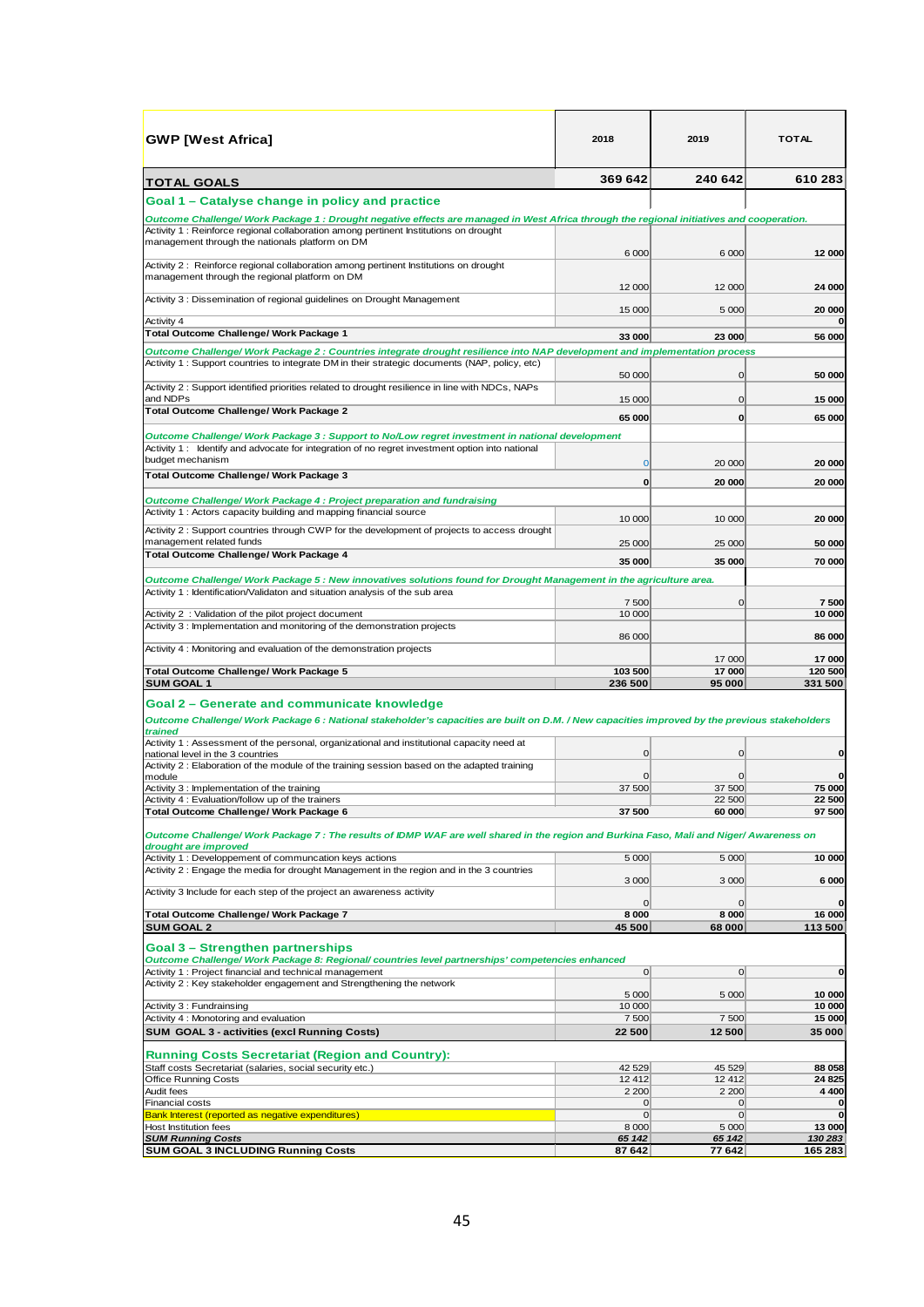| GWP [West Africa] | 2018 | 2019 | TOTAL |
|---|---|---|---|
| **TOTAL GOALS** | **369 642** | **240 642** | **610 283** |
| **Goal 1 – Catalyse change in policy and practice** | | | |
| ***Outcome Challenge/ Work Package 1 : Drought negative effects are managed in West Africa through the regional initiatives and cooperation.*** | | | |
| Activity 1 : Reinforce regional collaboration among pertinent Institutions on drought management through the nationals platform on DM | 6 000 | 6 000 | **12 000** |
| Activity 2 : Reinforce regional collaboration among pertinent Institutions on drought management through the regional platform on DM | 12 000 | 12 000 | **24 000** |
| Activity 3 : Dissemination of regional guidelines on Drought Management | 15 000 | 5 000 | **20 000** |
| Activity 4 | | | **0** |
| **Total Outcome Challenge/ Work Package 1** | **33 000** | **23 000** | **56 000** |
| ***Outcome Challenge/ Work Package 2 : Countries integrate drought resilience into NAP development and implementation process*** | | | |
| Activity 1 : Support countries to integrate DM in their strategic documents (NAP, policy, etc) | 50 000 | 0 | **50 000** |
| Activity 2 : Support identified priorities related to drought resilience in line with NDCs, NAPs and NDPs | 15 000 | 0 | **15 000** |
| **Total Outcome Challenge/ Work Package 2** | **65 000** | **0** | **65 000** |
| ***Outcome Challenge/ Work Package 3 : Support to No/Low regret investment in national development*** | | | |
| Activity 1 : Identify and advocate for integration of no regret investment option into national budget mechanism | 0 | 20 000 | **20 000** |
| **Total Outcome Challenge/ Work Package 3** | **0** | **20 000** | **20 000** |
| ***Outcome Challenge/ Work Package 4 : Project preparation and fundraising*** | | | |
| Activity 1 : Actors capacity building and mapping financial source | 10 000 | 10 000 | **20 000** |
| Activity 2 : Support countries through CWP for the development of projects to access drought management related funds | 25 000 | 25 000 | **50 000** |
| **Total Outcome Challenge/ Work Package 4** | **35 000** | **35 000** | **70 000** |
| ***Outcome Challenge/ Work Package 5 : New innovatives solutions found for Drought Management in the agriculture area.*** | | | |
| Activity 1 : Identification/Validaton and situation analysis of the sub area | 7 500 | 0 | **7 500** |
| Activity 2 : Validation of the pilot project document | 10 000 | | **10 000** |
| Activity 3 : Implementation and monitoring of the demonstration projects | 86 000 | | **86 000** |
| Activity 4 : Monitoring and evaluation of the demonstration projects | | 17 000 | **17 000** |
| **Total Outcome Challenge/ Work Package 5** | **103 500** | **17 000** | **120 500** |
| **SUM GOAL 1** | **236 500** | **95 000** | **331 500** |
| **Goal 2 – Generate and communicate knowledge** | | | |
| ***Outcome Challenge/ Work Package 6 : National stakeholder's capacities are built on D.M. / New capacities improved by the previous stakeholders trained*** | | | |
| Activity 1 : Assessment of the personal, organizational and institutional capacity need at national level in the 3 countries | 0 | 0 | **0** |
| Activity 2 : Elaboration of the module of the training session based on the adapted training module | 0 | 0 | **0** |
| Activity 3 : Implementation of the training | 37 500 | 37 500 | **75 000** |
| Activity 4 : Evaluation/follow up of the trainers | | 22 500 | **22 500** |
| **Total Outcome Challenge/ Work Package 6** | **37 500** | **60 000** | **97 500** |
| ***Outcome Challenge/ Work Package 7 : The results of IDMP WAF are well shared in the region and Burkina Faso, Mali and Niger/ Awareness on drought are improved*** | | | |
| Activity 1 : Developpement of communcation keys actions | 5 000 | 5 000 | **10 000** |
| Activity 2 : Engage the media for drought Management in the region and in the 3 countries | 3 000 | 3 000 | **6 000** |
| Activity 3 Include for each step of the project an awareness activity | 0 | 0 | **0** |
| **Total Outcome Challenge/ Work Package 7** | **8 000** | **8 000** | **16 000** |
| **SUM GOAL 2** | **45 500** | **68 000** | **113 500** |
| **Goal 3 – Strengthen partnerships** | | | |
| ***Outcome Challenge/ Work Package 8: Regional/ countries level partnerships' competencies enhanced*** | | | |
| Activity 1 : Project financial and technical management | 0 | 0 | **0** |
| Activity 2 : Key stakeholder engagement and Strengthening the network | 5 000 | 5 000 | **10 000** |
| Activity 3 : Fundraising | 10 000 | | **10 000** |
| Activity 4 : Monotoring and evaluation | 7 500 | 7 500 | **15 000** |
| **SUM GOAL 3 - activities (excl Running Costs)** | **22 500** | **12 500** | **35 000** |
| **Running Costs Secretariat (Region and Country):** | | | |
| Staff costs Secretariat (salaries, social security etc.) | 42 529 | 45 529 | **88 058** |
| Office Running Costs | 12 412 | 12 412 | **24 825** |
| Audit fees | 2 200 | 2 200 | **4 400** |
| Financial costs | 0 | 0 | **0** |
| Bank Interest (reported as negative expenditures) | 0 | 0 | **0** |
| Host Institution fees | 8 000 | 5 000 | **13 000** |
| ***SUM Running Costs*** | ***65 142*** | ***65 142*** | ***130 283*** |
| **SUM GOAL 3 INCLUDING Running Costs** | **87 642** | **77 642** | **165 283** |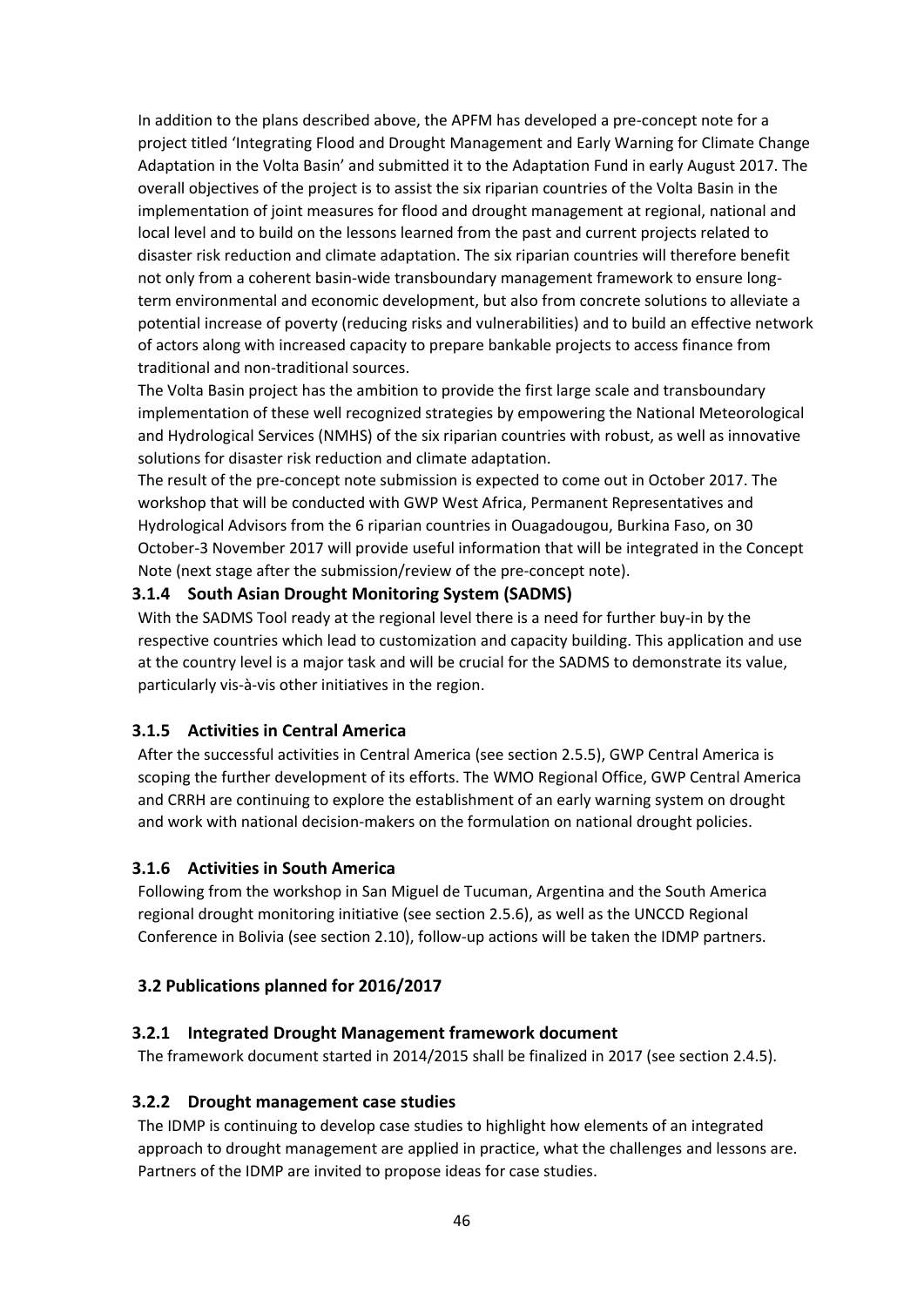In addition to the plans described above, the APFM has developed a pre-concept note for a project titled 'Integrating Flood and Drought Management and Early Warning for Climate Change Adaptation in the Volta Basin' and submitted it to the Adaptation Fund in early August 2017. The overall objectives of the project is to assist the six riparian countries of the Volta Basin in the implementation of joint measures for flood and drought management at regional, national and local level and to build on the lessons learned from the past and current projects related to disaster risk reduction and climate adaptation. The six riparian countries will therefore benefit not only from a coherent basin-wide transboundary management framework to ensure long-term environmental and economic development, but also from concrete solutions to alleviate a potential increase of poverty (reducing risks and vulnerabilities) and to build an effective network of actors along with increased capacity to prepare bankable projects to access finance from traditional and non-traditional sources.

The Volta Basin project has the ambition to provide the first large scale and transboundary implementation of these well recognized strategies by empowering the National Meteorological and Hydrological Services (NMHS) of the six riparian countries with robust, as well as innovative solutions for disaster risk reduction and climate adaptation.

The result of the pre-concept note submission is expected to come out in October 2017. The workshop that will be conducted with GWP West Africa, Permanent Representatives and Hydrological Advisors from the 6 riparian countries in Ouagadougou, Burkina Faso, on 30 October-3 November 2017 will provide useful information that will be integrated in the Concept Note (next stage after the submission/review of the pre-concept note).

#### 3.1.4 South Asian Drought Monitoring System (SADMS)

With the SADMS Tool ready at the regional level there is a need for further buy-in by the respective countries which lead to customization and capacity building. This application and use at the country level is a major task and will be crucial for the SADMS to demonstrate its value, particularly vis-à-vis other initiatives in the region.

#### 3.1.5 Activities in Central America

After the successful activities in Central America (see section 2.5.5), GWP Central America is scoping the further development of its efforts. The WMO Regional Office, GWP Central America and CRRH are continuing to explore the establishment of an early warning system on drought and work with national decision-makers on the formulation on national drought policies.

#### 3.1.6 Activities in South America

Following from the workshop in San Miguel de Tucuman, Argentina and the South America regional drought monitoring initiative (see section 2.5.6), as well as the UNCCD Regional Conference in Bolivia (see section 2.10), follow-up actions will be taken the IDMP partners.

### 3.2 Publications planned for 2016/2017

#### 3.2.1 Integrated Drought Management framework document

The framework document started in 2014/2015 shall be finalized in 2017 (see section 2.4.5).

#### 3.2.2 Drought management case studies

The IDMP is continuing to develop case studies to highlight how elements of an integrated approach to drought management are applied in practice, what the challenges and lessons are. Partners of the IDMP are invited to propose ideas for case studies.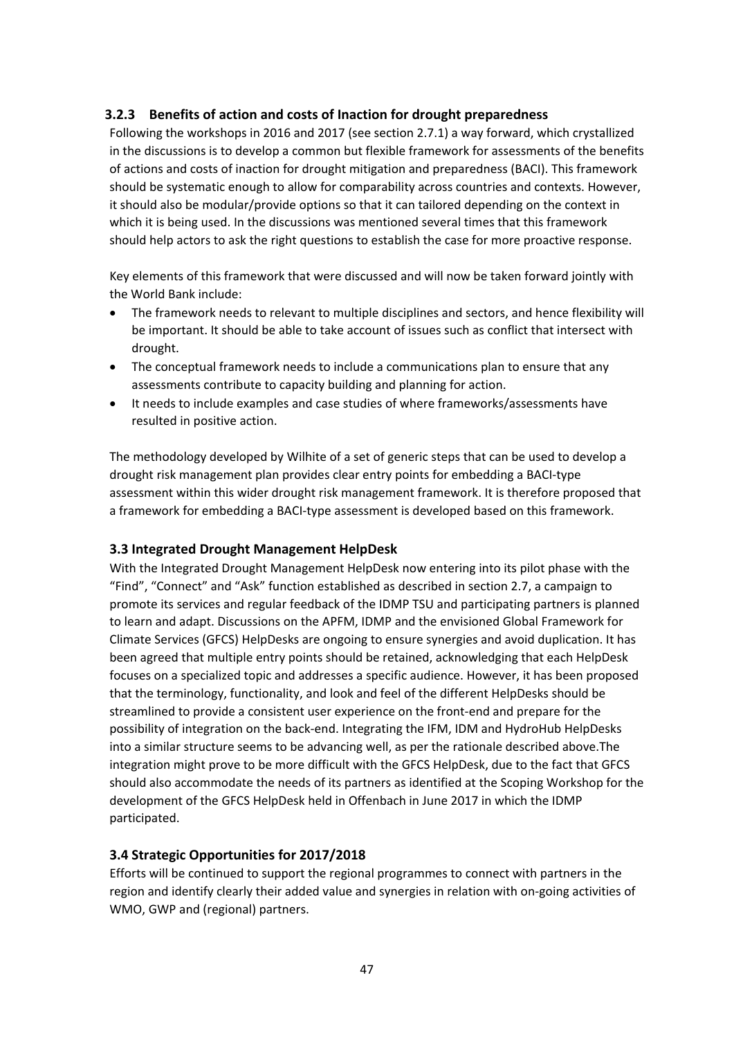### 3.2.3 Benefits of action and costs of Inaction for drought preparedness

Following the workshops in 2016 and 2017 (see section 2.7.1) a way forward, which crystallized in the discussions is to develop a common but flexible framework for assessments of the benefits of actions and costs of inaction for drought mitigation and preparedness (BACI). This framework should be systematic enough to allow for comparability across countries and contexts. However, it should also be modular/provide options so that it can tailored depending on the context in which it is being used. In the discussions was mentioned several times that this framework should help actors to ask the right questions to establish the case for more proactive response.

Key elements of this framework that were discussed and will now be taken forward jointly with the World Bank include:

- The framework needs to relevant to multiple disciplines and sectors, and hence flexibility will be important. It should be able to take account of issues such as conflict that intersect with drought.
- The conceptual framework needs to include a communications plan to ensure that any assessments contribute to capacity building and planning for action.
- It needs to include examples and case studies of where frameworks/assessments have resulted in positive action.

The methodology developed by Wilhite of a set of generic steps that can be used to develop a drought risk management plan provides clear entry points for embedding a BACI-type assessment within this wider drought risk management framework. It is therefore proposed that a framework for embedding a BACI-type assessment is developed based on this framework.

### 3.3 Integrated Drought Management HelpDesk

With the Integrated Drought Management HelpDesk now entering into its pilot phase with the "Find", "Connect" and "Ask" function established as described in section 2.7, a campaign to promote its services and regular feedback of the IDMP TSU and participating partners is planned to learn and adapt. Discussions on the APFM, IDMP and the envisioned Global Framework for Climate Services (GFCS) HelpDesks are ongoing to ensure synergies and avoid duplication. It has been agreed that multiple entry points should be retained, acknowledging that each HelpDesk focuses on a specialized topic and addresses a specific audience. However, it has been proposed that the terminology, functionality, and look and feel of the different HelpDesks should be streamlined to provide a consistent user experience on the front-end and prepare for the possibility of integration on the back-end. Integrating the IFM, IDM and HydroHub HelpDesks into a similar structure seems to be advancing well, as per the rationale described above.The integration might prove to be more difficult with the GFCS HelpDesk, due to the fact that GFCS should also accommodate the needs of its partners as identified at the Scoping Workshop for the development of the GFCS HelpDesk held in Offenbach in June 2017 in which the IDMP participated.

### 3.4 Strategic Opportunities for 2017/2018

Efforts will be continued to support the regional programmes to connect with partners in the region and identify clearly their added value and synergies in relation with on-going activities of WMO, GWP and (regional) partners.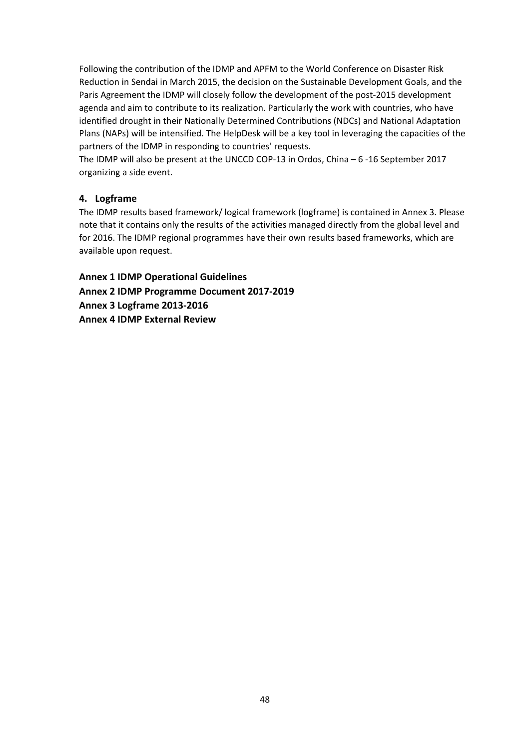Following the contribution of the IDMP and APFM to the World Conference on Disaster Risk Reduction in Sendai in March 2015, the decision on the Sustainable Development Goals, and the Paris Agreement the IDMP will closely follow the development of the post-2015 development agenda and aim to contribute to its realization. Particularly the work with countries, who have identified drought in their Nationally Determined Contributions (NDCs) and National Adaptation Plans (NAPs) will be intensified. The HelpDesk will be a key tool in leveraging the capacities of the partners of the IDMP in responding to countries' requests.

The IDMP will also be present at the UNCCD COP-13 in Ordos, China – 6 -16 September 2017 organizing a side event.

## 4. Logframe

The IDMP results based framework/ logical framework (logframe) is contained in Annex 3. Please note that it contains only the results of the activities managed directly from the global level and for 2016. The IDMP regional programmes have their own results based frameworks, which are available upon request.

**Annex 1 IDMP Operational Guidelines**

**Annex 2 IDMP Programme Document 2017-2019**

**Annex 3 Logframe 2013-2016**

**Annex 4 IDMP External Review**